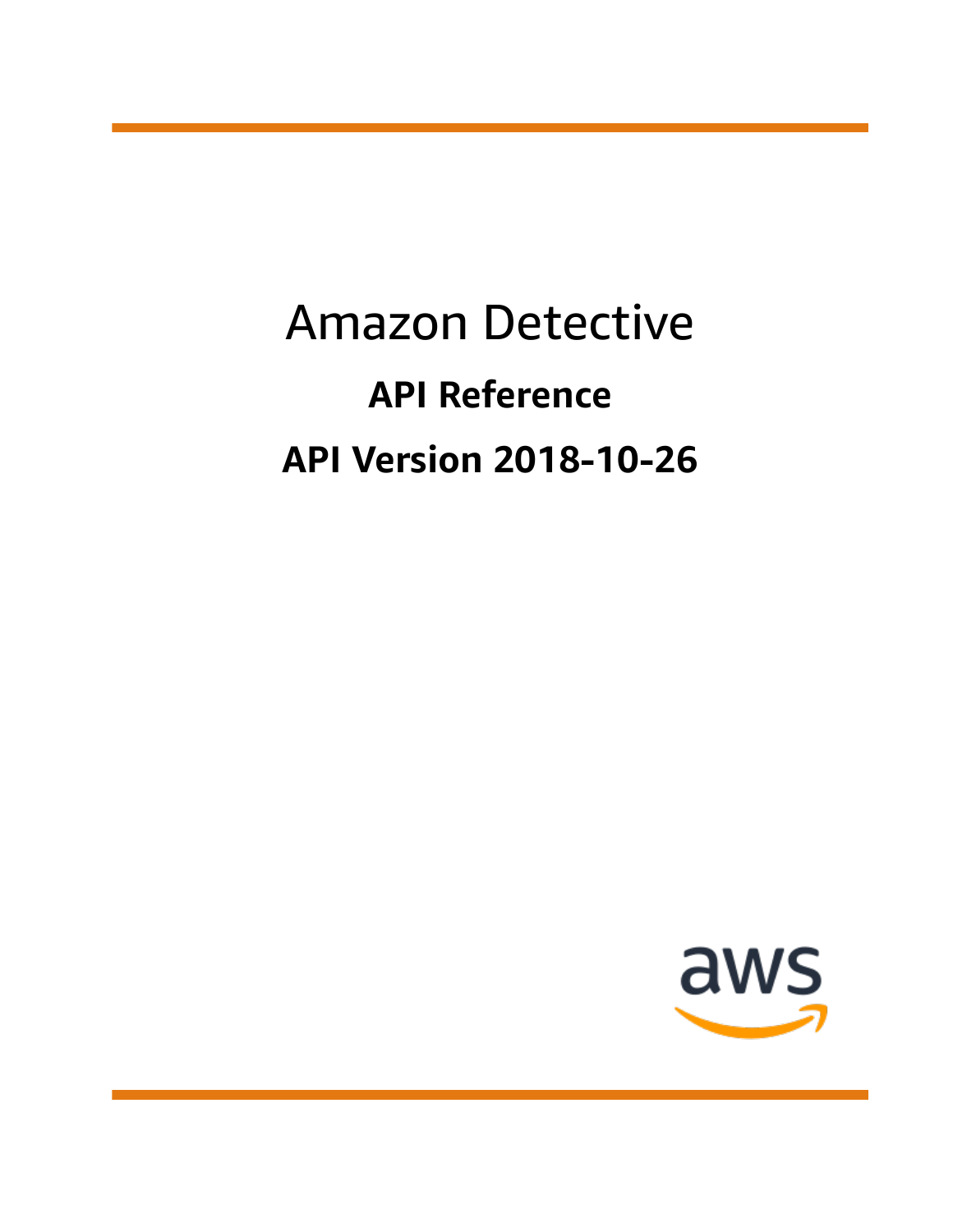# Amazon Detective

## API Reference

## API Version 2018-10-26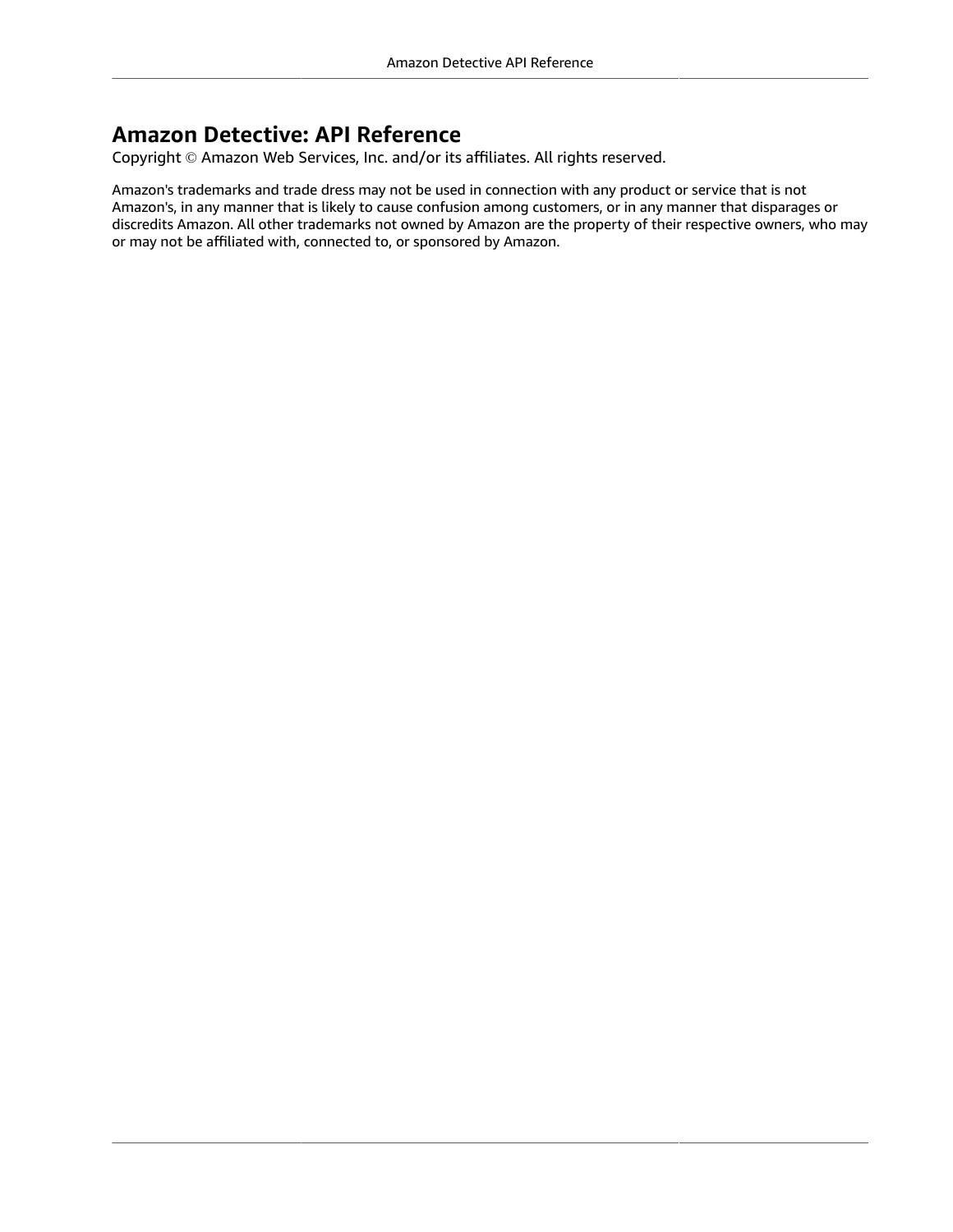# Amazon Detective: API Reference

Copyright © Amazon Web Services, Inc. and/or its affiliates. All rights reserved.

Amazon's trademarks and trade dress may not be used in connection with any product or service that is not Amazon's, in any manner that is likely to cause confusion among customers, or in any manner that disparages or discredits Amazon. All other trademarks not owned by Amazon are the property of their respective owners, who may or may not be affiliated with, connected to, or sponsored by Amazon.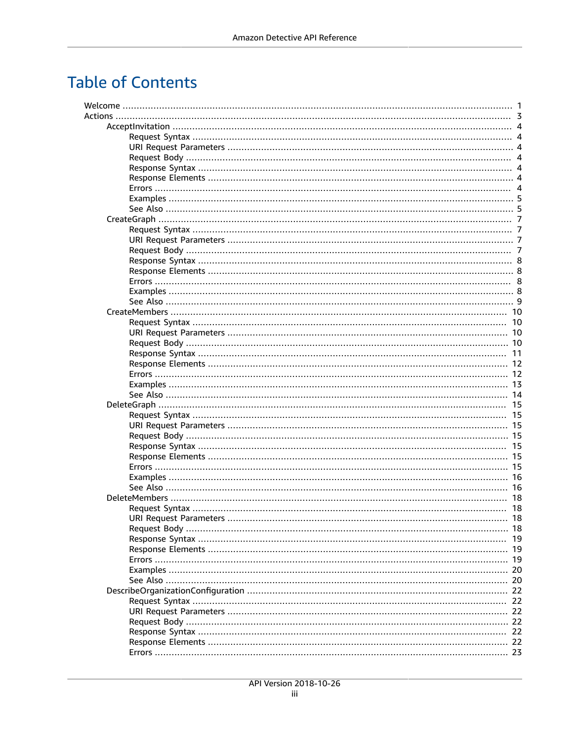# Table of Contents

- Welcome ..... 1
- Actions ..... 3
  - AcceptInvitation ..... 4
    - Request Syntax ..... 4
    - URI Request Parameters ..... 4
    - Request Body ..... 4
    - Response Syntax ..... 4
    - Response Elements ..... 4
    - Errors ..... 4
    - Examples ..... 5
    - See Also ..... 5
  - CreateGraph ..... 7
    - Request Syntax ..... 7
    - URI Request Parameters ..... 7
    - Request Body ..... 7
    - Response Syntax ..... 8
    - Response Elements ..... 8
    - Errors ..... 8
    - Examples ..... 8
    - See Also ..... 9
  - CreateMembers ..... 10
    - Request Syntax ..... 10
    - URI Request Parameters ..... 10
    - Request Body ..... 10
    - Response Syntax ..... 11
    - Response Elements ..... 12
    - Errors ..... 12
    - Examples ..... 13
    - See Also ..... 14
  - DeleteGraph ..... 15
    - Request Syntax ..... 15
    - URI Request Parameters ..... 15
    - Request Body ..... 15
    - Response Syntax ..... 15
    - Response Elements ..... 15
    - Errors ..... 15
    - Examples ..... 16
    - See Also ..... 16
  - DeleteMembers ..... 18
    - Request Syntax ..... 18
    - URI Request Parameters ..... 18
    - Request Body ..... 18
    - Response Syntax ..... 19
    - Response Elements ..... 19
    - Errors ..... 19
    - Examples ..... 20
    - See Also ..... 20
  - DescribeOrganizationConfiguration ..... 22
    - Request Syntax ..... 22
    - URI Request Parameters ..... 22
    - Request Body ..... 22
    - Response Syntax ..... 22
    - Response Elements ..... 22
    - Errors ..... 23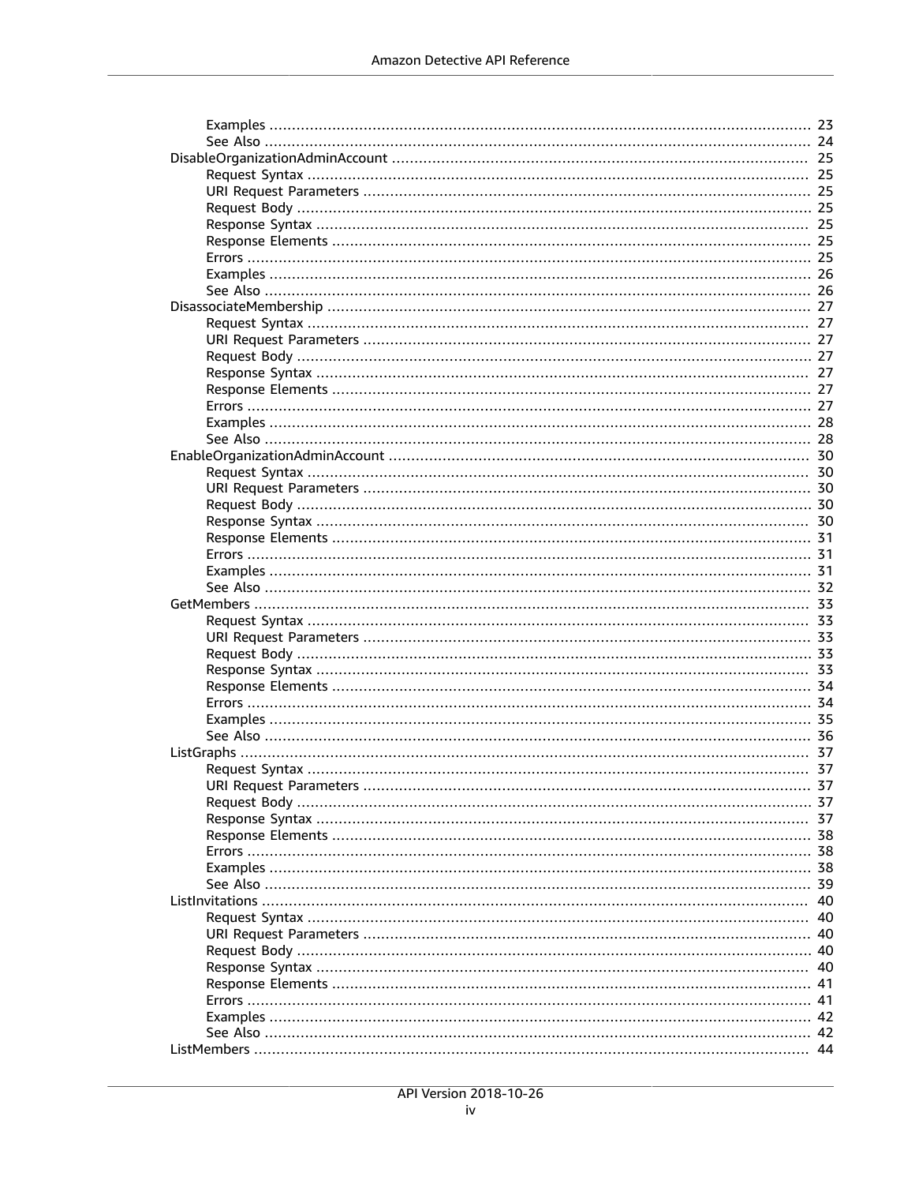- Examples ........................................................ 23
- See Also ........................................................ 24

DisableOrganizationAdminAccount ........................................................ 25
- Request Syntax ........................................................ 25
- URI Request Parameters ........................................................ 25
- Request Body ........................................................ 25
- Response Syntax ........................................................ 25
- Response Elements ........................................................ 25
- Errors ........................................................ 25
- Examples ........................................................ 26
- See Also ........................................................ 26

DisassociateMembership ........................................................ 27
- Request Syntax ........................................................ 27
- URI Request Parameters ........................................................ 27
- Request Body ........................................................ 27
- Response Syntax ........................................................ 27
- Response Elements ........................................................ 27
- Errors ........................................................ 27
- Examples ........................................................ 28
- See Also ........................................................ 28

EnableOrganizationAdminAccount ........................................................ 30
- Request Syntax ........................................................ 30
- URI Request Parameters ........................................................ 30
- Request Body ........................................................ 30
- Response Syntax ........................................................ 30
- Response Elements ........................................................ 31
- Errors ........................................................ 31
- Examples ........................................................ 31
- See Also ........................................................ 32

GetMembers ........................................................ 33
- Request Syntax ........................................................ 33
- URI Request Parameters ........................................................ 33
- Request Body ........................................................ 33
- Response Syntax ........................................................ 33
- Response Elements ........................................................ 34
- Errors ........................................................ 34
- Examples ........................................................ 35
- See Also ........................................................ 36

ListGraphs ........................................................ 37
- Request Syntax ........................................................ 37
- URI Request Parameters ........................................................ 37
- Request Body ........................................................ 37
- Response Syntax ........................................................ 37
- Response Elements ........................................................ 38
- Errors ........................................................ 38
- Examples ........................................................ 38
- See Also ........................................................ 39

ListInvitations ........................................................ 40
- Request Syntax ........................................................ 40
- URI Request Parameters ........................................................ 40
- Request Body ........................................................ 40
- Response Syntax ........................................................ 40
- Response Elements ........................................................ 41
- Errors ........................................................ 41
- Examples ........................................................ 42
- See Also ........................................................ 42

ListMembers ........................................................ 44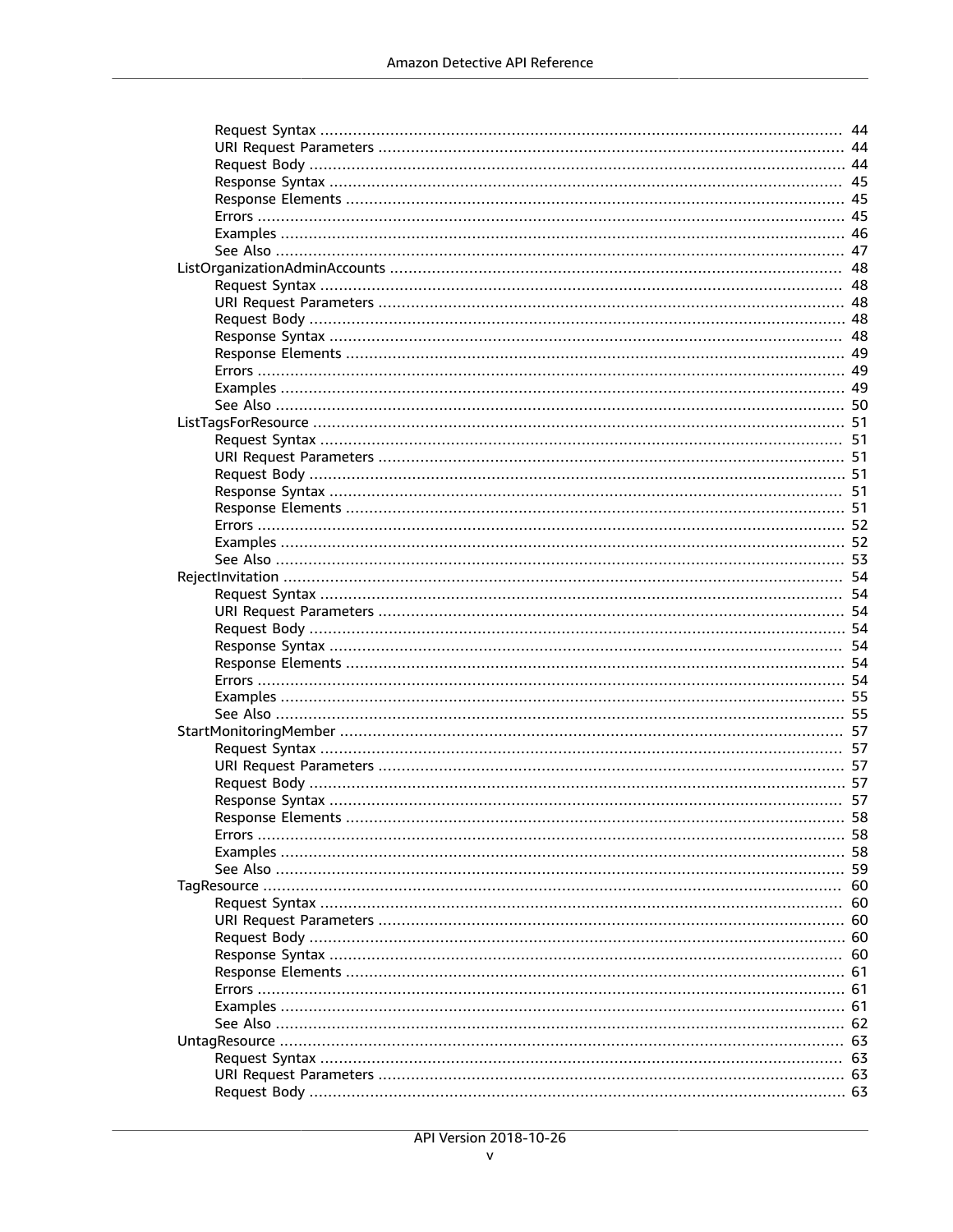- Request Syntax ... 44
- URI Request Parameters ... 44
- Request Body ... 44
- Response Syntax ... 45
- Response Elements ... 45
- Errors ... 45
- Examples ... 46
- See Also ... 47

ListOrganizationAdminAccounts ... 48
- Request Syntax ... 48
- URI Request Parameters ... 48
- Request Body ... 48
- Response Syntax ... 48
- Response Elements ... 49
- Errors ... 49
- Examples ... 49
- See Also ... 50

ListTagsForResource ... 51
- Request Syntax ... 51
- URI Request Parameters ... 51
- Request Body ... 51
- Response Syntax ... 51
- Response Elements ... 51
- Errors ... 52
- Examples ... 52
- See Also ... 53

RejectInvitation ... 54
- Request Syntax ... 54
- URI Request Parameters ... 54
- Request Body ... 54
- Response Syntax ... 54
- Response Elements ... 54
- Errors ... 54
- Examples ... 55
- See Also ... 55

StartMonitoringMember ... 57
- Request Syntax ... 57
- URI Request Parameters ... 57
- Request Body ... 57
- Response Syntax ... 57
- Response Elements ... 58
- Errors ... 58
- Examples ... 58
- See Also ... 59

TagResource ... 60
- Request Syntax ... 60
- URI Request Parameters ... 60
- Request Body ... 60
- Response Syntax ... 60
- Response Elements ... 61
- Errors ... 61
- Examples ... 61
- See Also ... 62

UntagResource ... 63
- Request Syntax ... 63
- URI Request Parameters ... 63
- Request Body ... 63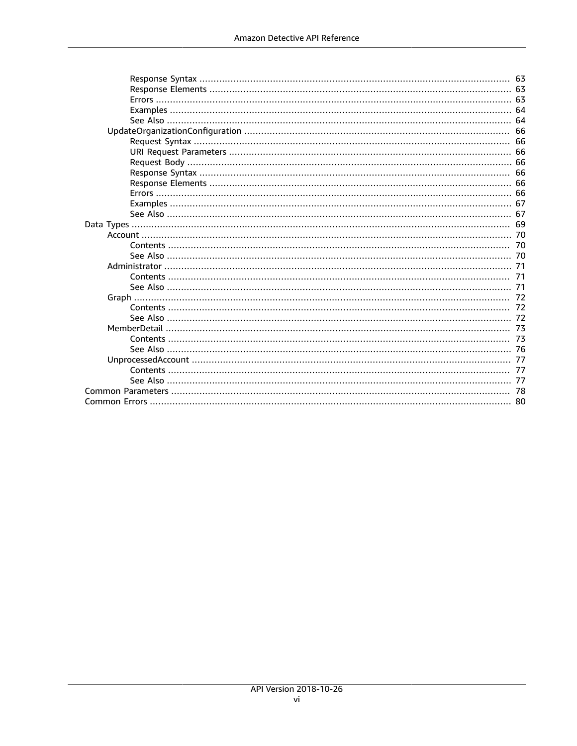- Response Syntax ..... 63
- Response Elements ..... 63
- Errors ..... 63
- Examples ..... 64
- See Also ..... 64
- UpdateOrganizationConfiguration ..... 66
  - Request Syntax ..... 66
  - URI Request Parameters ..... 66
  - Request Body ..... 66
  - Response Syntax ..... 66
  - Response Elements ..... 66
  - Errors ..... 66
  - Examples ..... 67
  - See Also ..... 67

Data Types ..... 69
- Account ..... 70
  - Contents ..... 70
  - See Also ..... 70
- Administrator ..... 71
  - Contents ..... 71
  - See Also ..... 71
- Graph ..... 72
  - Contents ..... 72
  - See Also ..... 72
- MemberDetail ..... 73
  - Contents ..... 73
  - See Also ..... 76
- UnprocessedAccount ..... 77
  - Contents ..... 77
  - See Also ..... 77

Common Parameters ..... 78

Common Errors ..... 80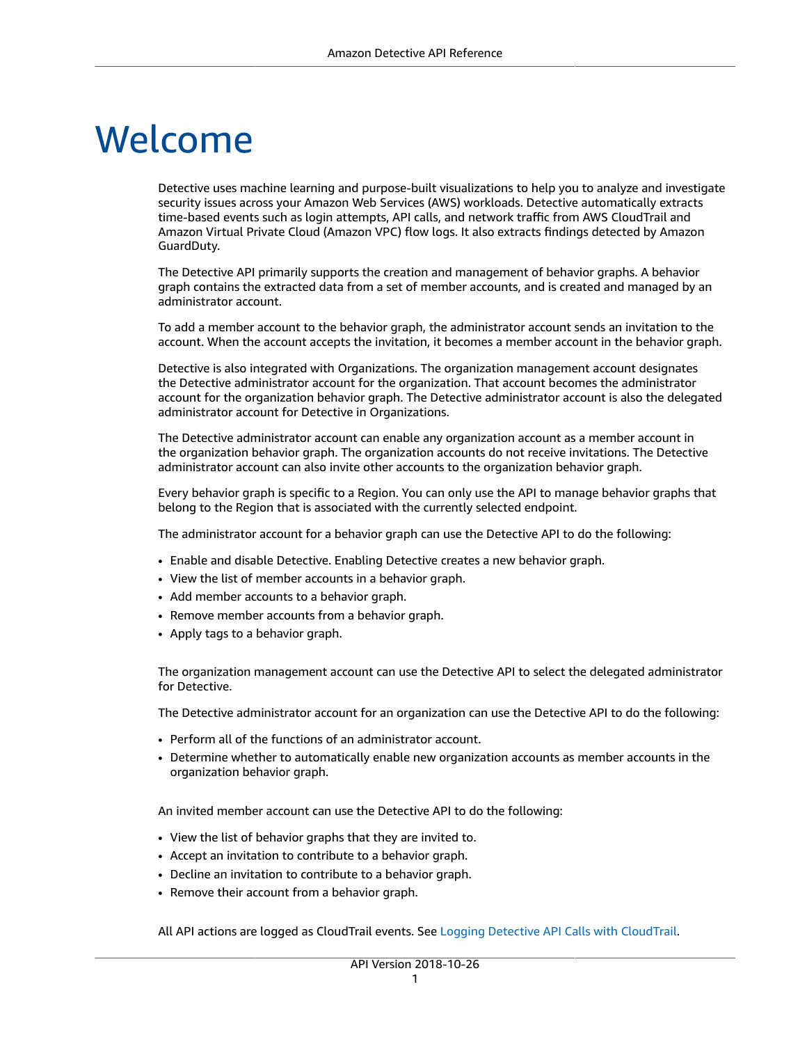# Welcome

Detective uses machine learning and purpose-built visualizations to help you to analyze and investigate security issues across your Amazon Web Services (AWS) workloads. Detective automatically extracts time-based events such as login attempts, API calls, and network traffic from AWS CloudTrail and Amazon Virtual Private Cloud (Amazon VPC) flow logs. It also extracts findings detected by Amazon GuardDuty.

The Detective API primarily supports the creation and management of behavior graphs. A behavior graph contains the extracted data from a set of member accounts, and is created and managed by an administrator account.

To add a member account to the behavior graph, the administrator account sends an invitation to the account. When the account accepts the invitation, it becomes a member account in the behavior graph.

Detective is also integrated with Organizations. The organization management account designates the Detective administrator account for the organization. That account becomes the administrator account for the organization behavior graph. The Detective administrator account is also the delegated administrator account for Detective in Organizations.

The Detective administrator account can enable any organization account as a member account in the organization behavior graph. The organization accounts do not receive invitations. The Detective administrator account can also invite other accounts to the organization behavior graph.

Every behavior graph is specific to a Region. You can only use the API to manage behavior graphs that belong to the Region that is associated with the currently selected endpoint.

The administrator account for a behavior graph can use the Detective API to do the following:

- Enable and disable Detective. Enabling Detective creates a new behavior graph.
- View the list of member accounts in a behavior graph.
- Add member accounts to a behavior graph.
- Remove member accounts from a behavior graph.
- Apply tags to a behavior graph.

The organization management account can use the Detective API to select the delegated administrator for Detective.

The Detective administrator account for an organization can use the Detective API to do the following:

- Perform all of the functions of an administrator account.
- Determine whether to automatically enable new organization accounts as member accounts in the organization behavior graph.

An invited member account can use the Detective API to do the following:

- View the list of behavior graphs that they are invited to.
- Accept an invitation to contribute to a behavior graph.
- Decline an invitation to contribute to a behavior graph.
- Remove their account from a behavior graph.

All API actions are logged as CloudTrail events. See Logging Detective API Calls with CloudTrail.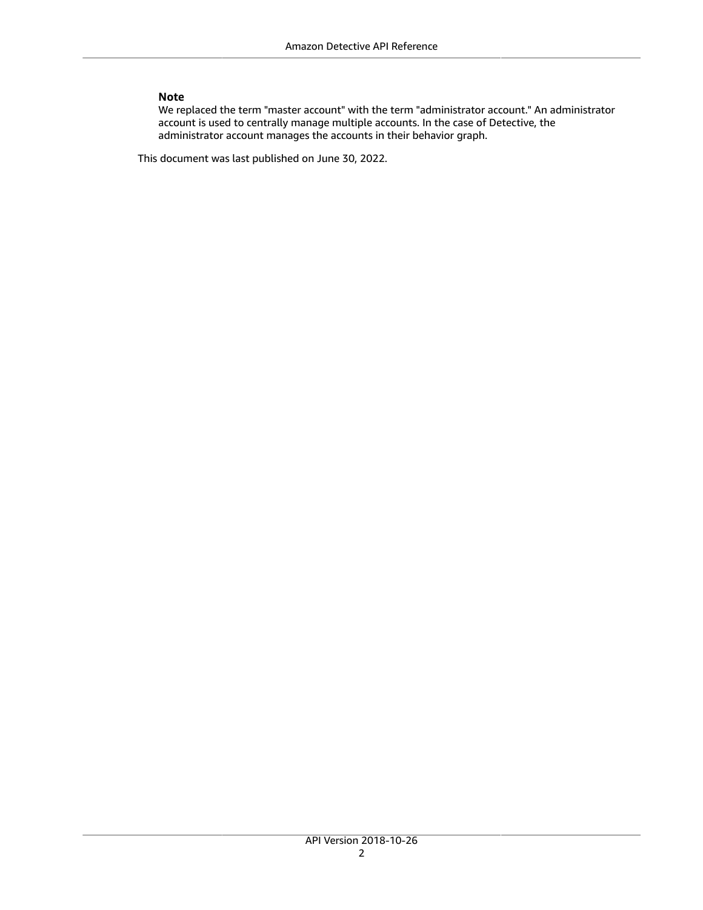> **Note**
>
> We replaced the term "master account" with the term "administrator account." An administrator account is used to centrally manage multiple accounts. In the case of Detective, the administrator account manages the accounts in their behavior graph.

This document was last published on June 30, 2022.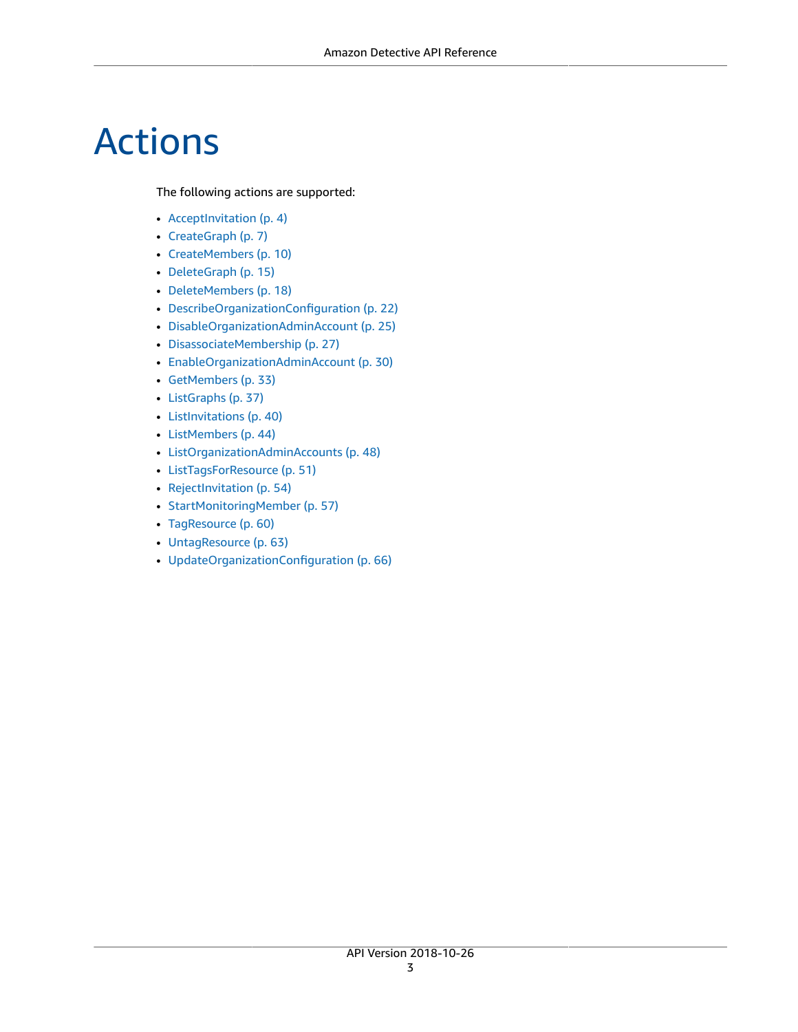# Actions

The following actions are supported:

- AcceptInvitation (p. 4)
- CreateGraph (p. 7)
- CreateMembers (p. 10)
- DeleteGraph (p. 15)
- DeleteMembers (p. 18)
- DescribeOrganizationConfiguration (p. 22)
- DisableOrganizationAdminAccount (p. 25)
- DisassociateMembership (p. 27)
- EnableOrganizationAdminAccount (p. 30)
- GetMembers (p. 33)
- ListGraphs (p. 37)
- ListInvitations (p. 40)
- ListMembers (p. 44)
- ListOrganizationAdminAccounts (p. 48)
- ListTagsForResource (p. 51)
- RejectInvitation (p. 54)
- StartMonitoringMember (p. 57)
- TagResource (p. 60)
- UntagResource (p. 63)
- UpdateOrganizationConfiguration (p. 66)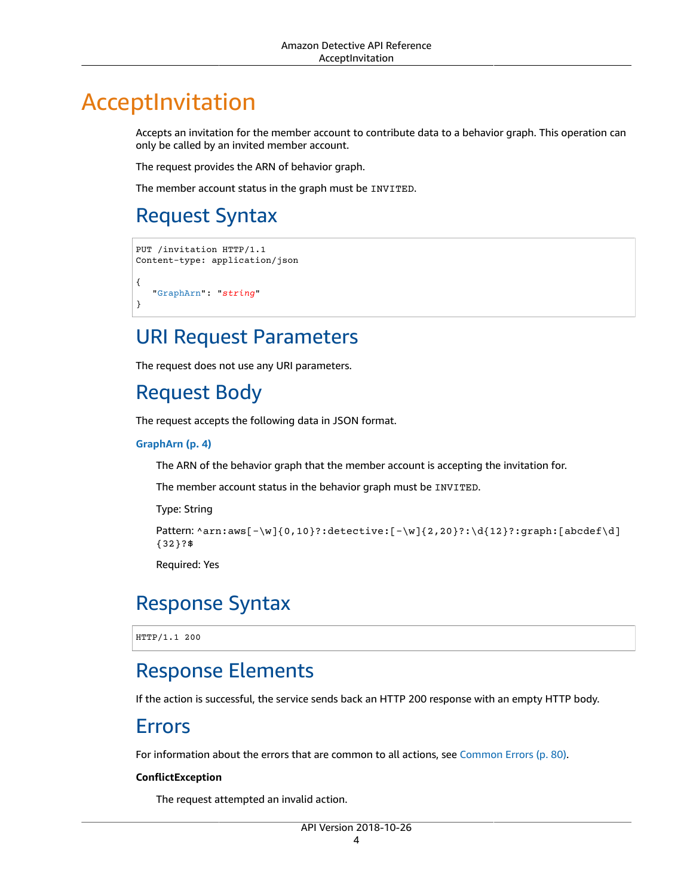# AcceptInvitation

Accepts an invitation for the member account to contribute data to a behavior graph. This operation can only be called by an invited member account.

The request provides the ARN of behavior graph.

The member account status in the graph must be `INVITED`.

## Request Syntax

```
PUT /invitation HTTP/1.1
Content-type: application/json

{
   "GraphArn": "string"
}
```

## URI Request Parameters

The request does not use any URI parameters.

## Request Body

The request accepts the following data in JSON format.

**GraphArn (p. 4)**

The ARN of the behavior graph that the member account is accepting the invitation for.

The member account status in the behavior graph must be `INVITED`.

Type: String

Pattern: `^arn:aws[-\w]{0,10}?:detective:[-\w]{2,20}?:\d{12}?:graph:[abcdef\d]{32}?$`

Required: Yes

## Response Syntax

```
HTTP/1.1 200
```

## Response Elements

If the action is successful, the service sends back an HTTP 200 response with an empty HTTP body.

## Errors

For information about the errors that are common to all actions, see Common Errors (p. 80).

**ConflictException**

The request attempted an invalid action.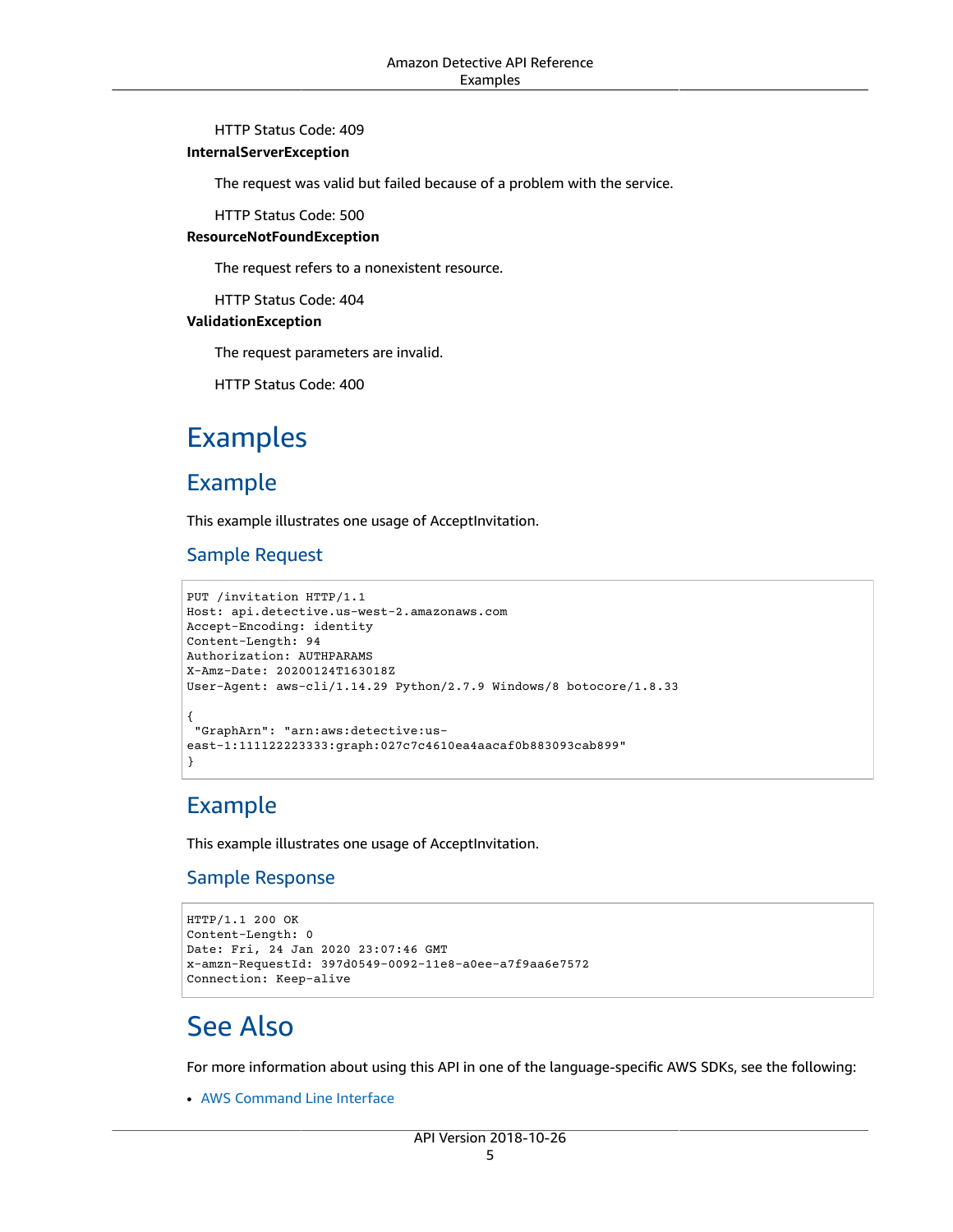HTTP Status Code: 409

**InternalServerException**

The request was valid but failed because of a problem with the service.

HTTP Status Code: 500

**ResourceNotFoundException**

The request refers to a nonexistent resource.

HTTP Status Code: 404

**ValidationException**

The request parameters are invalid.

HTTP Status Code: 400

# Examples

## Example

This example illustrates one usage of AcceptInvitation.

### Sample Request

```
PUT /invitation HTTP/1.1
Host: api.detective.us-west-2.amazonaws.com
Accept-Encoding: identity
Content-Length: 94
Authorization: AUTHPARAMS
X-Amz-Date: 20200124T163018Z
User-Agent: aws-cli/1.14.29 Python/2.7.9 Windows/8 botocore/1.8.33

{
 "GraphArn": "arn:aws:detective:us-
east-1:111122223333:graph:027c7c4610ea4aacaf0b883093cab899"
}
```

## Example

This example illustrates one usage of AcceptInvitation.

### Sample Response

```
HTTP/1.1 200 OK
Content-Length: 0
Date: Fri, 24 Jan 2020 23:07:46 GMT
x-amzn-RequestId: 397d0549-0092-11e8-a0ee-a7f9aa6e7572
Connection: Keep-alive
```

# See Also

For more information about using this API in one of the language-specific AWS SDKs, see the following:

- AWS Command Line Interface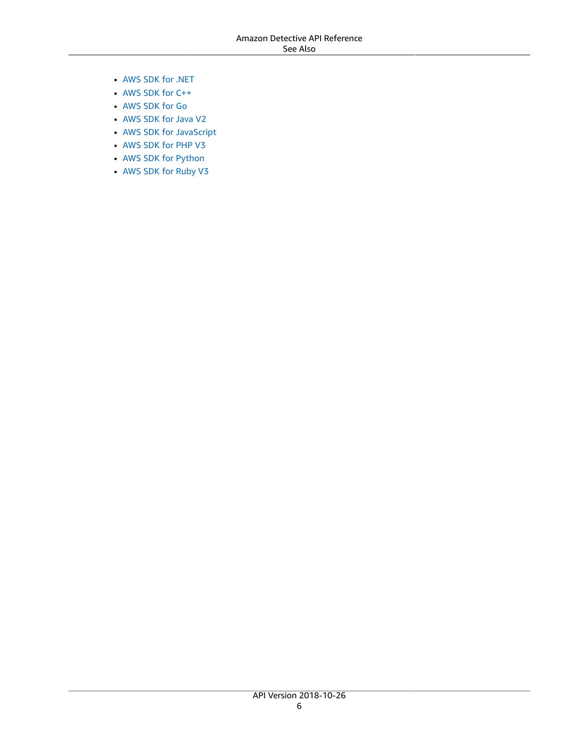- AWS SDK for .NET
- AWS SDK for C++
- AWS SDK for Go
- AWS SDK for Java V2
- AWS SDK for JavaScript
- AWS SDK for PHP V3
- AWS SDK for Python
- AWS SDK for Ruby V3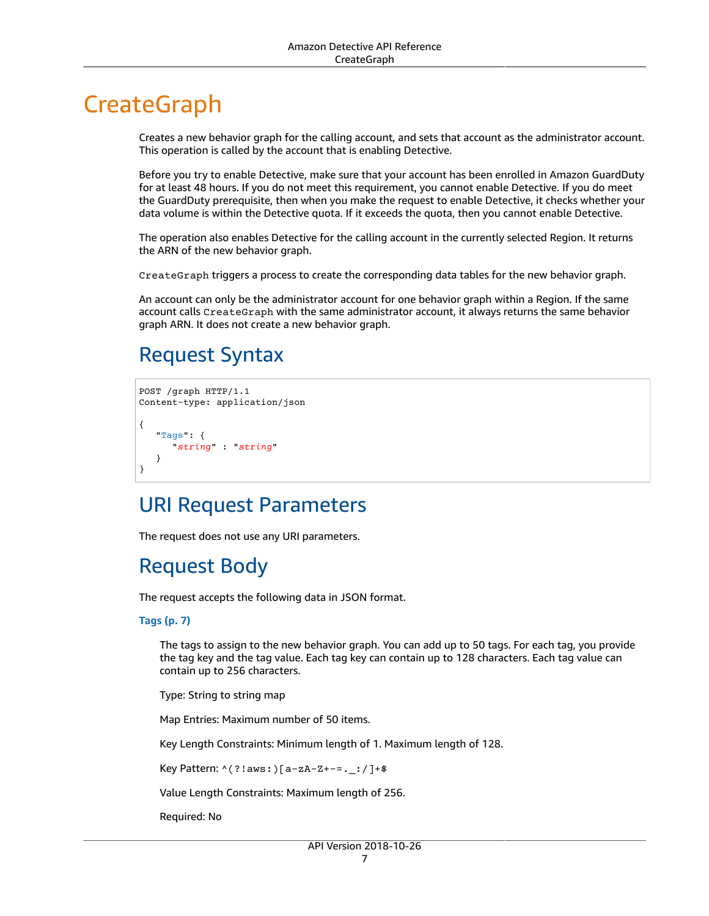# CreateGraph

Creates a new behavior graph for the calling account, and sets that account as the administrator account. This operation is called by the account that is enabling Detective.

Before you try to enable Detective, make sure that your account has been enrolled in Amazon GuardDuty for at least 48 hours. If you do not meet this requirement, you cannot enable Detective. If you do meet the GuardDuty prerequisite, then when you make the request to enable Detective, it checks whether your data volume is within the Detective quota. If it exceeds the quota, then you cannot enable Detective.

The operation also enables Detective for the calling account in the currently selected Region. It returns the ARN of the new behavior graph.

`CreateGraph` triggers a process to create the corresponding data tables for the new behavior graph.

An account can only be the administrator account for one behavior graph within a Region. If the same account calls `CreateGraph` with the same administrator account, it always returns the same behavior graph ARN. It does not create a new behavior graph.

## Request Syntax

```
POST /graph HTTP/1.1
Content-type: application/json

{
   "Tags": {
      "string" : "string"
   }
}
```

## URI Request Parameters

The request does not use any URI parameters.

## Request Body

The request accepts the following data in JSON format.

**Tags (p. 7)**

The tags to assign to the new behavior graph. You can add up to 50 tags. For each tag, you provide the tag key and the tag value. Each tag key can contain up to 128 characters. Each tag value can contain up to 256 characters.

Type: String to string map

Map Entries: Maximum number of 50 items.

Key Length Constraints: Minimum length of 1. Maximum length of 128.

Key Pattern: `^(?!aws:)[a-zA-Z+-=._:/]+$`

Value Length Constraints: Maximum length of 256.

Required: No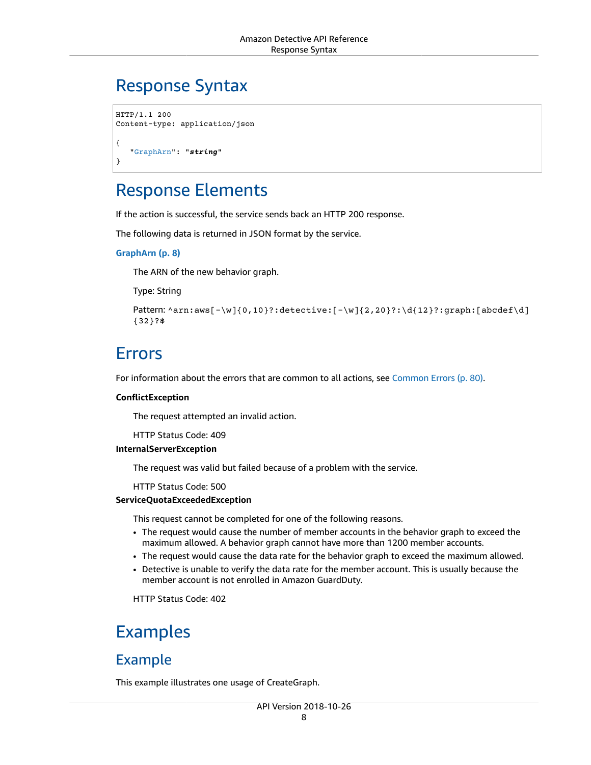## Response Syntax

```
HTTP/1.1 200
Content-type: application/json

{
   "GraphArn": "string"
}
```

## Response Elements

If the action is successful, the service sends back an HTTP 200 response.

The following data is returned in JSON format by the service.

**GraphArn (p. 8)**

The ARN of the new behavior graph.

Type: String

Pattern: `^arn:aws[-\w]{0,10}?:detective:[-\w]{2,20}?:\d{12}?:graph:[abcdef\d]{32}?$`

## Errors

For information about the errors that are common to all actions, see Common Errors (p. 80).

**ConflictException**

The request attempted an invalid action.

HTTP Status Code: 409

**InternalServerException**

The request was valid but failed because of a problem with the service.

HTTP Status Code: 500

**ServiceQuotaExceededException**

This request cannot be completed for one of the following reasons.

- The request would cause the number of member accounts in the behavior graph to exceed the maximum allowed. A behavior graph cannot have more than 1200 member accounts.
- The request would cause the data rate for the behavior graph to exceed the maximum allowed.
- Detective is unable to verify the data rate for the member account. This is usually because the member account is not enrolled in Amazon GuardDuty.

HTTP Status Code: 402

## Examples

### Example

This example illustrates one usage of CreateGraph.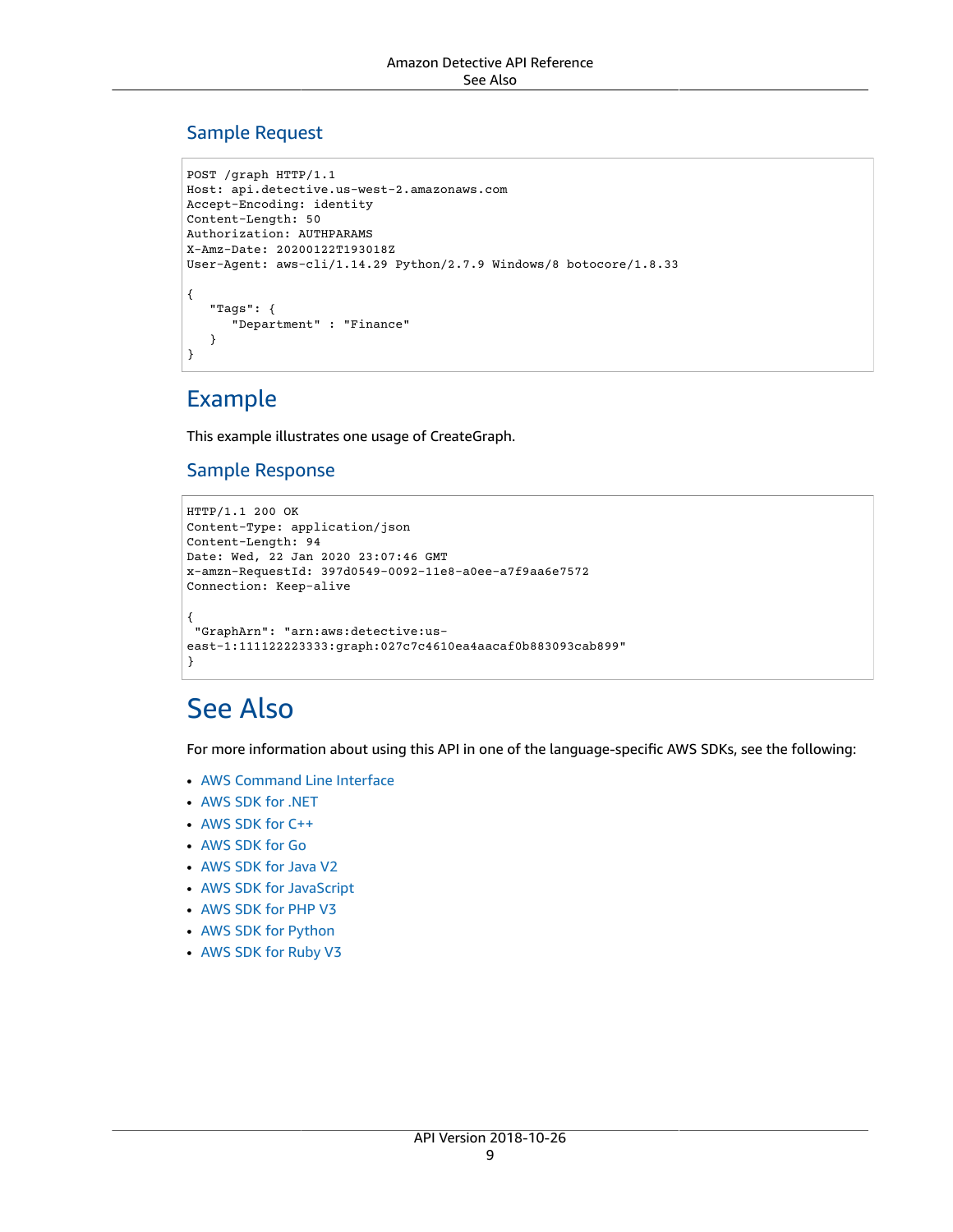### Sample Request

```
POST /graph HTTP/1.1
Host: api.detective.us-west-2.amazonaws.com
Accept-Encoding: identity
Content-Length: 50
Authorization: AUTHPARAMS
X-Amz-Date: 20200122T193018Z
User-Agent: aws-cli/1.14.29 Python/2.7.9 Windows/8 botocore/1.8.33

{
   "Tags": {
      "Department" : "Finance"
   }
}
```

## Example

This example illustrates one usage of CreateGraph.

### Sample Response

```
HTTP/1.1 200 OK
Content-Type: application/json
Content-Length: 94
Date: Wed, 22 Jan 2020 23:07:46 GMT
x-amzn-RequestId: 397d0549-0092-11e8-a0ee-a7f9aa6e7572
Connection: Keep-alive

{
 "GraphArn": "arn:aws:detective:us-
east-1:111122223333:graph:027c7c4610ea4aacaf0b883093cab899"
}
```

# See Also

For more information about using this API in one of the language-specific AWS SDKs, see the following:

- AWS Command Line Interface
- AWS SDK for .NET
- AWS SDK for C++
- AWS SDK for Go
- AWS SDK for Java V2
- AWS SDK for JavaScript
- AWS SDK for PHP V3
- AWS SDK for Python
- AWS SDK for Ruby V3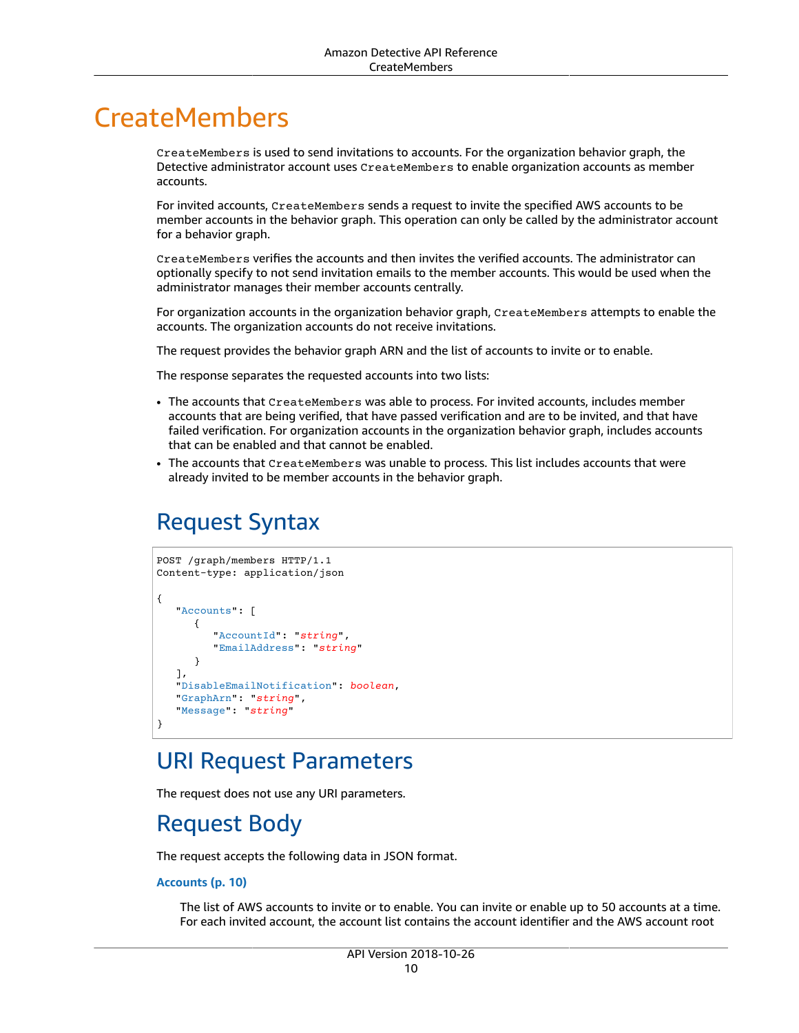# CreateMembers

`CreateMembers` is used to send invitations to accounts. For the organization behavior graph, the Detective administrator account uses `CreateMembers` to enable organization accounts as member accounts.

For invited accounts, `CreateMembers` sends a request to invite the specified AWS accounts to be member accounts in the behavior graph. This operation can only be called by the administrator account for a behavior graph.

`CreateMembers` verifies the accounts and then invites the verified accounts. The administrator can optionally specify to not send invitation emails to the member accounts. This would be used when the administrator manages their member accounts centrally.

For organization accounts in the organization behavior graph, `CreateMembers` attempts to enable the accounts. The organization accounts do not receive invitations.

The request provides the behavior graph ARN and the list of accounts to invite or to enable.

The response separates the requested accounts into two lists:

- The accounts that `CreateMembers` was able to process. For invited accounts, includes member accounts that are being verified, that have passed verification and are to be invited, and that have failed verification. For organization accounts in the organization behavior graph, includes accounts that can be enabled and that cannot be enabled.
- The accounts that `CreateMembers` was unable to process. This list includes accounts that were already invited to be member accounts in the behavior graph.

## Request Syntax

```
POST /graph/members HTTP/1.1
Content-type: application/json

{
   "Accounts": [
      {
         "AccountId": "string",
         "EmailAddress": "string"
      }
   ],
   "DisableEmailNotification": boolean,
   "GraphArn": "string",
   "Message": "string"
}
```

## URI Request Parameters

The request does not use any URI parameters.

## Request Body

The request accepts the following data in JSON format.

**Accounts (p. 10)**

The list of AWS accounts to invite or to enable. You can invite or enable up to 50 accounts at a time. For each invited account, the account list contains the account identifier and the AWS account root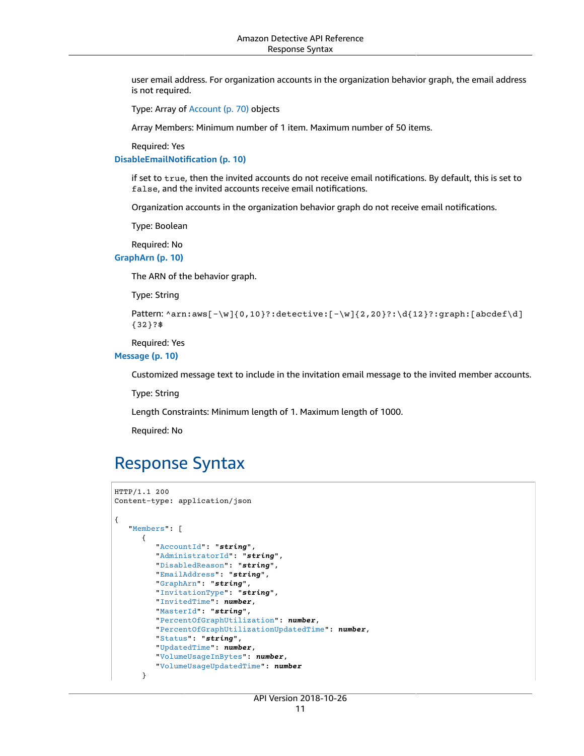user email address. For organization accounts in the organization behavior graph, the email address is not required.

Type: Array of Account (p. 70) objects

Array Members: Minimum number of 1 item. Maximum number of 50 items.

Required: Yes

**DisableEmailNotification (p. 10)**

if set to `true`, then the invited accounts do not receive email notifications. By default, this is set to `false`, and the invited accounts receive email notifications.

Organization accounts in the organization behavior graph do not receive email notifications.

Type: Boolean

Required: No

**GraphArn (p. 10)**

The ARN of the behavior graph.

Type: String

Pattern: `^arn:aws[-\w]{0,10}?:detective:[-\w]{2,20}?:\d{12}?:graph:[abcdef\d]{32}?$`

Required: Yes

**Message (p. 10)**

Customized message text to include in the invitation email message to the invited member accounts.

Type: String

Length Constraints: Minimum length of 1. Maximum length of 1000.

Required: No

## Response Syntax

```
HTTP/1.1 200
Content-type: application/json

{
   "Members": [
      {
         "AccountId": "string",
         "AdministratorId": "string",
         "DisabledReason": "string",
         "EmailAddress": "string",
         "GraphArn": "string",
         "InvitationType": "string",
         "InvitedTime": number,
         "MasterId": "string",
         "PercentOfGraphUtilization": number,
         "PercentOfGraphUtilizationUpdatedTime": number,
         "Status": "string",
         "UpdatedTime": number,
         "VolumeUsageInBytes": number,
         "VolumeUsageUpdatedTime": number
      }
```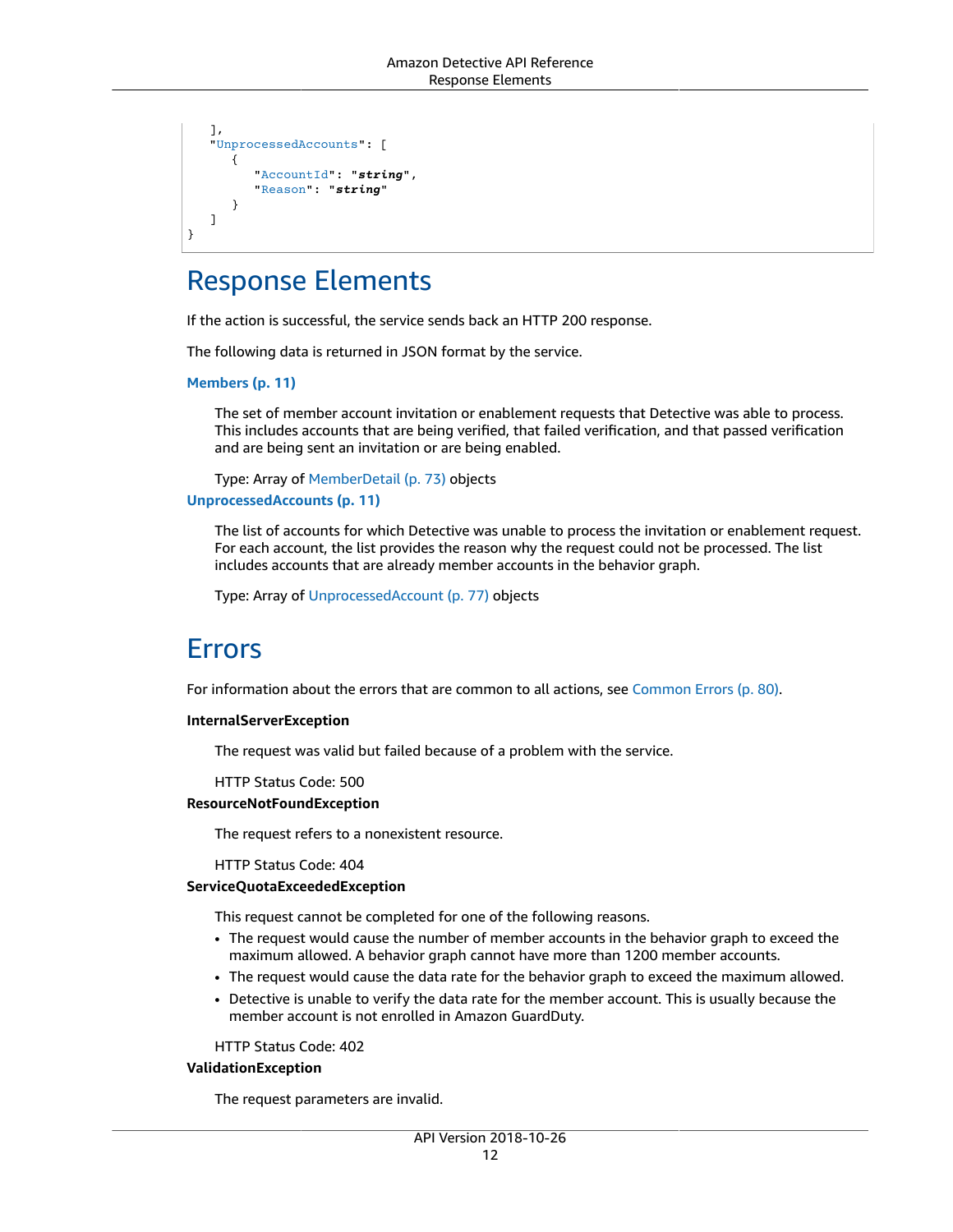```
   ],
   "UnprocessedAccounts": [
      {
         "AccountId": "string",
         "Reason": "string"
      }
   ]
}
```

## Response Elements

If the action is successful, the service sends back an HTTP 200 response.

The following data is returned in JSON format by the service.

**Members (p. 11)**

The set of member account invitation or enablement requests that Detective was able to process. This includes accounts that are being verified, that failed verification, and that passed verification and are being sent an invitation or are being enabled.

Type: Array of MemberDetail (p. 73) objects

**UnprocessedAccounts (p. 11)**

The list of accounts for which Detective was unable to process the invitation or enablement request. For each account, the list provides the reason why the request could not be processed. The list includes accounts that are already member accounts in the behavior graph.

Type: Array of UnprocessedAccount (p. 77) objects

## Errors

For information about the errors that are common to all actions, see Common Errors (p. 80).

**InternalServerException**

The request was valid but failed because of a problem with the service.

HTTP Status Code: 500

**ResourceNotFoundException**

The request refers to a nonexistent resource.

HTTP Status Code: 404

**ServiceQuotaExceededException**

This request cannot be completed for one of the following reasons.

- The request would cause the number of member accounts in the behavior graph to exceed the maximum allowed. A behavior graph cannot have more than 1200 member accounts.
- The request would cause the data rate for the behavior graph to exceed the maximum allowed.
- Detective is unable to verify the data rate for the member account. This is usually because the member account is not enrolled in Amazon GuardDuty.

HTTP Status Code: 402

**ValidationException**

The request parameters are invalid.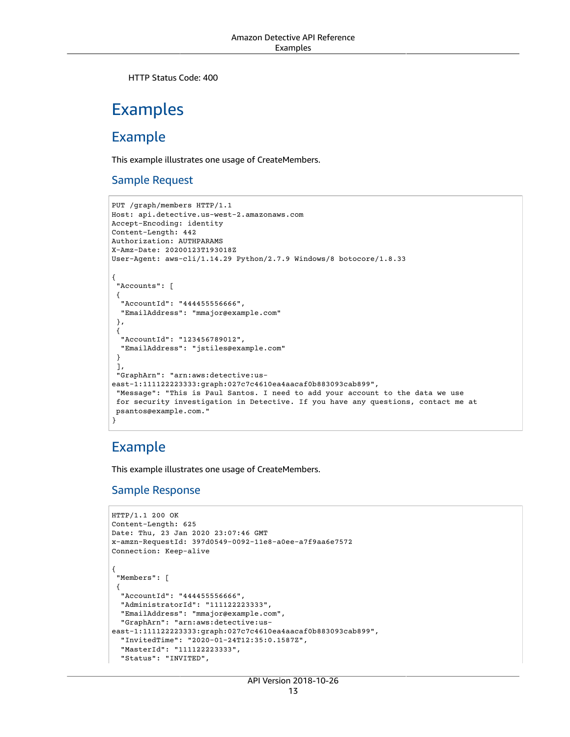HTTP Status Code: 400

## Examples

### Example

This example illustrates one usage of CreateMembers.

#### Sample Request

```
PUT /graph/members HTTP/1.1
Host: api.detective.us-west-2.amazonaws.com
Accept-Encoding: identity
Content-Length: 442
Authorization: AUTHPARAMS
X-Amz-Date: 20200123T193018Z
User-Agent: aws-cli/1.14.29 Python/2.7.9 Windows/8 botocore/1.8.33

{
 "Accounts": [
 {
  "AccountId": "444455556666",
  "EmailAddress": "mmajor@example.com"
 },
 {
  "AccountId": "123456789012",
  "EmailAddress": "jstiles@example.com"
 }
 ],
 "GraphArn": "arn:aws:detective:us-
east-1:111122223333:graph:027c7c4610ea4aacaf0b883093cab899",
 "Message": "This is Paul Santos. I need to add your account to the data we use
 for security investigation in Detective. If you have any questions, contact me at
 psantos@example.com."
}
```

### Example

This example illustrates one usage of CreateMembers.

#### Sample Response

```
HTTP/1.1 200 OK
Content-Length: 625
Date: Thu, 23 Jan 2020 23:07:46 GMT
x-amzn-RequestId: 397d0549-0092-11e8-a0ee-a7f9aa6e7572
Connection: Keep-alive

{
 "Members": [
 {
  "AccountId": "444455556666",
  "AdministratorId": "111122223333",
  "EmailAddress": "mmajor@example.com",
  "GraphArn": "arn:aws:detective:us-
east-1:111122223333:graph:027c7c4610ea4aacaf0b883093cab899",
  "InvitedTime": "2020-01-24T12:35:0.1587Z",
  "MasterId": "111122223333",
  "Status": "INVITED",
```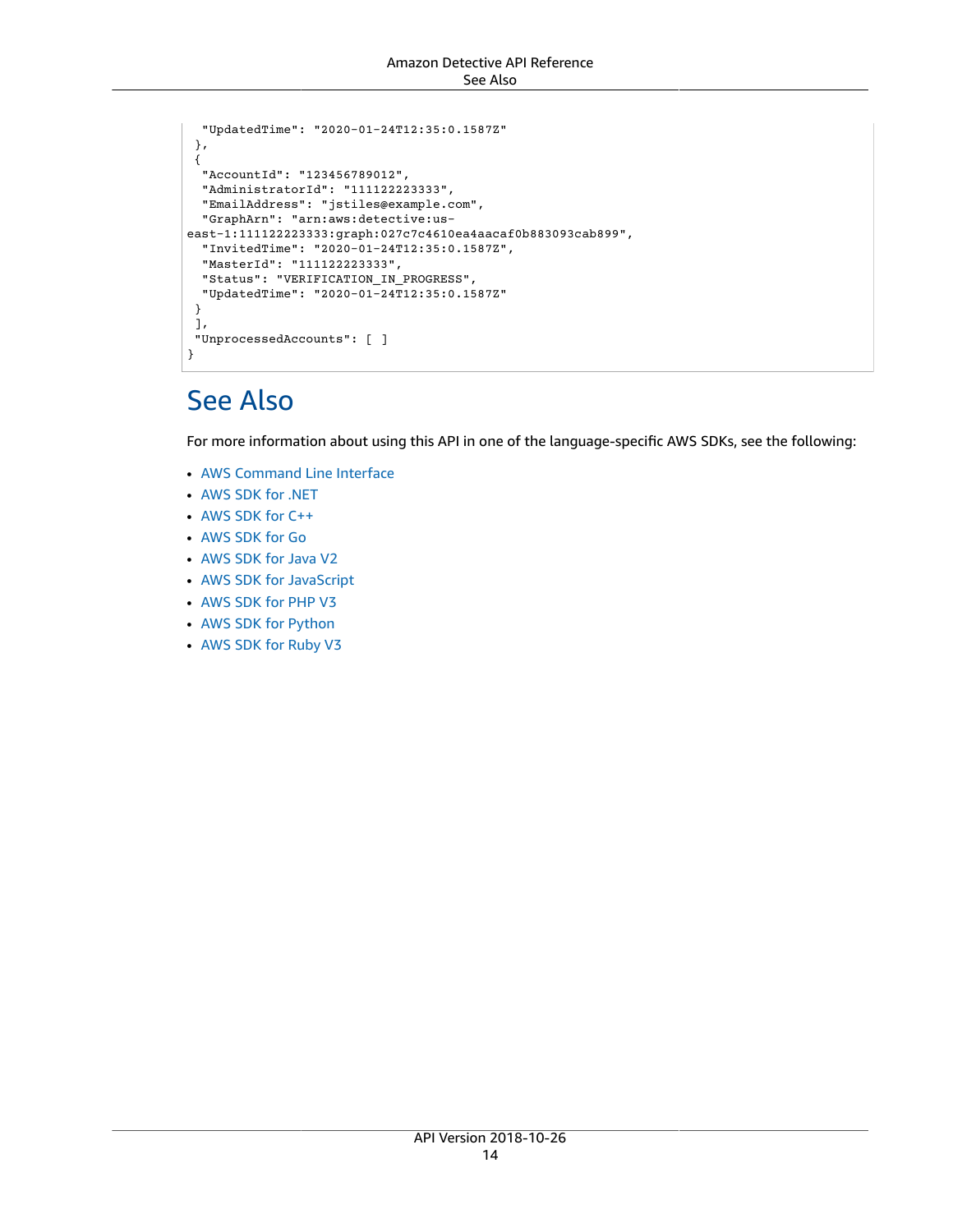```
  "UpdatedTime": "2020-01-24T12:35:0.1587Z"
 },
 {
  "AccountId": "123456789012",
  "AdministratorId": "111122223333",
  "EmailAddress": "jstiles@example.com",
  "GraphArn": "arn:aws:detective:us-
east-1:111122223333:graph:027c7c4610ea4aacaf0b883093cab899",
  "InvitedTime": "2020-01-24T12:35:0.1587Z",
  "MasterId": "111122223333",
  "Status": "VERIFICATION_IN_PROGRESS",
  "UpdatedTime": "2020-01-24T12:35:0.1587Z"
 }
 ],
 "UnprocessedAccounts": [ ]
}
```

## See Also

For more information about using this API in one of the language-specific AWS SDKs, see the following:

- AWS Command Line Interface
- AWS SDK for .NET
- AWS SDK for C++
- AWS SDK for Go
- AWS SDK for Java V2
- AWS SDK for JavaScript
- AWS SDK for PHP V3
- AWS SDK for Python
- AWS SDK for Ruby V3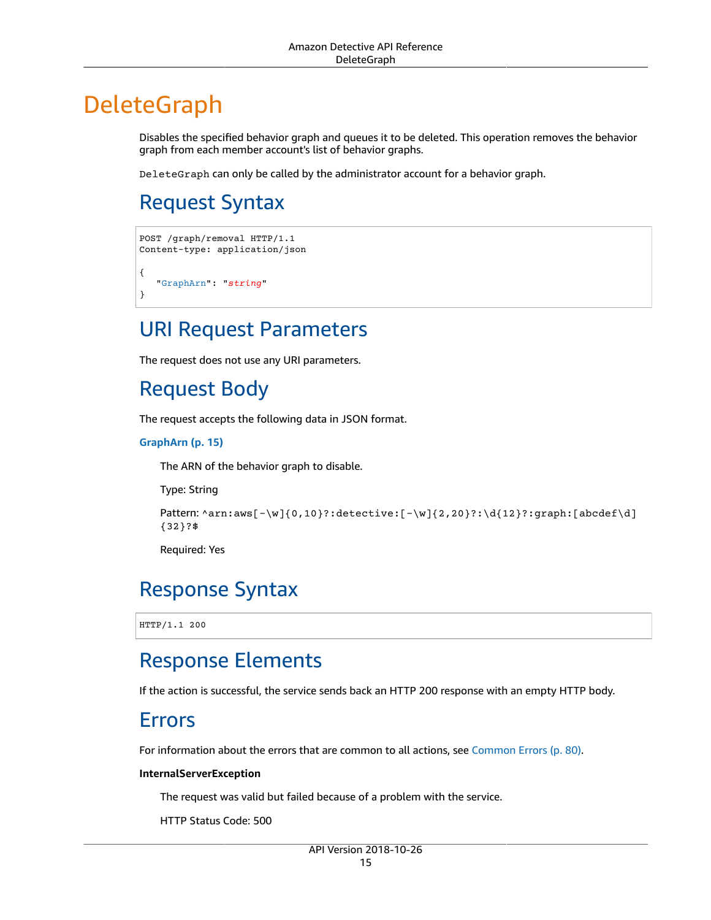# DeleteGraph

Disables the specified behavior graph and queues it to be deleted. This operation removes the behavior graph from each member account's list of behavior graphs.

`DeleteGraph` can only be called by the administrator account for a behavior graph.

## Request Syntax

```
POST /graph/removal HTTP/1.1
Content-type: application/json

{
   "GraphArn": "string"
}
```

## URI Request Parameters

The request does not use any URI parameters.

## Request Body

The request accepts the following data in JSON format.

**GraphArn (p. 15)**

The ARN of the behavior graph to disable.

Type: String

Pattern: `^arn:aws[-\w]{0,10}?:detective:[-\w]{2,20}?:\d{12}?:graph:[abcdef\d]{32}?$`

Required: Yes

## Response Syntax

```
HTTP/1.1 200
```

## Response Elements

If the action is successful, the service sends back an HTTP 200 response with an empty HTTP body.

## Errors

For information about the errors that are common to all actions, see Common Errors (p. 80).

**InternalServerException**

The request was valid but failed because of a problem with the service.

HTTP Status Code: 500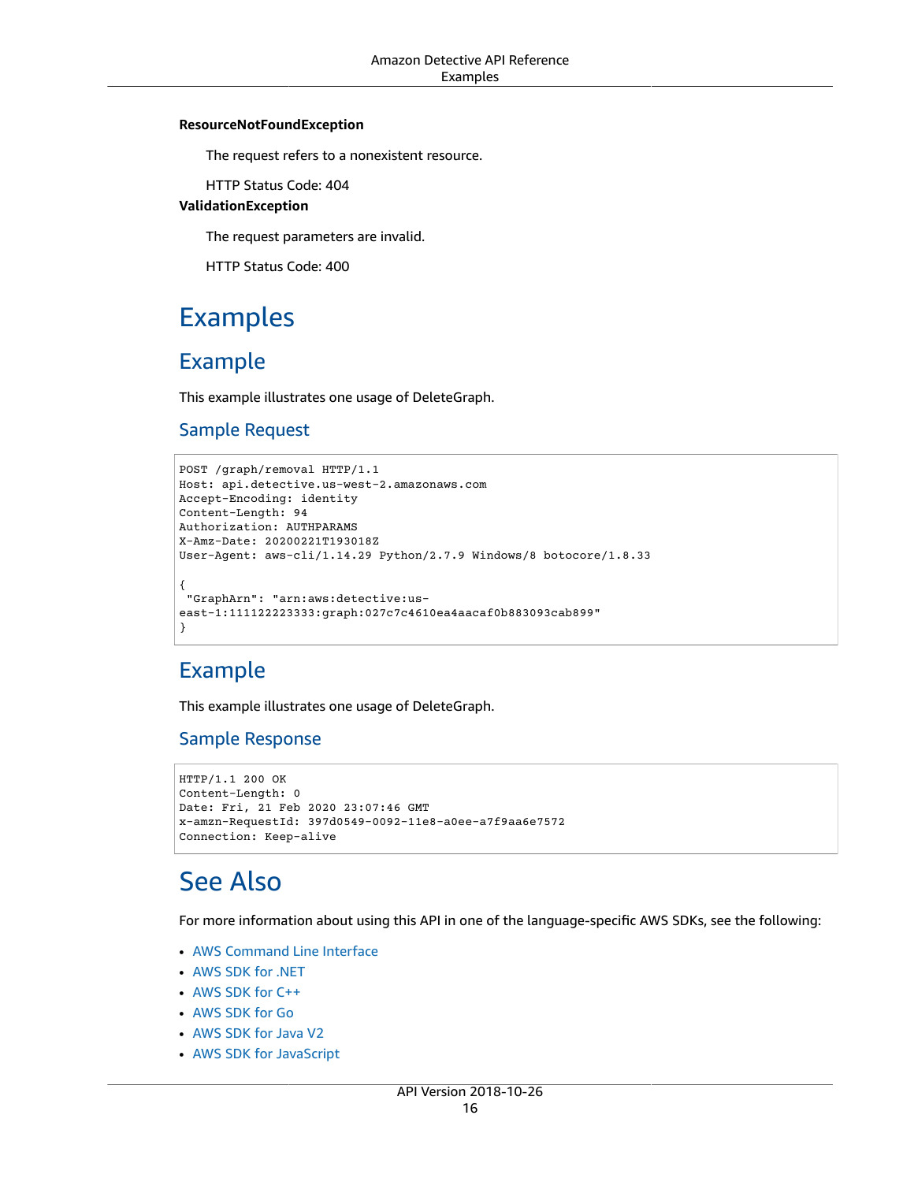**ResourceNotFoundException**

The request refers to a nonexistent resource.

HTTP Status Code: 404

**ValidationException**

The request parameters are invalid.

HTTP Status Code: 400

## Examples

### Example

This example illustrates one usage of DeleteGraph.

#### Sample Request

```
POST /graph/removal HTTP/1.1
Host: api.detective.us-west-2.amazonaws.com
Accept-Encoding: identity
Content-Length: 94
Authorization: AUTHPARAMS
X-Amz-Date: 20200221T193018Z
User-Agent: aws-cli/1.14.29 Python/2.7.9 Windows/8 botocore/1.8.33

{
 "GraphArn": "arn:aws:detective:us-
east-1:111122223333:graph:027c7c4610ea4aacaf0b883093cab899"
}
```

### Example

This example illustrates one usage of DeleteGraph.

#### Sample Response

```
HTTP/1.1 200 OK
Content-Length: 0
Date: Fri, 21 Feb 2020 23:07:46 GMT
x-amzn-RequestId: 397d0549-0092-11e8-a0ee-a7f9aa6e7572
Connection: Keep-alive
```

## See Also

For more information about using this API in one of the language-specific AWS SDKs, see the following:

- AWS Command Line Interface
- AWS SDK for .NET
- AWS SDK for C++
- AWS SDK for Go
- AWS SDK for Java V2
- AWS SDK for JavaScript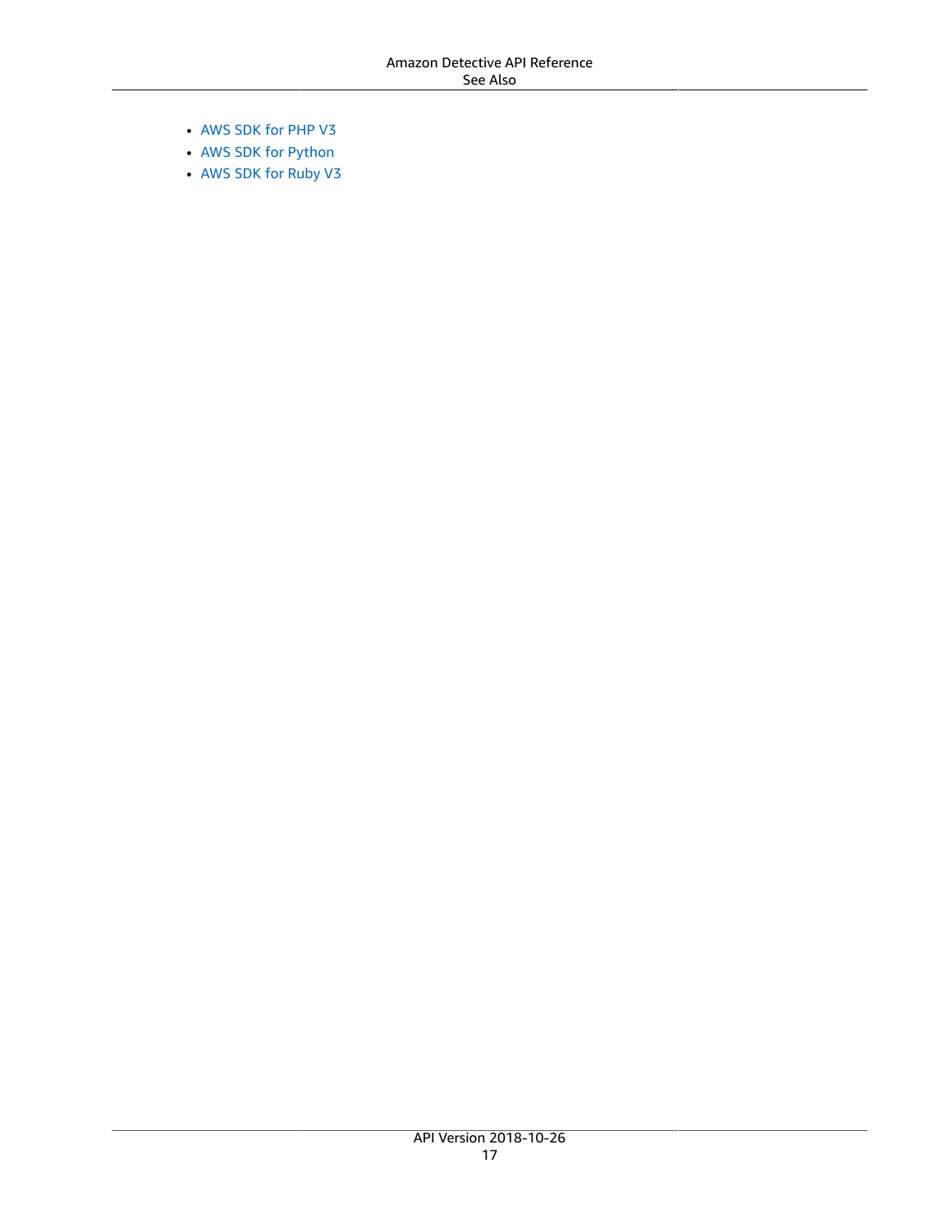- AWS SDK for PHP V3
- AWS SDK for Python
- AWS SDK for Ruby V3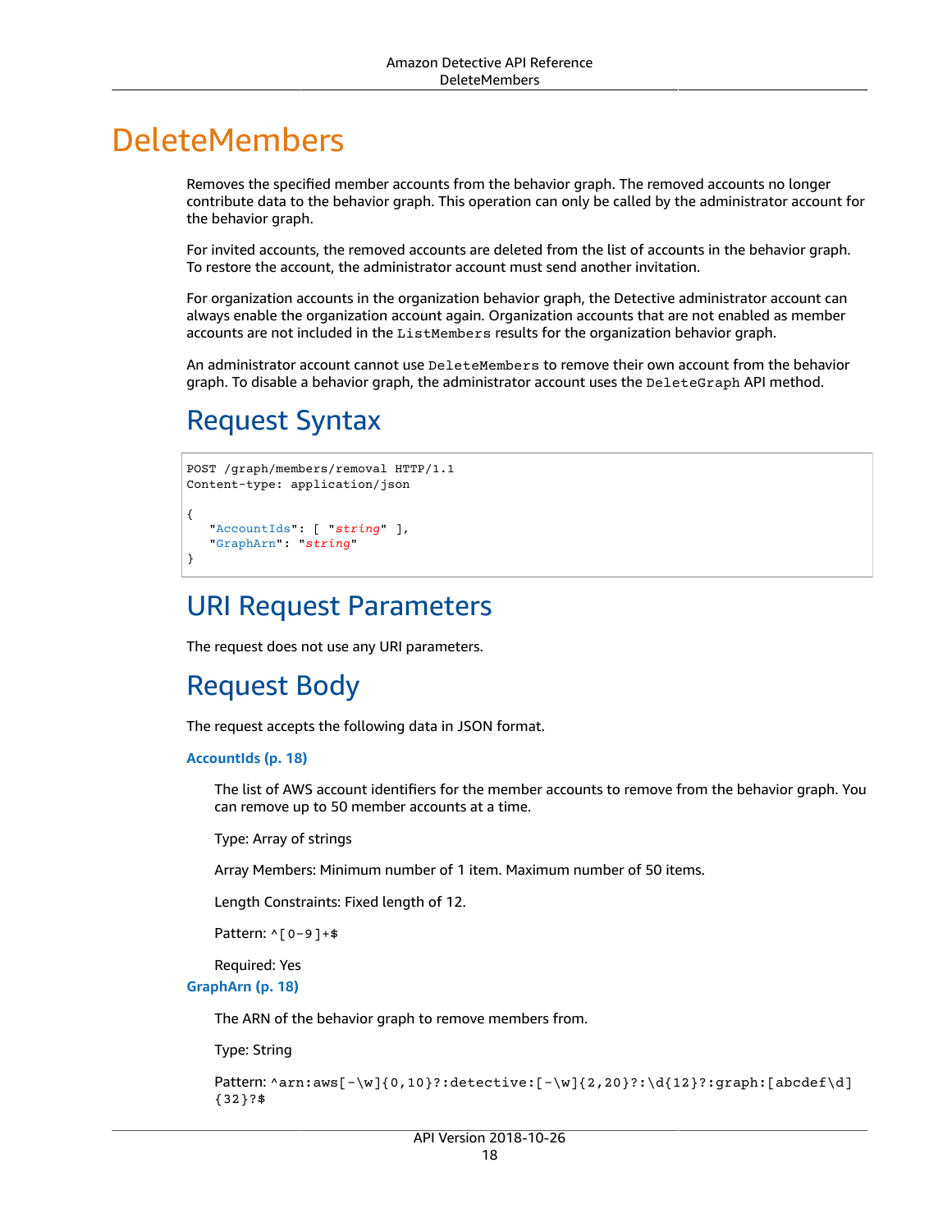# DeleteMembers

Removes the specified member accounts from the behavior graph. The removed accounts no longer contribute data to the behavior graph. This operation can only be called by the administrator account for the behavior graph.

For invited accounts, the removed accounts are deleted from the list of accounts in the behavior graph. To restore the account, the administrator account must send another invitation.

For organization accounts in the organization behavior graph, the Detective administrator account can always enable the organization account again. Organization accounts that are not enabled as member accounts are not included in the `ListMembers` results for the organization behavior graph.

An administrator account cannot use `DeleteMembers` to remove their own account from the behavior graph. To disable a behavior graph, the administrator account uses the `DeleteGraph` API method.

## Request Syntax

```
POST /graph/members/removal HTTP/1.1
Content-type: application/json

{
   "AccountIds": [ "string" ],
   "GraphArn": "string"
}
```

## URI Request Parameters

The request does not use any URI parameters.

## Request Body

The request accepts the following data in JSON format.

**AccountIds (p. 18)**

The list of AWS account identifiers for the member accounts to remove from the behavior graph. You can remove up to 50 member accounts at a time.

Type: Array of strings

Array Members: Minimum number of 1 item. Maximum number of 50 items.

Length Constraints: Fixed length of 12.

Pattern: `^[0-9]+$`

Required: Yes

**GraphArn (p. 18)**

The ARN of the behavior graph to remove members from.

Type: String

Pattern: `^arn:aws[-\w]{0,10}?:detective:[-\w]{2,20}?:\d{12}?:graph:[abcdef\d]{32}?$`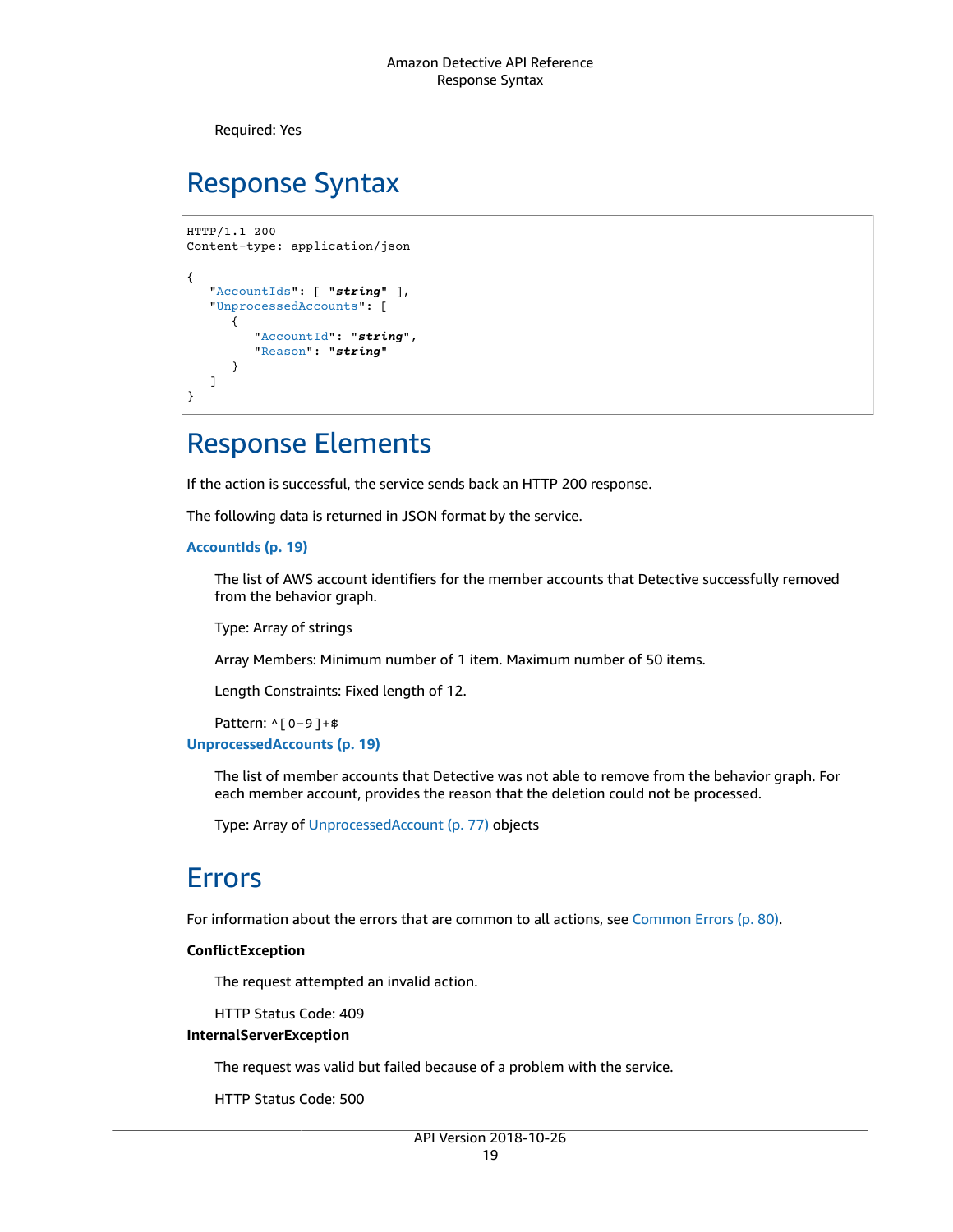Required: Yes

## Response Syntax

```
HTTP/1.1 200
Content-type: application/json

{
   "AccountIds": [ "string" ],
   "UnprocessedAccounts": [
      {
         "AccountId": "string",
         "Reason": "string"
      }
   ]
}
```

## Response Elements

If the action is successful, the service sends back an HTTP 200 response.

The following data is returned in JSON format by the service.

**AccountIds (p. 19)**

The list of AWS account identifiers for the member accounts that Detective successfully removed from the behavior graph.

Type: Array of strings

Array Members: Minimum number of 1 item. Maximum number of 50 items.

Length Constraints: Fixed length of 12.

Pattern: `^[0-9]+$`

**UnprocessedAccounts (p. 19)**

The list of member accounts that Detective was not able to remove from the behavior graph. For each member account, provides the reason that the deletion could not be processed.

Type: Array of UnprocessedAccount (p. 77) objects

## Errors

For information about the errors that are common to all actions, see Common Errors (p. 80).

**ConflictException**

The request attempted an invalid action.

HTTP Status Code: 409

**InternalServerException**

The request was valid but failed because of a problem with the service.

HTTP Status Code: 500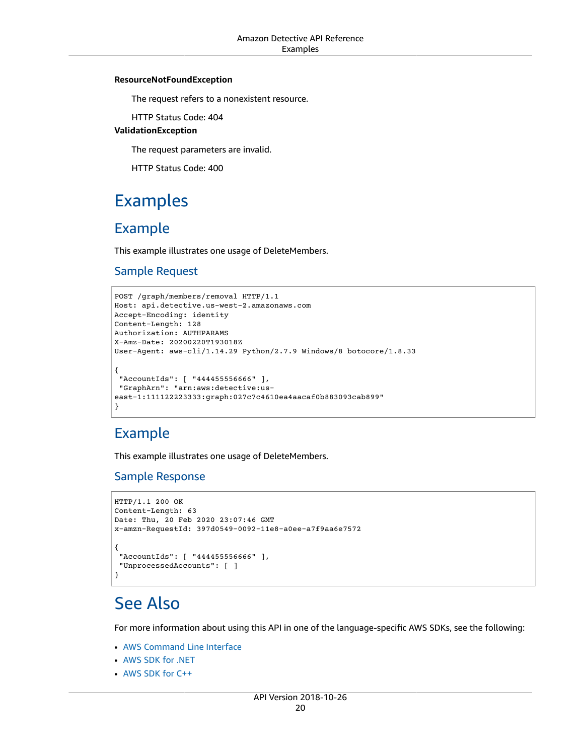**ResourceNotFoundException**

The request refers to a nonexistent resource.

HTTP Status Code: 404

**ValidationException**

The request parameters are invalid.

HTTP Status Code: 400

## Examples

### Example

This example illustrates one usage of DeleteMembers.

#### Sample Request

```
POST /graph/members/removal HTTP/1.1
Host: api.detective.us-west-2.amazonaws.com
Accept-Encoding: identity
Content-Length: 128
Authorization: AUTHPARAMS
X-Amz-Date: 20200220T193018Z
User-Agent: aws-cli/1.14.29 Python/2.7.9 Windows/8 botocore/1.8.33

{
 "AccountIds": [ "444455556666" ],
 "GraphArn": "arn:aws:detective:us-
east-1:111122223333:graph:027c7c4610ea4aacaf0b883093cab899"
}
```

### Example

This example illustrates one usage of DeleteMembers.

#### Sample Response

```
HTTP/1.1 200 OK
Content-Length: 63
Date: Thu, 20 Feb 2020 23:07:46 GMT
x-amzn-RequestId: 397d0549-0092-11e8-a0ee-a7f9aa6e7572

{
 "AccountIds": [ "444455556666" ],
 "UnprocessedAccounts": [ ]
}
```

## See Also

For more information about using this API in one of the language-specific AWS SDKs, see the following:

- AWS Command Line Interface
- AWS SDK for .NET
- AWS SDK for C++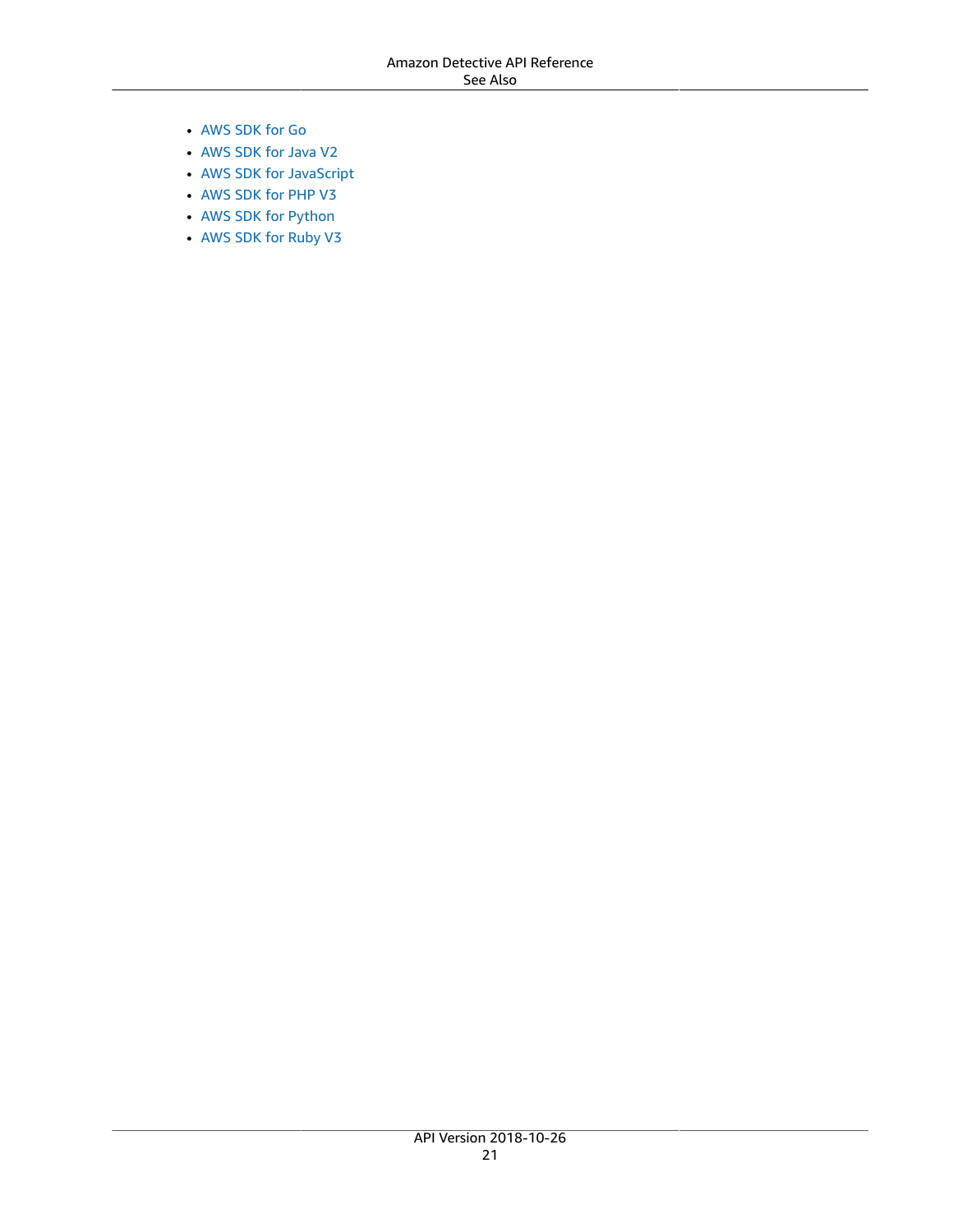- AWS SDK for Go
- AWS SDK for Java V2
- AWS SDK for JavaScript
- AWS SDK for PHP V3
- AWS SDK for Python
- AWS SDK for Ruby V3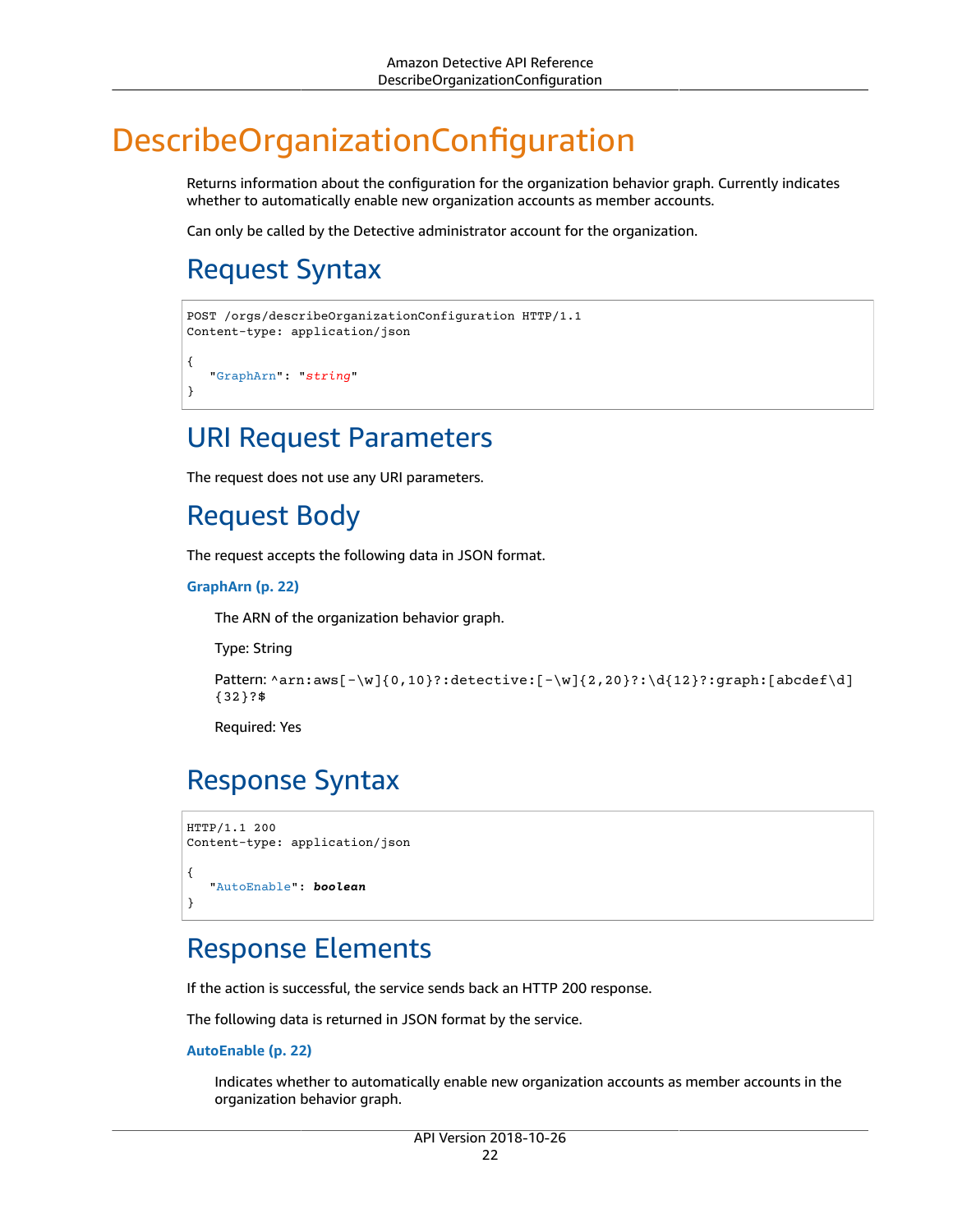# DescribeOrganizationConfiguration

Returns information about the configuration for the organization behavior graph. Currently indicates whether to automatically enable new organization accounts as member accounts.

Can only be called by the Detective administrator account for the organization.

## Request Syntax

```
POST /orgs/describeOrganizationConfiguration HTTP/1.1
Content-type: application/json

{
   "GraphArn": "string"
}
```

## URI Request Parameters

The request does not use any URI parameters.

## Request Body

The request accepts the following data in JSON format.

**GraphArn (p. 22)**

The ARN of the organization behavior graph.

Type: String

Pattern: `^arn:aws[-\w]{0,10}?:detective:[-\w]{2,20}?:\d{12}?:graph:[abcdef\d]{32}?$`

Required: Yes

## Response Syntax

```
HTTP/1.1 200
Content-type: application/json

{
   "AutoEnable": boolean
}
```

## Response Elements

If the action is successful, the service sends back an HTTP 200 response.

The following data is returned in JSON format by the service.

**AutoEnable (p. 22)**

Indicates whether to automatically enable new organization accounts as member accounts in the organization behavior graph.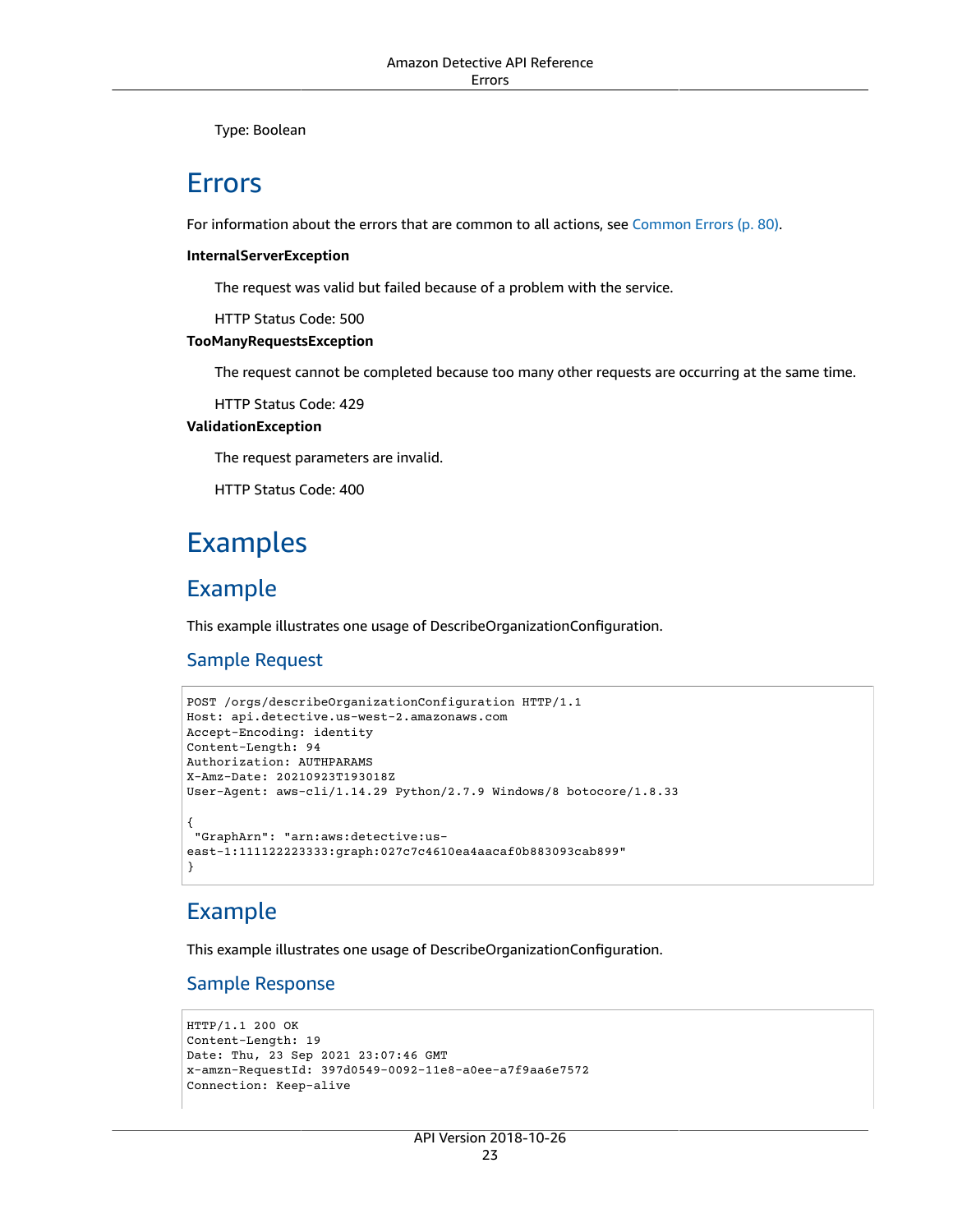Type: Boolean

## Errors

For information about the errors that are common to all actions, see Common Errors (p. 80).

**InternalServerException**

The request was valid but failed because of a problem with the service.

HTTP Status Code: 500

**TooManyRequestsException**

The request cannot be completed because too many other requests are occurring at the same time.

HTTP Status Code: 429

**ValidationException**

The request parameters are invalid.

HTTP Status Code: 400

## Examples

### Example

This example illustrates one usage of DescribeOrganizationConfiguration.

#### Sample Request

```
POST /orgs/describeOrganizationConfiguration HTTP/1.1
Host: api.detective.us-west-2.amazonaws.com
Accept-Encoding: identity
Content-Length: 94
Authorization: AUTHPARAMS
X-Amz-Date: 20210923T193018Z
User-Agent: aws-cli/1.14.29 Python/2.7.9 Windows/8 botocore/1.8.33

{
 "GraphArn": "arn:aws:detective:us-
east-1:111122223333:graph:027c7c4610ea4aacaf0b883093cab899"
}
```

### Example

This example illustrates one usage of DescribeOrganizationConfiguration.

#### Sample Response

```
HTTP/1.1 200 OK
Content-Length: 19
Date: Thu, 23 Sep 2021 23:07:46 GMT
x-amzn-RequestId: 397d0549-0092-11e8-a0ee-a7f9aa6e7572
Connection: Keep-alive
```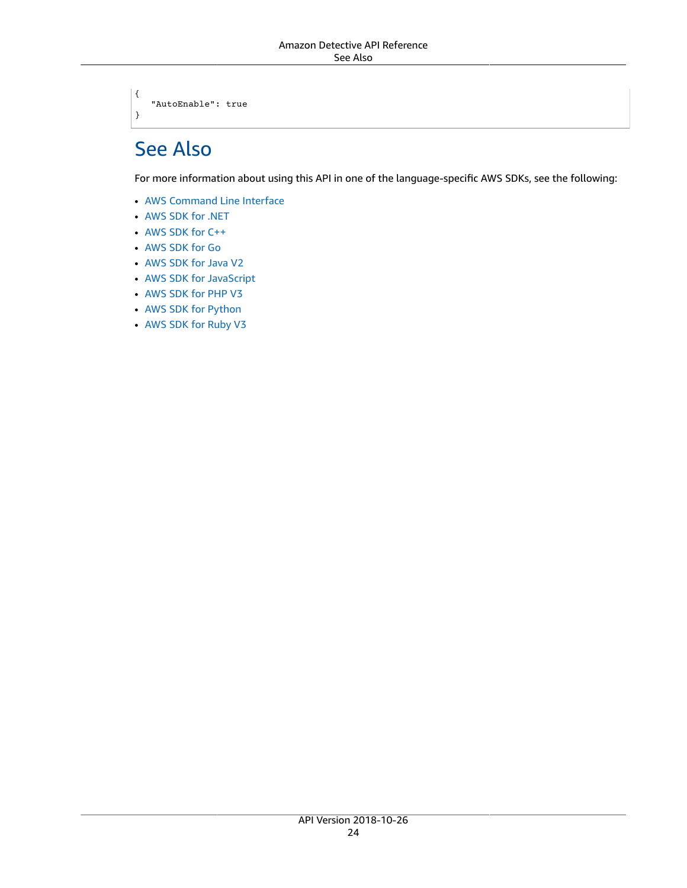```
{
   "AutoEnable": true
}
```

## See Also

For more information about using this API in one of the language-specific AWS SDKs, see the following:

- AWS Command Line Interface
- AWS SDK for .NET
- AWS SDK for C++
- AWS SDK for Go
- AWS SDK for Java V2
- AWS SDK for JavaScript
- AWS SDK for PHP V3
- AWS SDK for Python
- AWS SDK for Ruby V3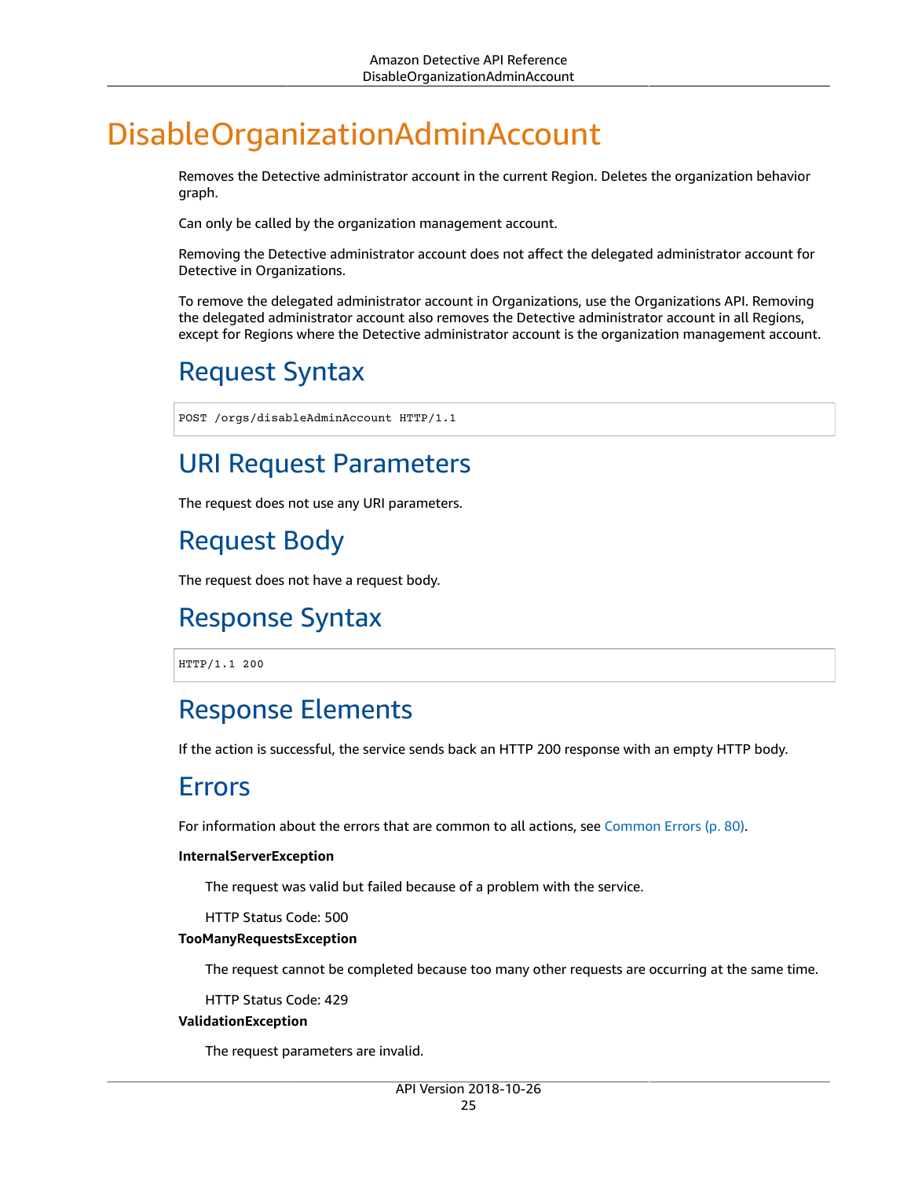# DisableOrganizationAdminAccount

Removes the Detective administrator account in the current Region. Deletes the organization behavior graph.

Can only be called by the organization management account.

Removing the Detective administrator account does not affect the delegated administrator account for Detective in Organizations.

To remove the delegated administrator account in Organizations, use the Organizations API. Removing the delegated administrator account also removes the Detective administrator account in all Regions, except for Regions where the Detective administrator account is the organization management account.

## Request Syntax

```
POST /orgs/disableAdminAccount HTTP/1.1
```

## URI Request Parameters

The request does not use any URI parameters.

## Request Body

The request does not have a request body.

## Response Syntax

```
HTTP/1.1 200
```

## Response Elements

If the action is successful, the service sends back an HTTP 200 response with an empty HTTP body.

## Errors

For information about the errors that are common to all actions, see Common Errors (p. 80).

**InternalServerException**

The request was valid but failed because of a problem with the service.

HTTP Status Code: 500

**TooManyRequestsException**

The request cannot be completed because too many other requests are occurring at the same time.

HTTP Status Code: 429

**ValidationException**

The request parameters are invalid.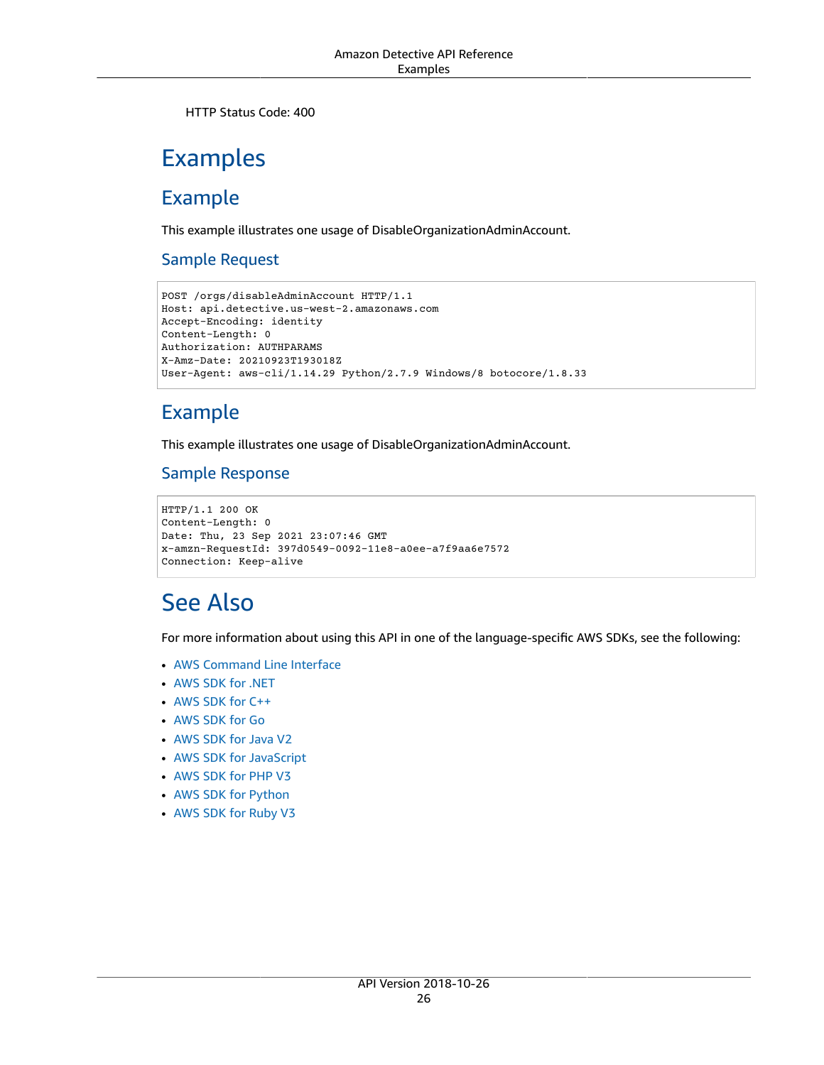HTTP Status Code: 400

## Examples

### Example

This example illustrates one usage of DisableOrganizationAdminAccount.

#### Sample Request

```
POST /orgs/disableAdminAccount HTTP/1.1
Host: api.detective.us-west-2.amazonaws.com
Accept-Encoding: identity
Content-Length: 0
Authorization: AUTHPARAMS
X-Amz-Date: 20210923T193018Z
User-Agent: aws-cli/1.14.29 Python/2.7.9 Windows/8 botocore/1.8.33
```

### Example

This example illustrates one usage of DisableOrganizationAdminAccount.

#### Sample Response

```
HTTP/1.1 200 OK
Content-Length: 0
Date: Thu, 23 Sep 2021 23:07:46 GMT
x-amzn-RequestId: 397d0549-0092-11e8-a0ee-a7f9aa6e7572
Connection: Keep-alive
```

## See Also

For more information about using this API in one of the language-specific AWS SDKs, see the following:

- AWS Command Line Interface
- AWS SDK for .NET
- AWS SDK for C++
- AWS SDK for Go
- AWS SDK for Java V2
- AWS SDK for JavaScript
- AWS SDK for PHP V3
- AWS SDK for Python
- AWS SDK for Ruby V3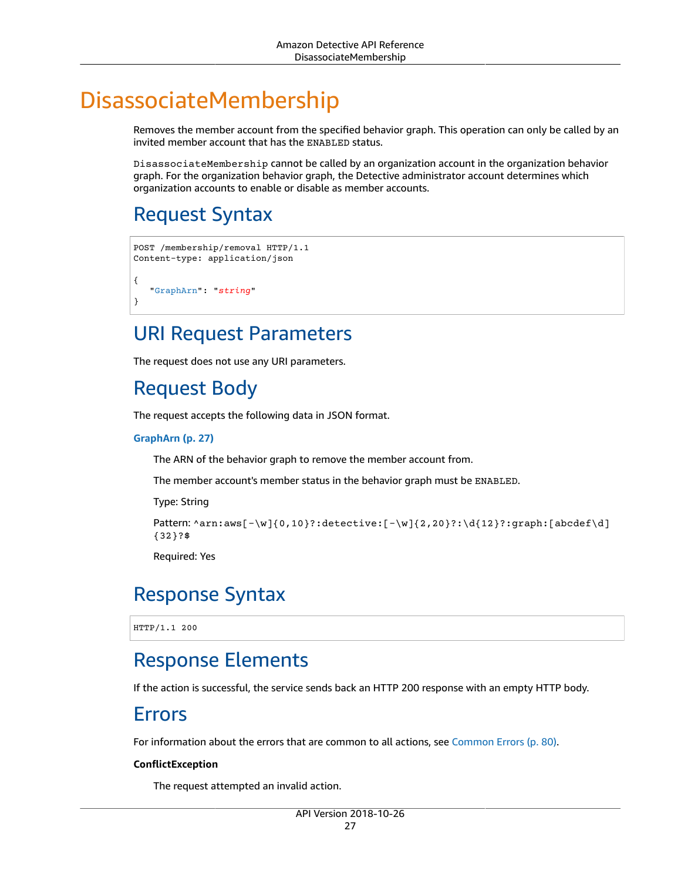# DisassociateMembership

Removes the member account from the specified behavior graph. This operation can only be called by an invited member account that has the `ENABLED` status.

`DisassociateMembership` cannot be called by an organization account in the organization behavior graph. For the organization behavior graph, the Detective administrator account determines which organization accounts to enable or disable as member accounts.

## Request Syntax

```
POST /membership/removal HTTP/1.1
Content-type: application/json

{
   "GraphArn": "string"
}
```

## URI Request Parameters

The request does not use any URI parameters.

## Request Body

The request accepts the following data in JSON format.

**GraphArn (p. 27)**

The ARN of the behavior graph to remove the member account from.

The member account's member status in the behavior graph must be `ENABLED`.

Type: String

Pattern: `^arn:aws[-\w]{0,10}?:detective:[-\w]{2,20}?:\d{12}?:graph:[abcdef\d]{32}?$`

Required: Yes

## Response Syntax

```
HTTP/1.1 200
```

## Response Elements

If the action is successful, the service sends back an HTTP 200 response with an empty HTTP body.

## Errors

For information about the errors that are common to all actions, see Common Errors (p. 80).

**ConflictException**

The request attempted an invalid action.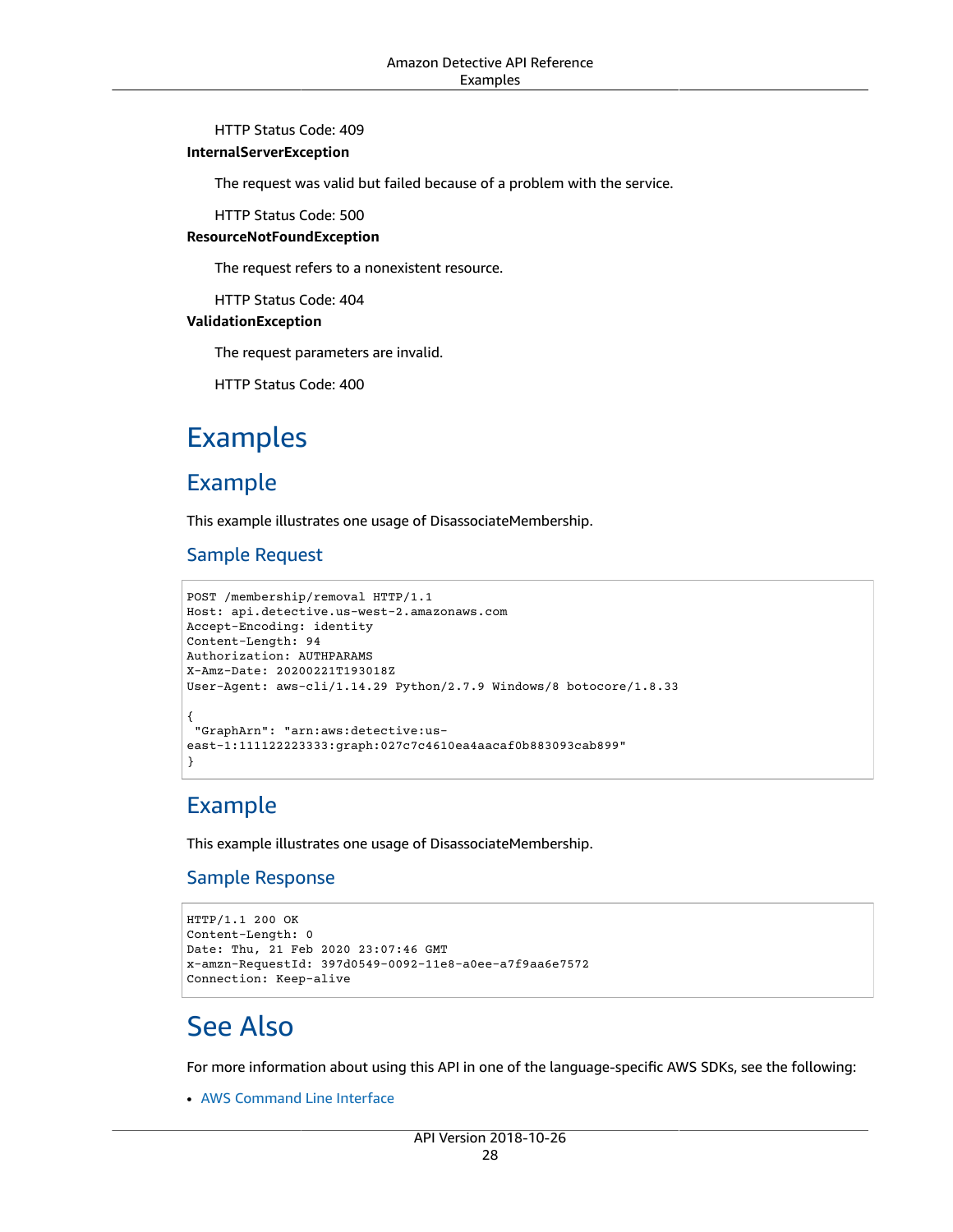HTTP Status Code: 409

**InternalServerException**

The request was valid but failed because of a problem with the service.

HTTP Status Code: 500

**ResourceNotFoundException**

The request refers to a nonexistent resource.

HTTP Status Code: 404

**ValidationException**

The request parameters are invalid.

HTTP Status Code: 400

# Examples

## Example

This example illustrates one usage of DisassociateMembership.

### Sample Request

```
POST /membership/removal HTTP/1.1
Host: api.detective.us-west-2.amazonaws.com
Accept-Encoding: identity
Content-Length: 94
Authorization: AUTHPARAMS
X-Amz-Date: 20200221T193018Z
User-Agent: aws-cli/1.14.29 Python/2.7.9 Windows/8 botocore/1.8.33

{
 "GraphArn": "arn:aws:detective:us-
east-1:111122223333:graph:027c7c4610ea4aacaf0b883093cab899"
}
```

## Example

This example illustrates one usage of DisassociateMembership.

### Sample Response

```
HTTP/1.1 200 OK
Content-Length: 0
Date: Thu, 21 Feb 2020 23:07:46 GMT
x-amzn-RequestId: 397d0549-0092-11e8-a0ee-a7f9aa6e7572
Connection: Keep-alive
```

# See Also

For more information about using this API in one of the language-specific AWS SDKs, see the following:

- AWS Command Line Interface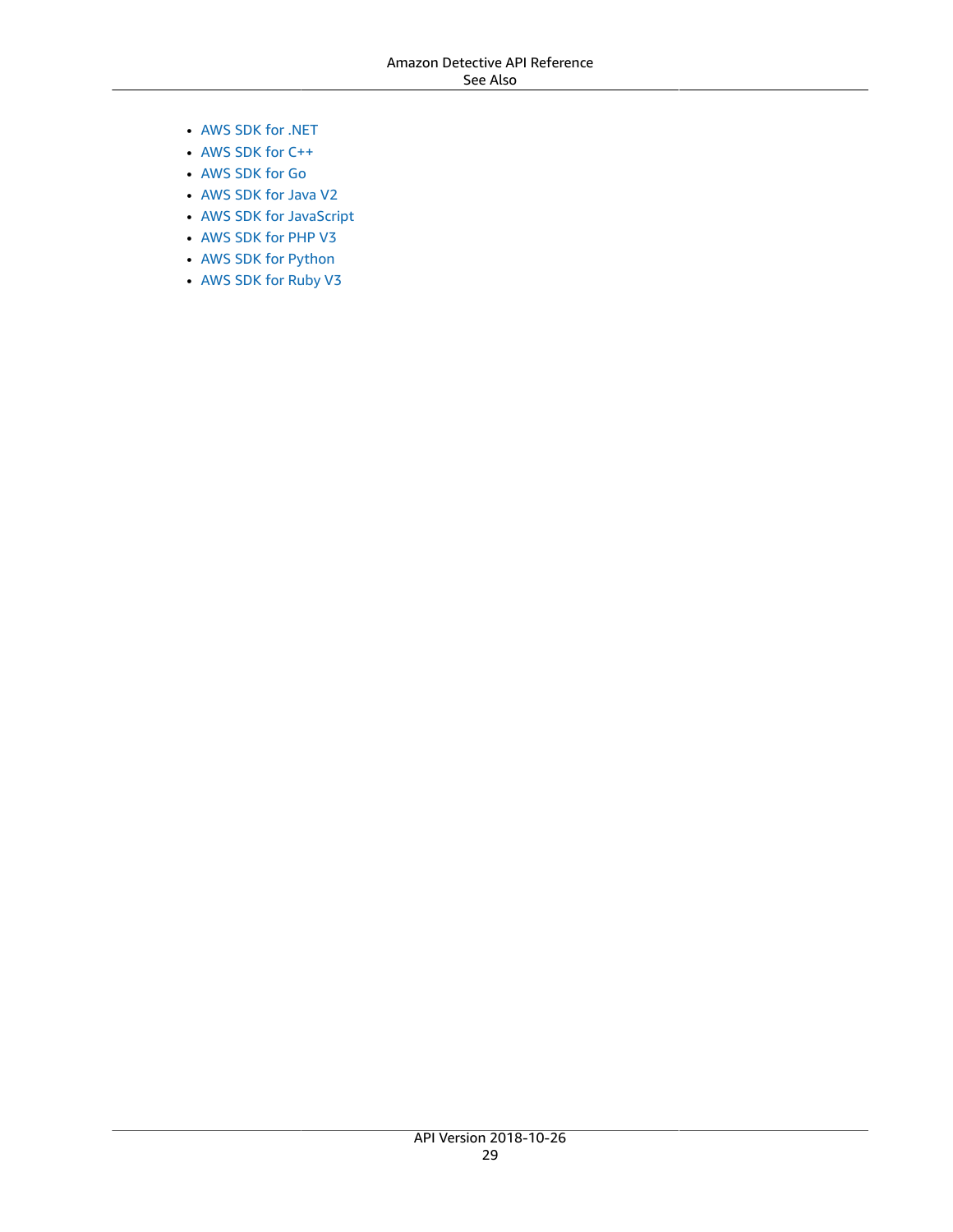- AWS SDK for .NET
- AWS SDK for C++
- AWS SDK for Go
- AWS SDK for Java V2
- AWS SDK for JavaScript
- AWS SDK for PHP V3
- AWS SDK for Python
- AWS SDK for Ruby V3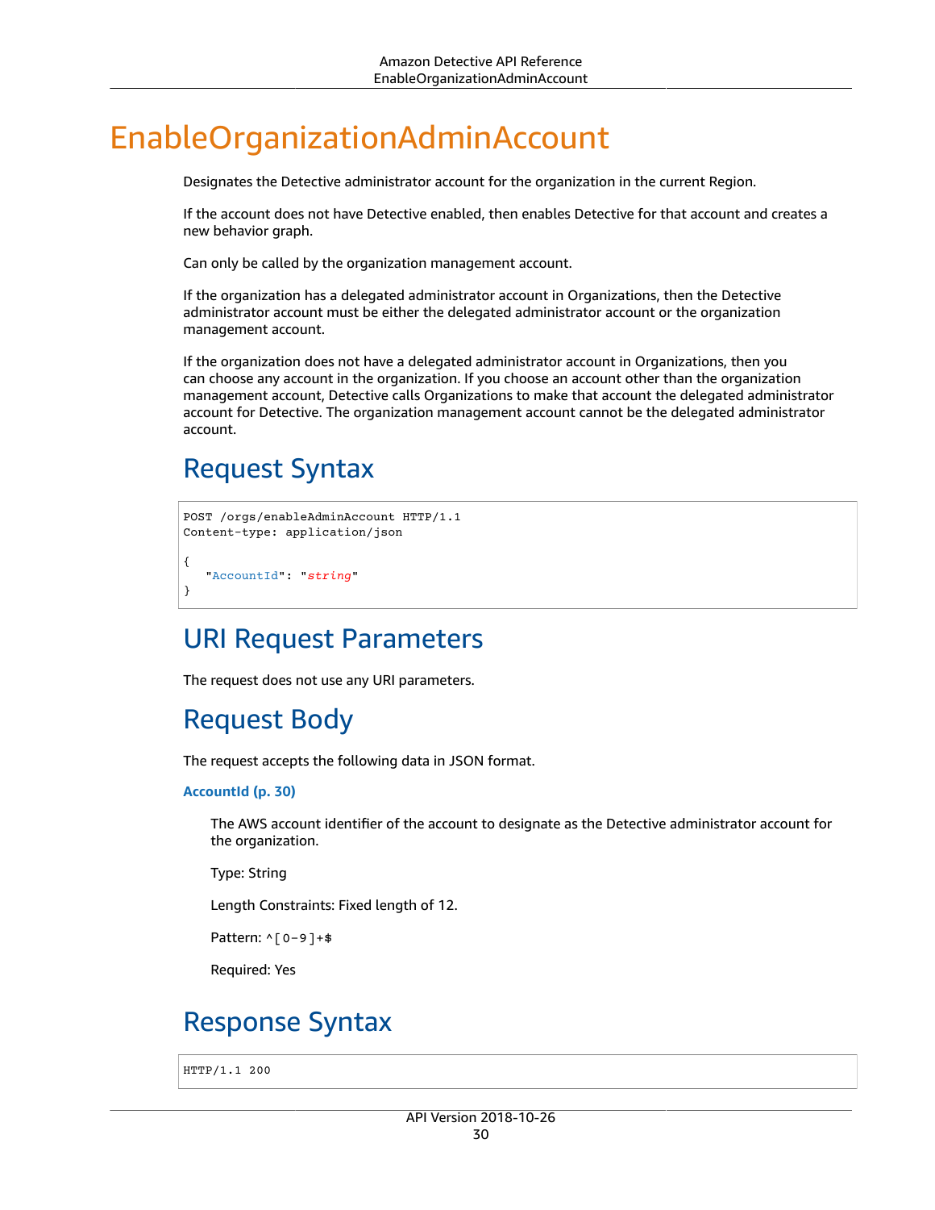# EnableOrganizationAdminAccount

Designates the Detective administrator account for the organization in the current Region.

If the account does not have Detective enabled, then enables Detective for that account and creates a new behavior graph.

Can only be called by the organization management account.

If the organization has a delegated administrator account in Organizations, then the Detective administrator account must be either the delegated administrator account or the organization management account.

If the organization does not have a delegated administrator account in Organizations, then you can choose any account in the organization. If you choose an account other than the organization management account, Detective calls Organizations to make that account the delegated administrator account for Detective. The organization management account cannot be the delegated administrator account.

## Request Syntax

```
POST /orgs/enableAdminAccount HTTP/1.1
Content-type: application/json

{
   "AccountId": "string"
}
```

## URI Request Parameters

The request does not use any URI parameters.

## Request Body

The request accepts the following data in JSON format.

**AccountId (p. 30)**

The AWS account identifier of the account to designate as the Detective administrator account for the organization.

Type: String

Length Constraints: Fixed length of 12.

Pattern: `^[0-9]+$`

Required: Yes

## Response Syntax

```
HTTP/1.1 200
```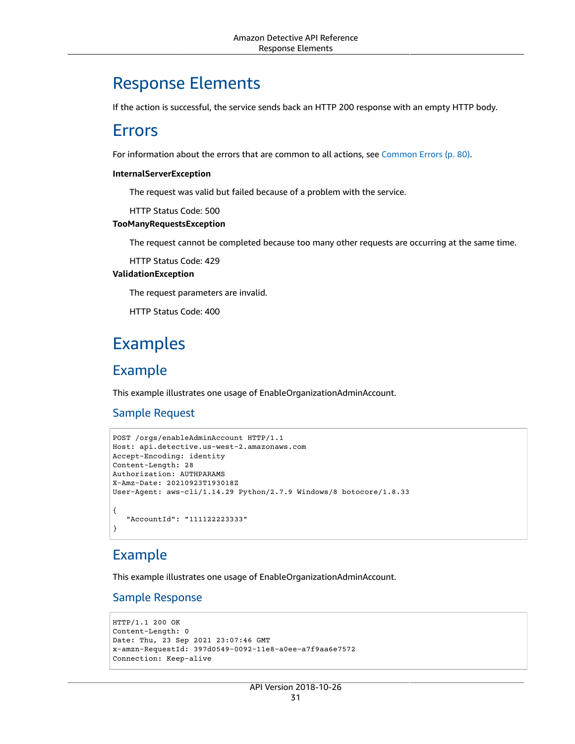# Response Elements

If the action is successful, the service sends back an HTTP 200 response with an empty HTTP body.

# Errors

For information about the errors that are common to all actions, see Common Errors (p. 80).

**InternalServerException**

The request was valid but failed because of a problem with the service.

HTTP Status Code: 500

**TooManyRequestsException**

The request cannot be completed because too many other requests are occurring at the same time.

HTTP Status Code: 429

**ValidationException**

The request parameters are invalid.

HTTP Status Code: 400

# Examples

## Example

This example illustrates one usage of EnableOrganizationAdminAccount.

### Sample Request

```
POST /orgs/enableAdminAccount HTTP/1.1
Host: api.detective.us-west-2.amazonaws.com
Accept-Encoding: identity
Content-Length: 28
Authorization: AUTHPARAMS
X-Amz-Date: 20210923T193018Z
User-Agent: aws-cli/1.14.29 Python/2.7.9 Windows/8 botocore/1.8.33

{
   "AccountId": "111122223333"
}
```

## Example

This example illustrates one usage of EnableOrganizationAdminAccount.

### Sample Response

```
HTTP/1.1 200 OK
Content-Length: 0
Date: Thu, 23 Sep 2021 23:07:46 GMT
x-amzn-RequestId: 397d0549-0092-11e8-a0ee-a7f9aa6e7572
Connection: Keep-alive
```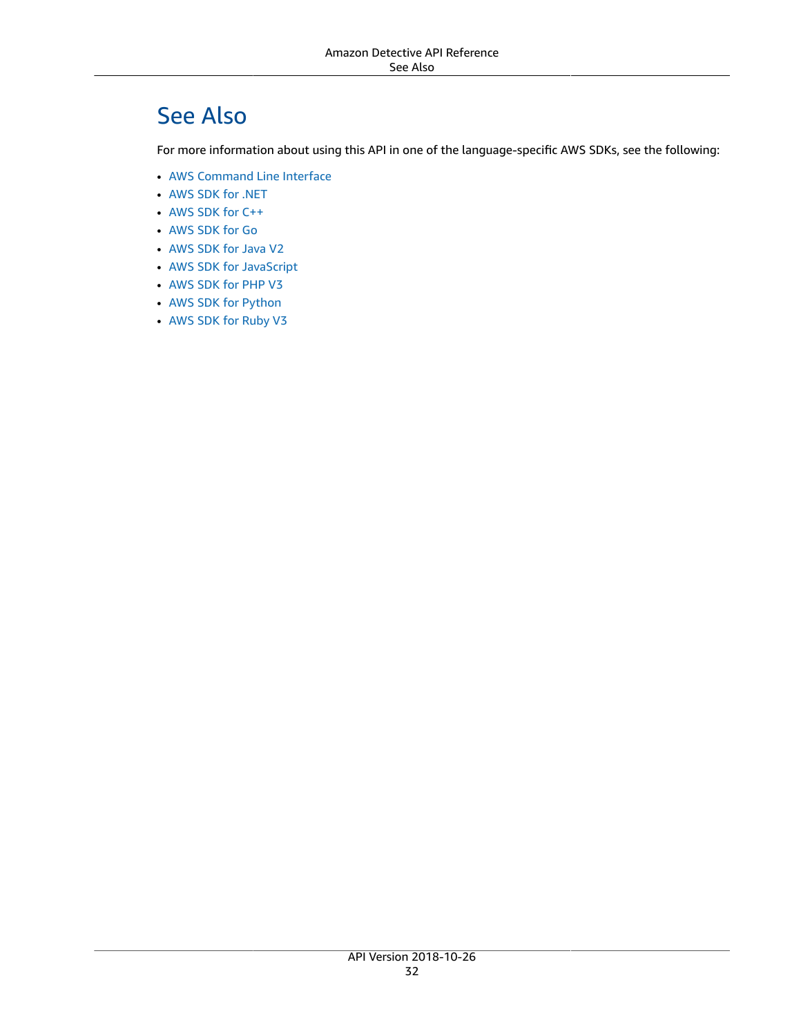## See Also

For more information about using this API in one of the language-specific AWS SDKs, see the following:

- AWS Command Line Interface
- AWS SDK for .NET
- AWS SDK for C++
- AWS SDK for Go
- AWS SDK for Java V2
- AWS SDK for JavaScript
- AWS SDK for PHP V3
- AWS SDK for Python
- AWS SDK for Ruby V3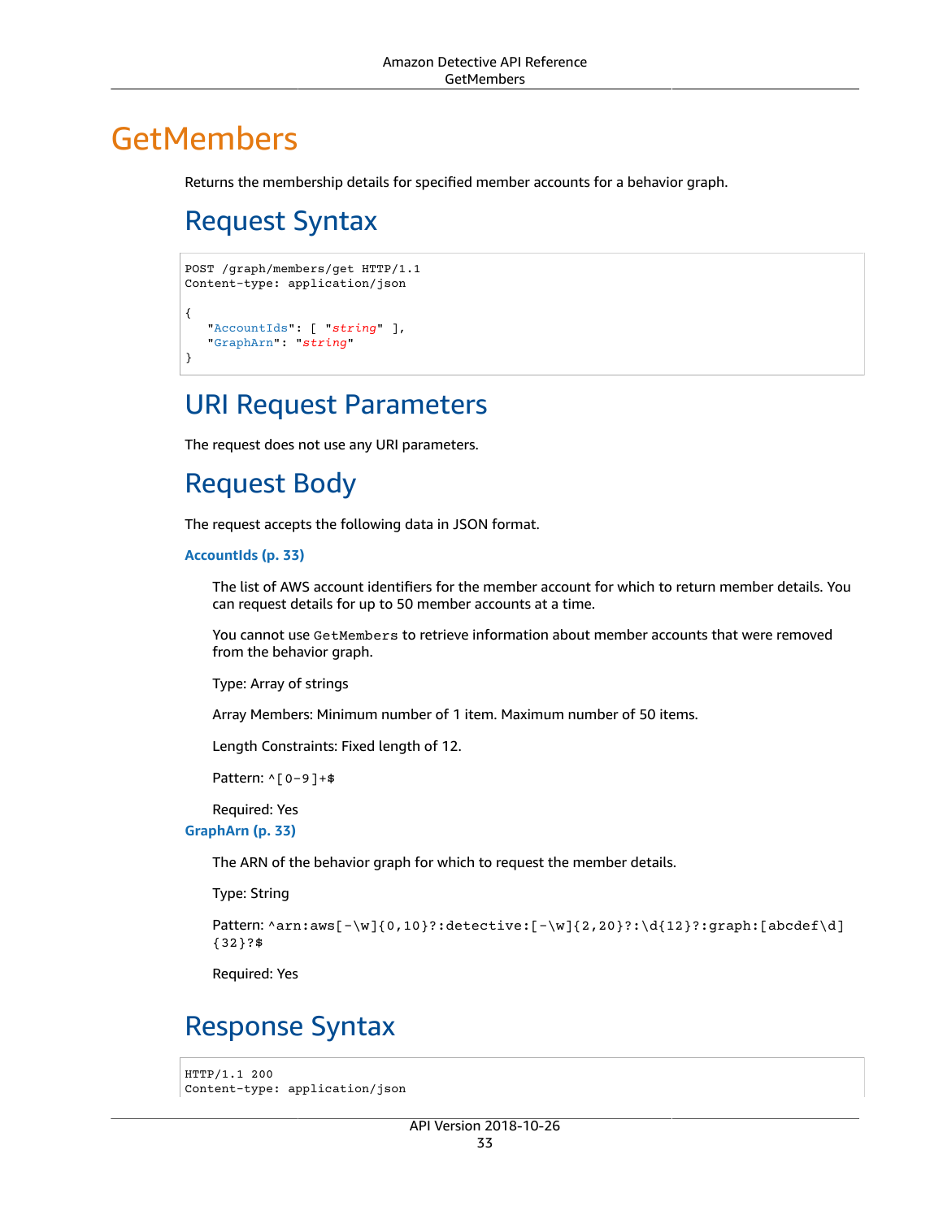# GetMembers

Returns the membership details for specified member accounts for a behavior graph.

## Request Syntax

```
POST /graph/members/get HTTP/1.1
Content-type: application/json

{
   "AccountIds": [ "string" ],
   "GraphArn": "string"
}
```

## URI Request Parameters

The request does not use any URI parameters.

## Request Body

The request accepts the following data in JSON format.

**AccountIds (p. 33)**

The list of AWS account identifiers for the member account for which to return member details. You can request details for up to 50 member accounts at a time.

You cannot use `GetMembers` to retrieve information about member accounts that were removed from the behavior graph.

Type: Array of strings

Array Members: Minimum number of 1 item. Maximum number of 50 items.

Length Constraints: Fixed length of 12.

Pattern: `^[0-9]+$`

Required: Yes

**GraphArn (p. 33)**

The ARN of the behavior graph for which to request the member details.

Type: String

Pattern: `^arn:aws[-\w]{0,10}?:detective:[-\w]{2,20}?:\d{12}?:graph:[abcdef\d]{32}?$`

Required: Yes

## Response Syntax

```
HTTP/1.1 200
Content-type: application/json
```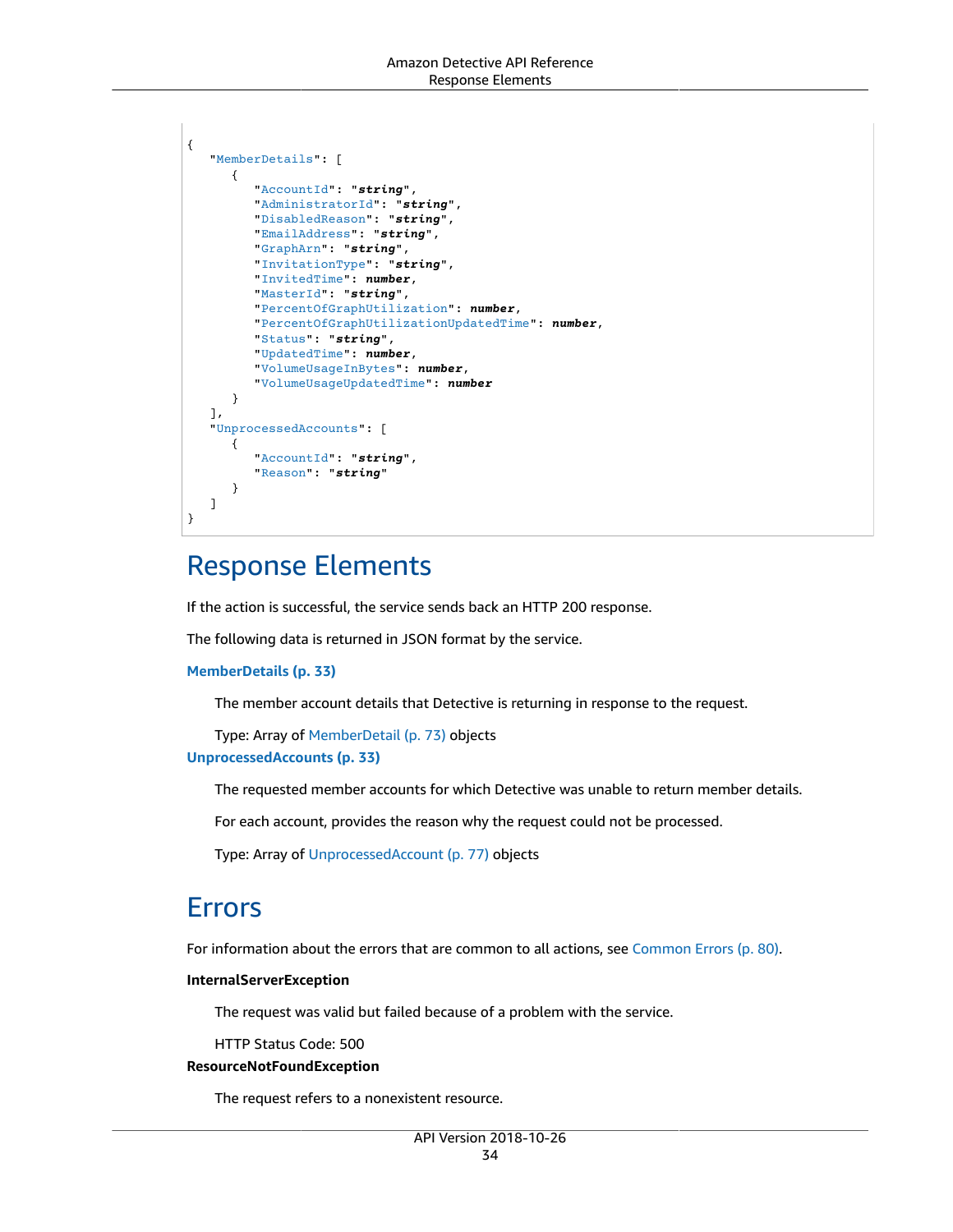```
{
   "MemberDetails": [
      {
         "AccountId": "string",
         "AdministratorId": "string",
         "DisabledReason": "string",
         "EmailAddress": "string",
         "GraphArn": "string",
         "InvitationType": "string",
         "InvitedTime": number,
         "MasterId": "string",
         "PercentOfGraphUtilization": number,
         "PercentOfGraphUtilizationUpdatedTime": number,
         "Status": "string",
         "UpdatedTime": number,
         "VolumeUsageInBytes": number,
         "VolumeUsageUpdatedTime": number
      }
   ],
   "UnprocessedAccounts": [
      {
         "AccountId": "string",
         "Reason": "string"
      }
   ]
}
```

## Response Elements

If the action is successful, the service sends back an HTTP 200 response.

The following data is returned in JSON format by the service.

**MemberDetails (p. 33)**

The member account details that Detective is returning in response to the request.

Type: Array of MemberDetail (p. 73) objects

**UnprocessedAccounts (p. 33)**

The requested member accounts for which Detective was unable to return member details.

For each account, provides the reason why the request could not be processed.

Type: Array of UnprocessedAccount (p. 77) objects

## Errors

For information about the errors that are common to all actions, see Common Errors (p. 80).

**InternalServerException**

The request was valid but failed because of a problem with the service.

HTTP Status Code: 500

**ResourceNotFoundException**

The request refers to a nonexistent resource.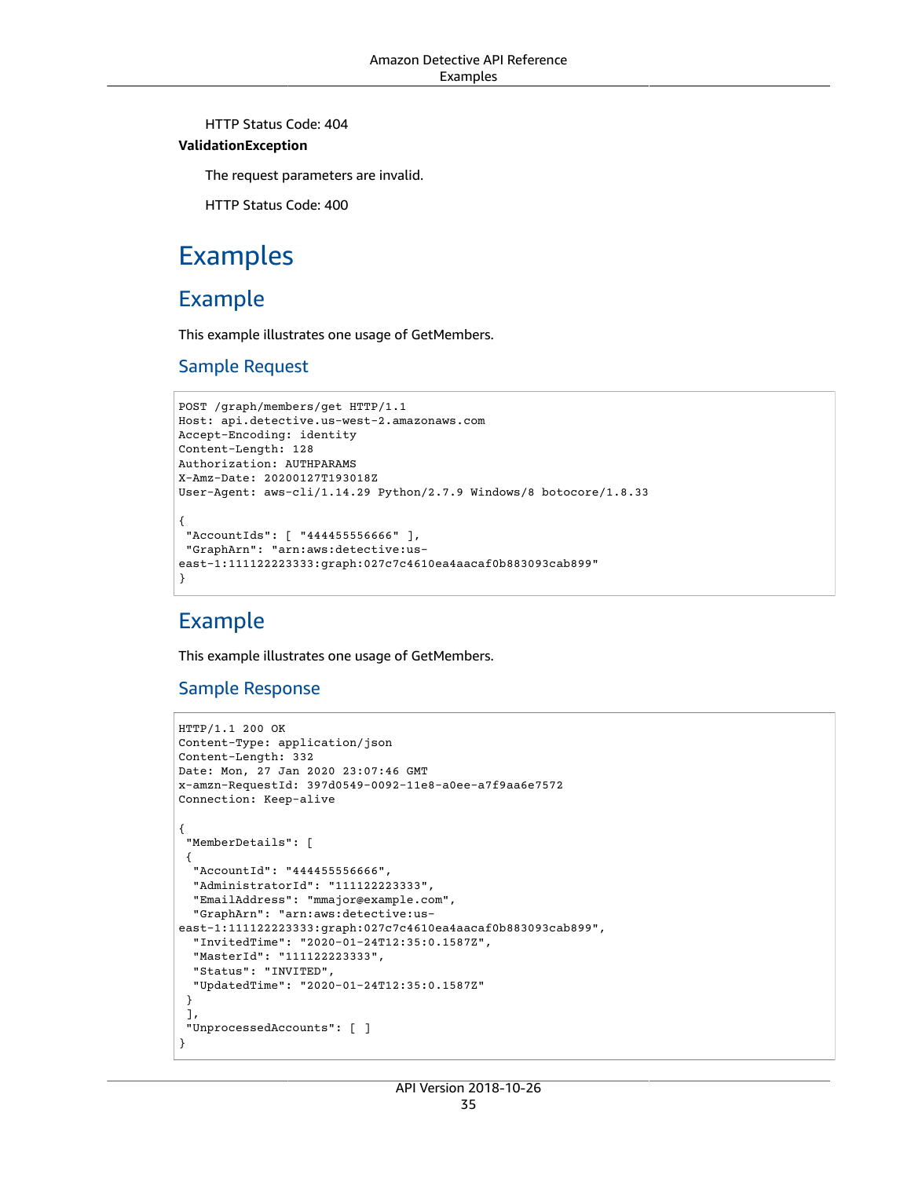HTTP Status Code: 404

**ValidationException**

The request parameters are invalid.

HTTP Status Code: 400

# Examples

## Example

This example illustrates one usage of GetMembers.

### Sample Request

```
POST /graph/members/get HTTP/1.1
Host: api.detective.us-west-2.amazonaws.com
Accept-Encoding: identity
Content-Length: 128
Authorization: AUTHPARAMS
X-Amz-Date: 20200127T193018Z
User-Agent: aws-cli/1.14.29 Python/2.7.9 Windows/8 botocore/1.8.33

{
 "AccountIds": [ "444455556666" ],
 "GraphArn": "arn:aws:detective:us-east-1:111122223333:graph:027c7c4610ea4aacaf0b883093cab899"
}
```

## Example

This example illustrates one usage of GetMembers.

### Sample Response

```
HTTP/1.1 200 OK
Content-Type: application/json
Content-Length: 332
Date: Mon, 27 Jan 2020 23:07:46 GMT
x-amzn-RequestId: 397d0549-0092-11e8-a0ee-a7f9aa6e7572
Connection: Keep-alive

{
 "MemberDetails": [
 {
  "AccountId": "444455556666",
  "AdministratorId": "111122223333",
  "EmailAddress": "mmajor@example.com",
  "GraphArn": "arn:aws:detective:us-east-1:111122223333:graph:027c7c4610ea4aacaf0b883093cab899",
  "InvitedTime": "2020-01-24T12:35:0.1587Z",
  "MasterId": "111122223333",
  "Status": "INVITED",
  "UpdatedTime": "2020-01-24T12:35:0.1587Z"
 }
 ],
 "UnprocessedAccounts": [ ]
}
```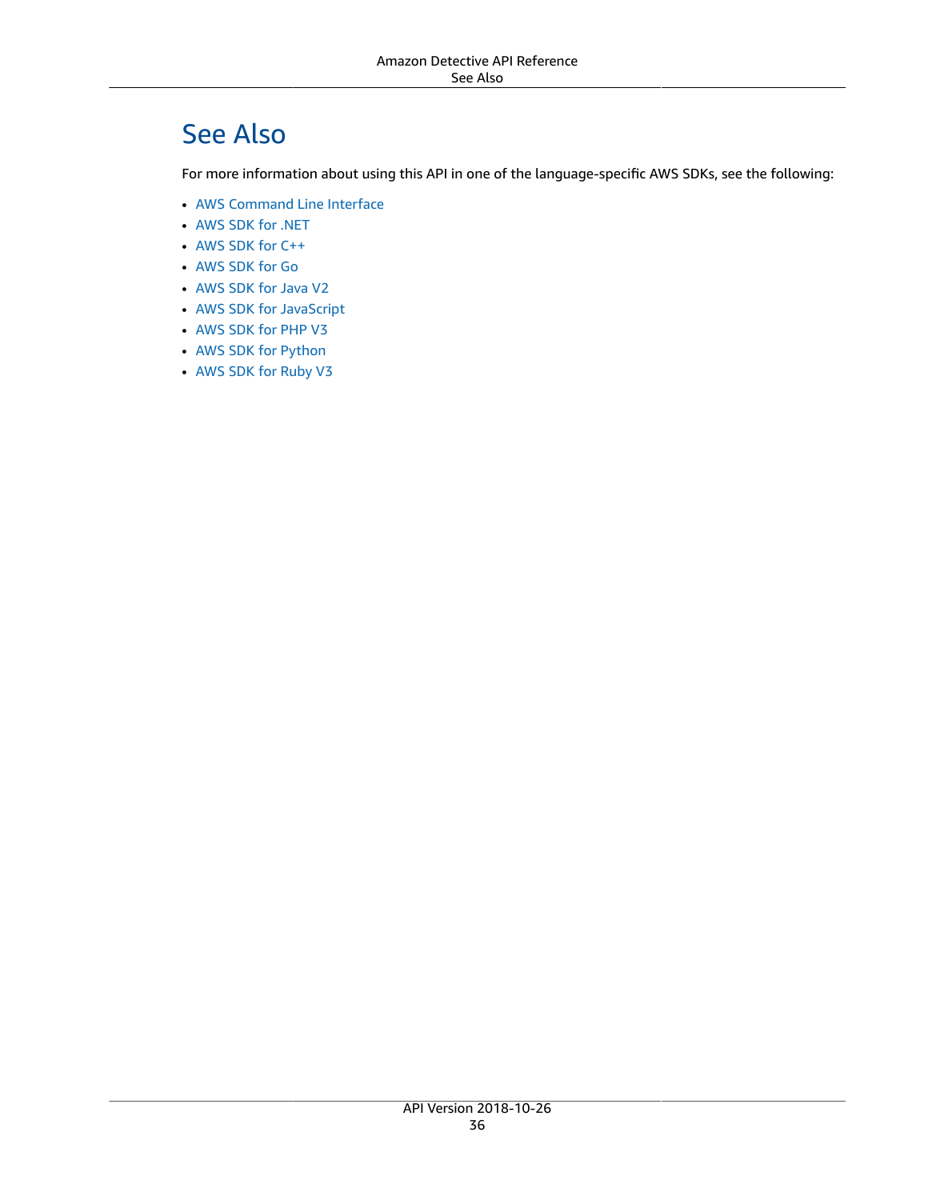## See Also

For more information about using this API in one of the language-specific AWS SDKs, see the following:

- AWS Command Line Interface
- AWS SDK for .NET
- AWS SDK for C++
- AWS SDK for Go
- AWS SDK for Java V2
- AWS SDK for JavaScript
- AWS SDK for PHP V3
- AWS SDK for Python
- AWS SDK for Ruby V3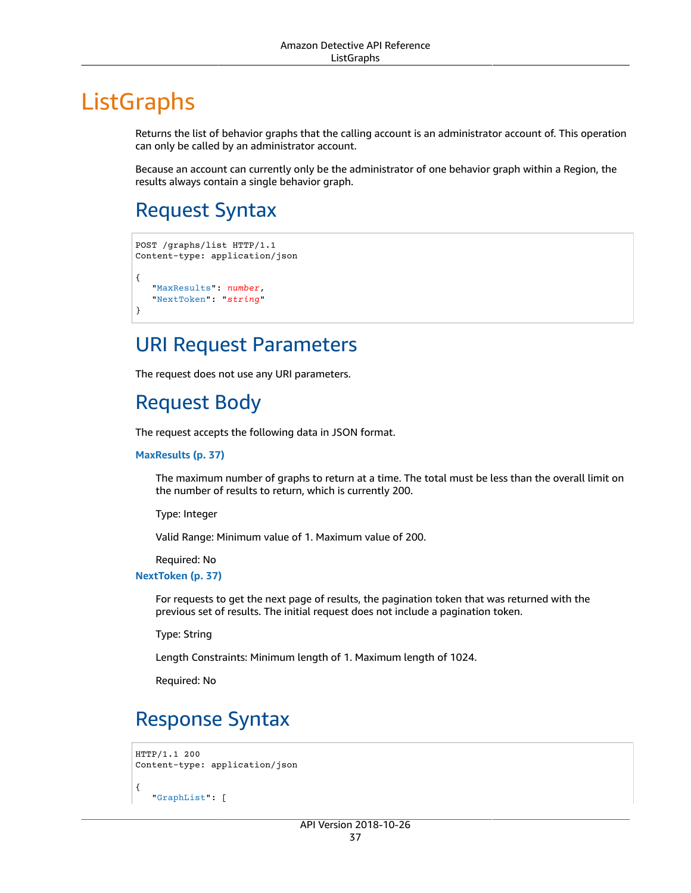# ListGraphs

Returns the list of behavior graphs that the calling account is an administrator account of. This operation can only be called by an administrator account.

Because an account can currently only be the administrator of one behavior graph within a Region, the results always contain a single behavior graph.

## Request Syntax

```
POST /graphs/list HTTP/1.1
Content-type: application/json

{
   "MaxResults": number,
   "NextToken": "string"
}
```

## URI Request Parameters

The request does not use any URI parameters.

## Request Body

The request accepts the following data in JSON format.

**MaxResults (p. 37)**

The maximum number of graphs to return at a time. The total must be less than the overall limit on the number of results to return, which is currently 200.

Type: Integer

Valid Range: Minimum value of 1. Maximum value of 200.

Required: No

**NextToken (p. 37)**

For requests to get the next page of results, the pagination token that was returned with the previous set of results. The initial request does not include a pagination token.

Type: String

Length Constraints: Minimum length of 1. Maximum length of 1024.

Required: No

## Response Syntax

```
HTTP/1.1 200
Content-type: application/json

{
   "GraphList": [
```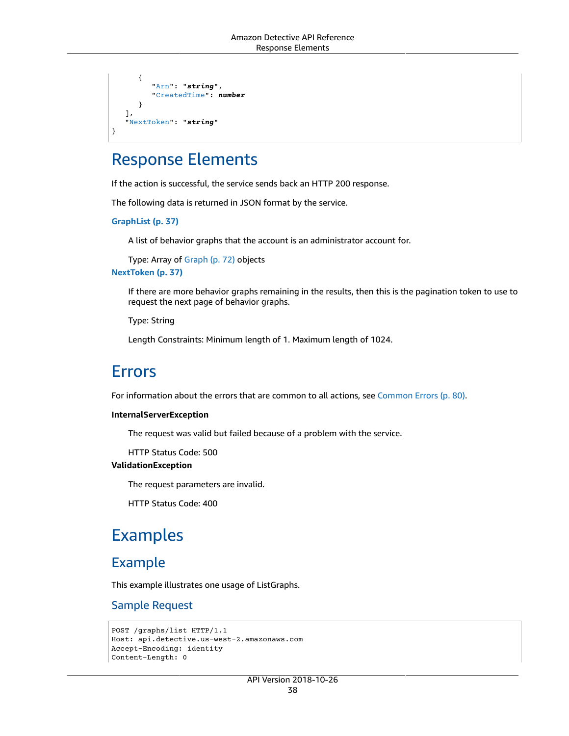```
      {
         "Arn": "string",
         "CreatedTime": number
      }
   ],
   "NextToken": "string"
}
```

## Response Elements

If the action is successful, the service sends back an HTTP 200 response.

The following data is returned in JSON format by the service.

**GraphList (p. 37)**

A list of behavior graphs that the account is an administrator account for.

Type: Array of Graph (p. 72) objects

**NextToken (p. 37)**

If there are more behavior graphs remaining in the results, then this is the pagination token to use to request the next page of behavior graphs.

Type: String

Length Constraints: Minimum length of 1. Maximum length of 1024.

## Errors

For information about the errors that are common to all actions, see Common Errors (p. 80).

**InternalServerException**

The request was valid but failed because of a problem with the service.

HTTP Status Code: 500

**ValidationException**

The request parameters are invalid.

HTTP Status Code: 400

## Examples

### Example

This example illustrates one usage of ListGraphs.

### Sample Request

```
POST /graphs/list HTTP/1.1
Host: api.detective.us-west-2.amazonaws.com
Accept-Encoding: identity
Content-Length: 0
```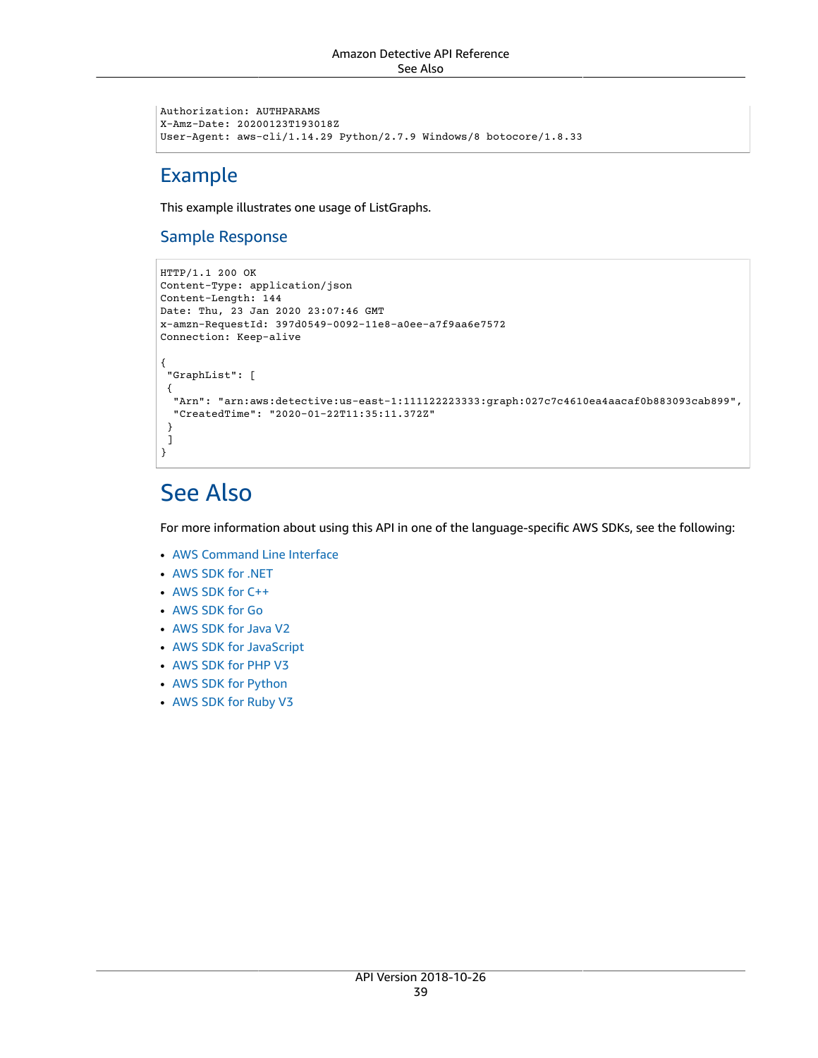```
Authorization: AUTHPARAMS
X-Amz-Date: 20200123T193018Z
User-Agent: aws-cli/1.14.29 Python/2.7.9 Windows/8 botocore/1.8.33
```

## Example

This example illustrates one usage of ListGraphs.

### Sample Response

```
HTTP/1.1 200 OK
Content-Type: application/json
Content-Length: 144
Date: Thu, 23 Jan 2020 23:07:46 GMT
x-amzn-RequestId: 397d0549-0092-11e8-a0ee-a7f9aa6e7572
Connection: Keep-alive

{
 "GraphList": [
 {
  "Arn": "arn:aws:detective:us-east-1:111122223333:graph:027c7c4610ea4aacaf0b883093cab899",
  "CreatedTime": "2020-01-22T11:35:11.372Z"
 }
 ]
}
```

# See Also

For more information about using this API in one of the language-specific AWS SDKs, see the following:

- AWS Command Line Interface
- AWS SDK for .NET
- AWS SDK for C++
- AWS SDK for Go
- AWS SDK for Java V2
- AWS SDK for JavaScript
- AWS SDK for PHP V3
- AWS SDK for Python
- AWS SDK for Ruby V3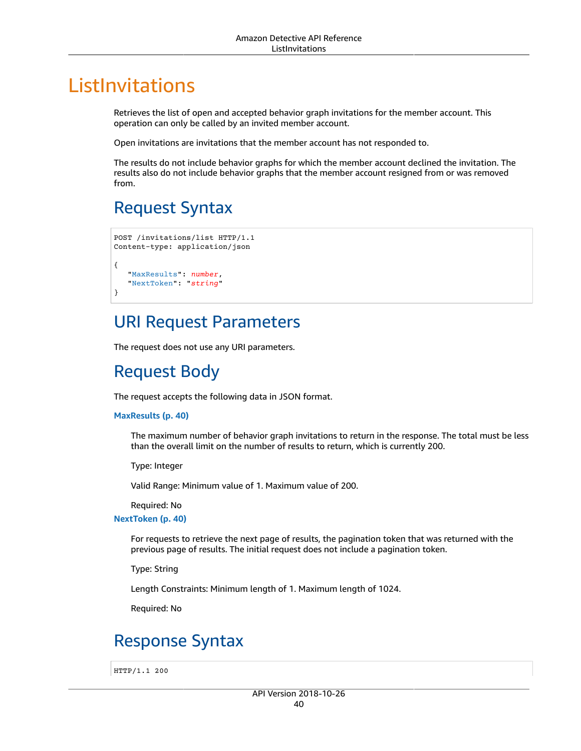# ListInvitations

Retrieves the list of open and accepted behavior graph invitations for the member account. This operation can only be called by an invited member account.

Open invitations are invitations that the member account has not responded to.

The results do not include behavior graphs for which the member account declined the invitation. The results also do not include behavior graphs that the member account resigned from or was removed from.

## Request Syntax

```
POST /invitations/list HTTP/1.1
Content-type: application/json

{
   "MaxResults": number,
   "NextToken": "string"
}
```

## URI Request Parameters

The request does not use any URI parameters.

## Request Body

The request accepts the following data in JSON format.

**MaxResults (p. 40)**

The maximum number of behavior graph invitations to return in the response. The total must be less than the overall limit on the number of results to return, which is currently 200.

Type: Integer

Valid Range: Minimum value of 1. Maximum value of 200.

Required: No

**NextToken (p. 40)**

For requests to retrieve the next page of results, the pagination token that was returned with the previous page of results. The initial request does not include a pagination token.

Type: String

Length Constraints: Minimum length of 1. Maximum length of 1024.

Required: No

## Response Syntax

```
HTTP/1.1 200
```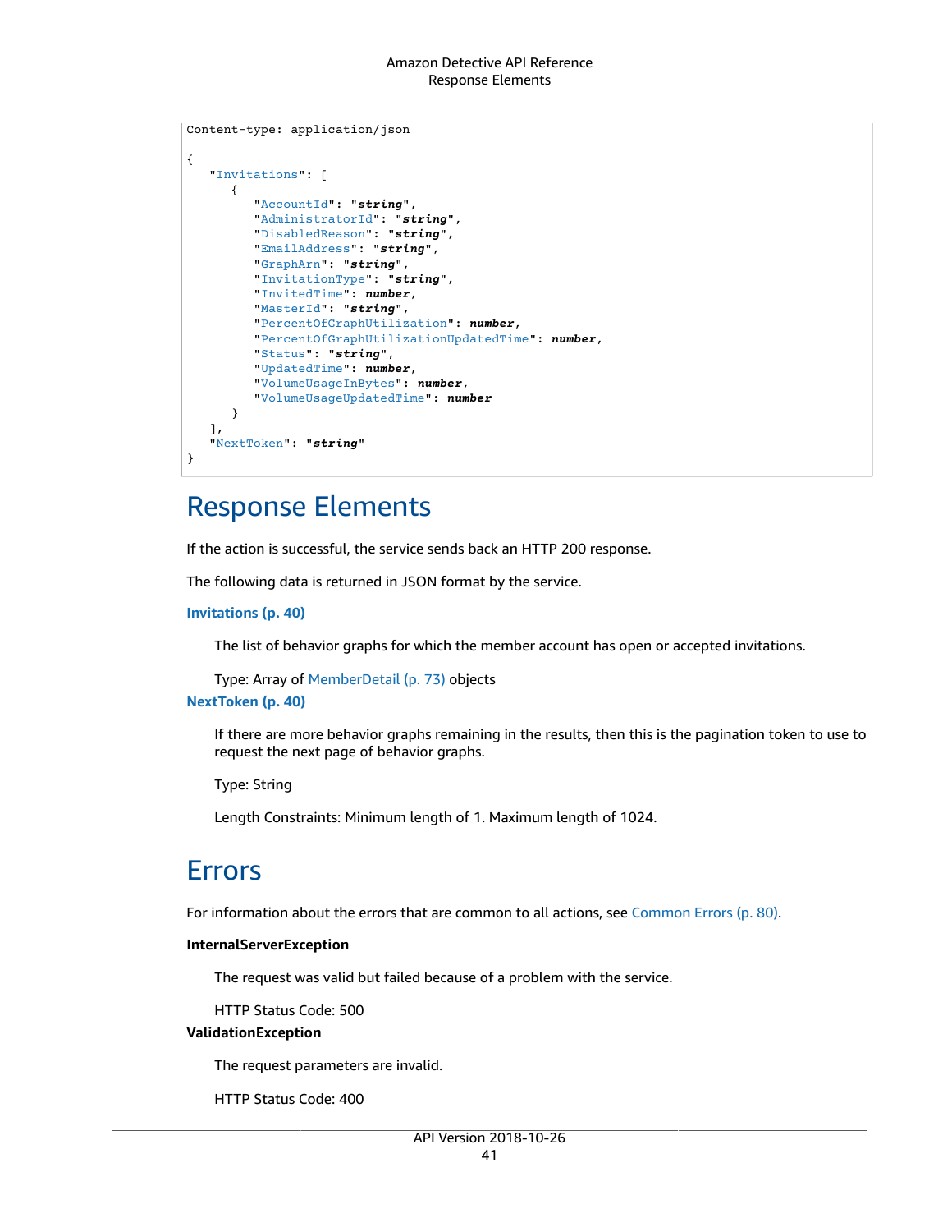```
Content-type: application/json

{
   "Invitations": [
      {
         "AccountId": "string",
         "AdministratorId": "string",
         "DisabledReason": "string",
         "EmailAddress": "string",
         "GraphArn": "string",
         "InvitationType": "string",
         "InvitedTime": number,
         "MasterId": "string",
         "PercentOfGraphUtilization": number,
         "PercentOfGraphUtilizationUpdatedTime": number,
         "Status": "string",
         "UpdatedTime": number,
         "VolumeUsageInBytes": number,
         "VolumeUsageUpdatedTime": number
      }
   ],
   "NextToken": "string"
}
```

## Response Elements

If the action is successful, the service sends back an HTTP 200 response.

The following data is returned in JSON format by the service.

**Invitations (p. 40)**

The list of behavior graphs for which the member account has open or accepted invitations.

Type: Array of MemberDetail (p. 73) objects

**NextToken (p. 40)**

If there are more behavior graphs remaining in the results, then this is the pagination token to use to request the next page of behavior graphs.

Type: String

Length Constraints: Minimum length of 1. Maximum length of 1024.

## Errors

For information about the errors that are common to all actions, see Common Errors (p. 80).

**InternalServerException**

The request was valid but failed because of a problem with the service.

HTTP Status Code: 500

**ValidationException**

The request parameters are invalid.

HTTP Status Code: 400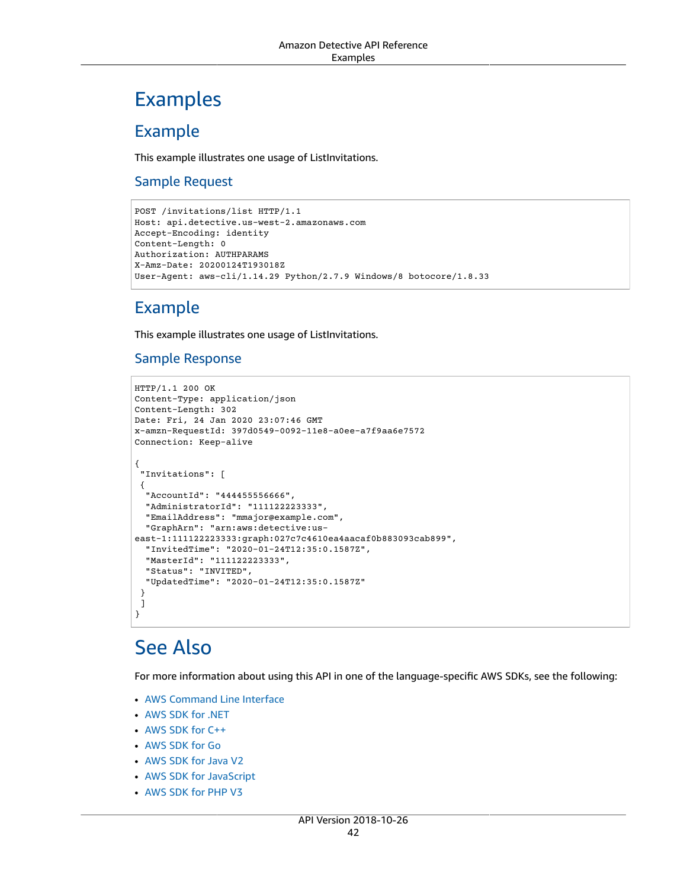# Examples

## Example

This example illustrates one usage of ListInvitations.

### Sample Request

```
POST /invitations/list HTTP/1.1
Host: api.detective.us-west-2.amazonaws.com
Accept-Encoding: identity
Content-Length: 0
Authorization: AUTHPARAMS
X-Amz-Date: 20200124T193018Z
User-Agent: aws-cli/1.14.29 Python/2.7.9 Windows/8 botocore/1.8.33
```

## Example

This example illustrates one usage of ListInvitations.

### Sample Response

```
HTTP/1.1 200 OK
Content-Type: application/json
Content-Length: 302
Date: Fri, 24 Jan 2020 23:07:46 GMT
x-amzn-RequestId: 397d0549-0092-11e8-a0ee-a7f9aa6e7572
Connection: Keep-alive

{
 "Invitations": [
 {
  "AccountId": "444455556666",
  "AdministratorId": "111122223333",
  "EmailAddress": "mmajor@example.com",
  "GraphArn": "arn:aws:detective:us-
east-1:111122223333:graph:027c7c4610ea4aacaf0b883093cab899",
  "InvitedTime": "2020-01-24T12:35:0.1587Z",
  "MasterId": "111122223333",
  "Status": "INVITED",
  "UpdatedTime": "2020-01-24T12:35:0.1587Z"
 }
 ]
}
```

# See Also

For more information about using this API in one of the language-specific AWS SDKs, see the following:

- AWS Command Line Interface
- AWS SDK for .NET
- AWS SDK for C++
- AWS SDK for Go
- AWS SDK for Java V2
- AWS SDK for JavaScript
- AWS SDK for PHP V3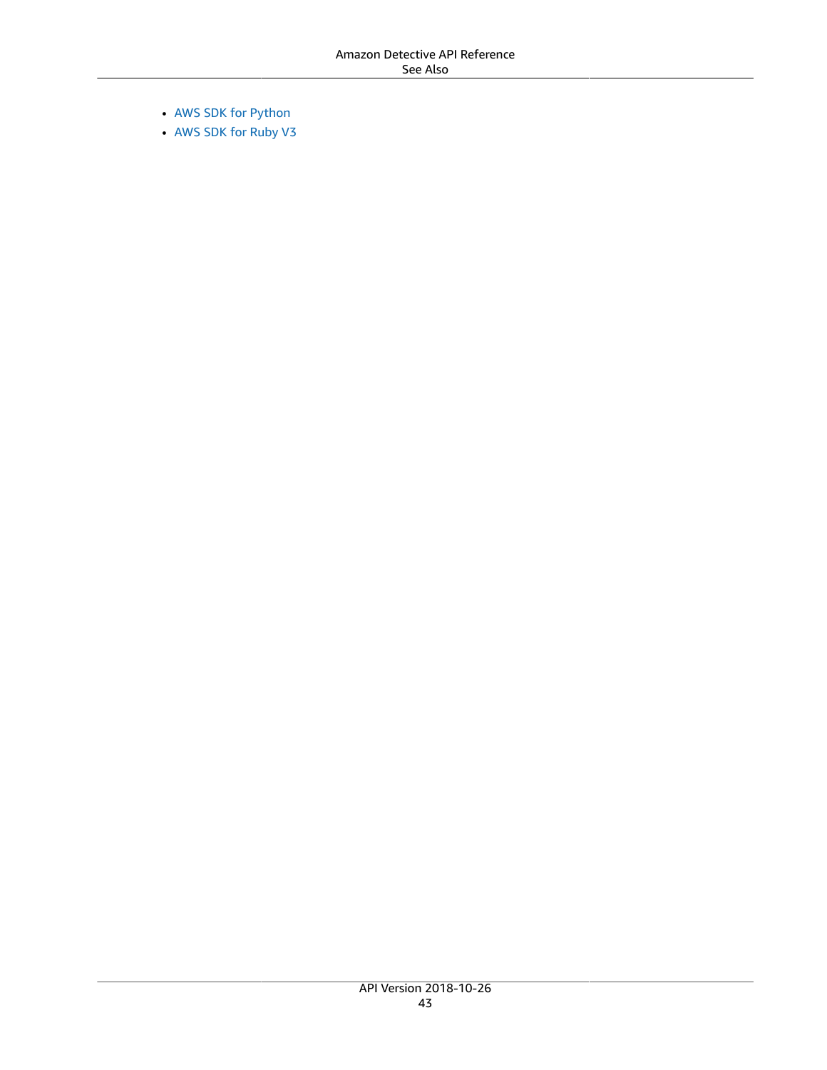- AWS SDK for Python
- AWS SDK for Ruby V3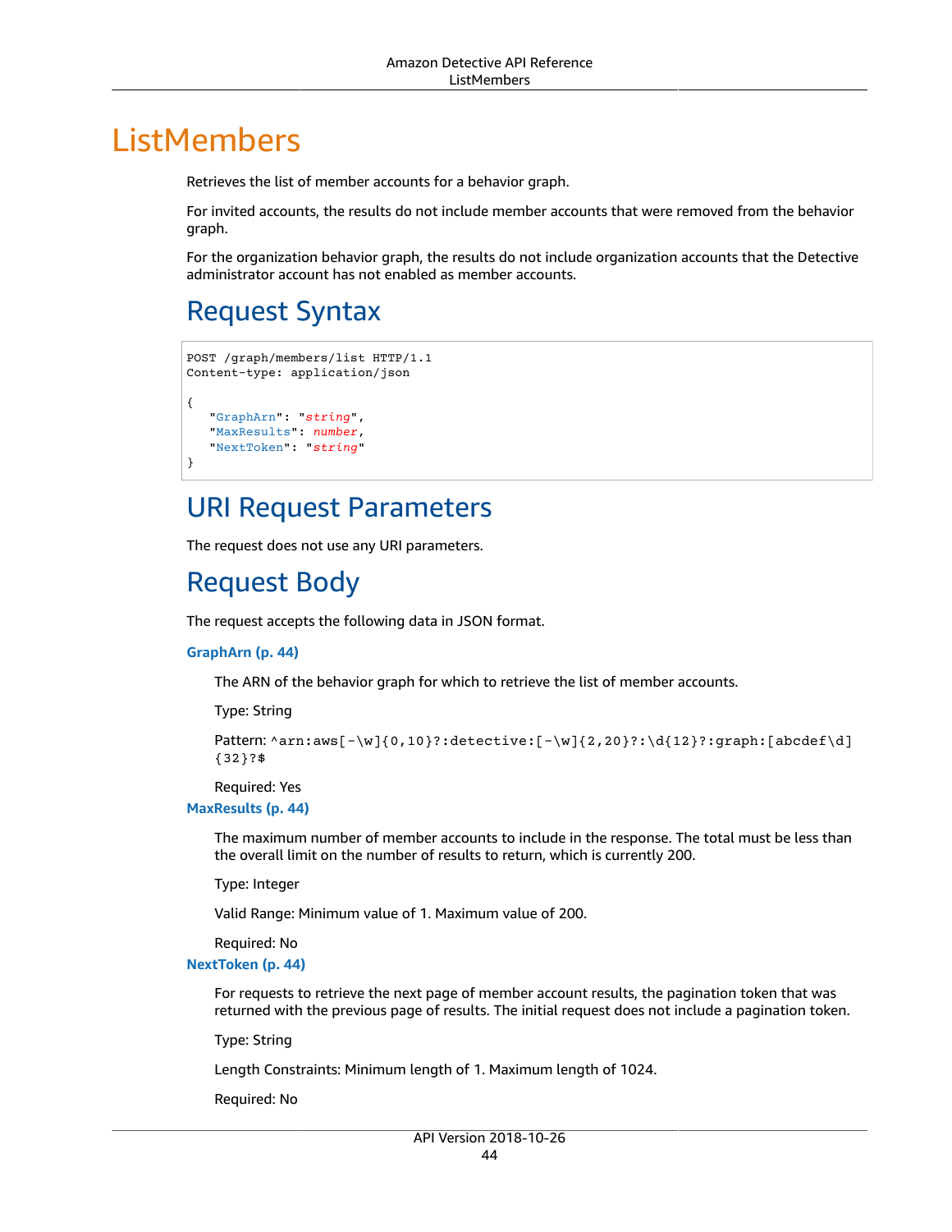# ListMembers

Retrieves the list of member accounts for a behavior graph.

For invited accounts, the results do not include member accounts that were removed from the behavior graph.

For the organization behavior graph, the results do not include organization accounts that the Detective administrator account has not enabled as member accounts.

## Request Syntax

```
POST /graph/members/list HTTP/1.1
Content-type: application/json

{
   "GraphArn": "string",
   "MaxResults": number,
   "NextToken": "string"
}
```

## URI Request Parameters

The request does not use any URI parameters.

## Request Body

The request accepts the following data in JSON format.

**GraphArn (p. 44)**

The ARN of the behavior graph for which to retrieve the list of member accounts.

Type: String

Pattern: `^arn:aws[-\w]{0,10}?:detective:[-\w]{2,20}?:\d{12}?:graph:[abcdef\d]{32}?$`

Required: Yes

**MaxResults (p. 44)**

The maximum number of member accounts to include in the response. The total must be less than the overall limit on the number of results to return, which is currently 200.

Type: Integer

Valid Range: Minimum value of 1. Maximum value of 200.

Required: No

**NextToken (p. 44)**

For requests to retrieve the next page of member account results, the pagination token that was returned with the previous page of results. The initial request does not include a pagination token.

Type: String

Length Constraints: Minimum length of 1. Maximum length of 1024.

Required: No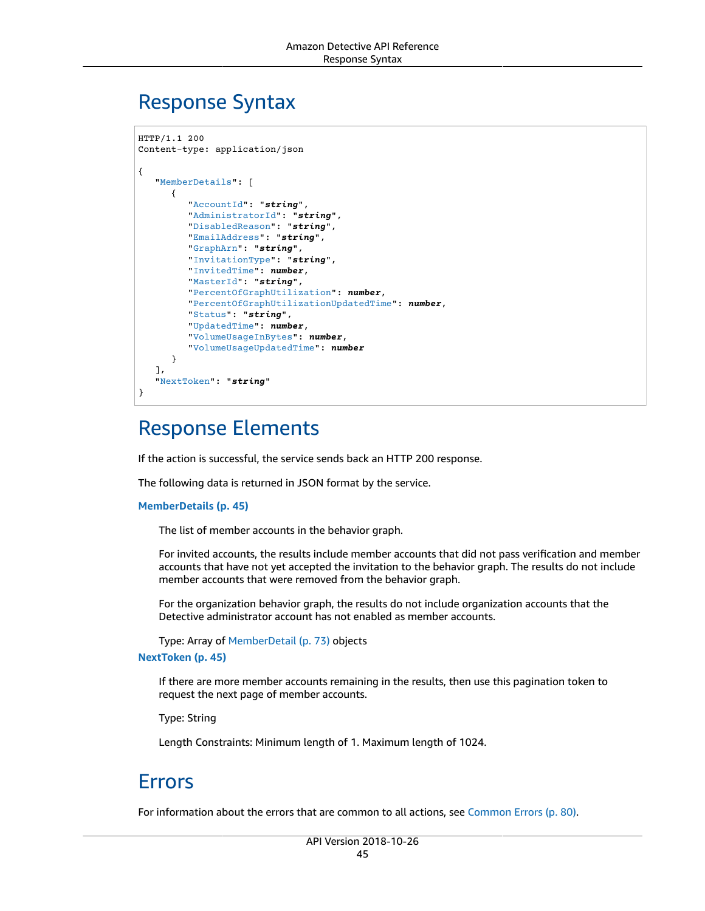## Response Syntax

```
HTTP/1.1 200
Content-type: application/json

{
   "MemberDetails": [
      {
         "AccountId": "string",
         "AdministratorId": "string",
         "DisabledReason": "string",
         "EmailAddress": "string",
         "GraphArn": "string",
         "InvitationType": "string",
         "InvitedTime": number,
         "MasterId": "string",
         "PercentOfGraphUtilization": number,
         "PercentOfGraphUtilizationUpdatedTime": number,
         "Status": "string",
         "UpdatedTime": number,
         "VolumeUsageInBytes": number,
         "VolumeUsageUpdatedTime": number
      }
   ],
   "NextToken": "string"
}
```

## Response Elements

If the action is successful, the service sends back an HTTP 200 response.

The following data is returned in JSON format by the service.

**MemberDetails (p. 45)**

The list of member accounts in the behavior graph.

For invited accounts, the results include member accounts that did not pass verification and member accounts that have not yet accepted the invitation to the behavior graph. The results do not include member accounts that were removed from the behavior graph.

For the organization behavior graph, the results do not include organization accounts that the Detective administrator account has not enabled as member accounts.

Type: Array of MemberDetail (p. 73) objects

**NextToken (p. 45)**

If there are more member accounts remaining in the results, then use this pagination token to request the next page of member accounts.

Type: String

Length Constraints: Minimum length of 1. Maximum length of 1024.

## Errors

For information about the errors that are common to all actions, see Common Errors (p. 80).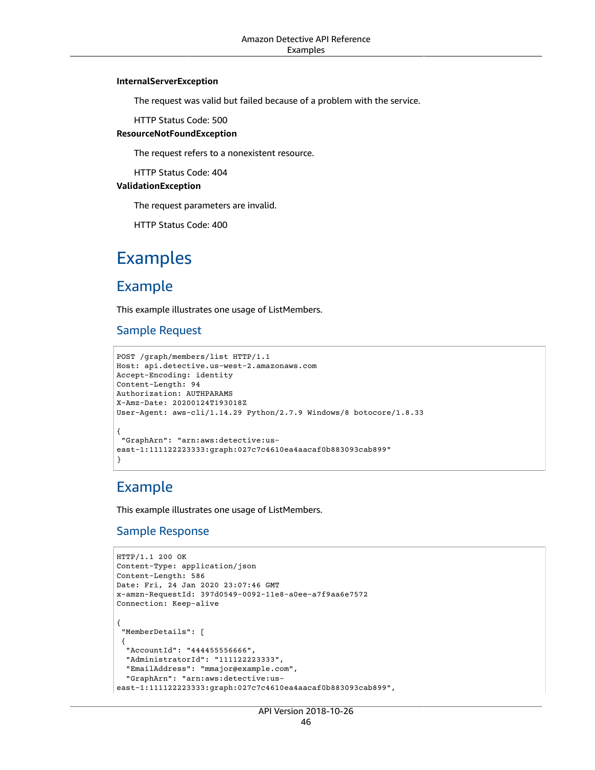**InternalServerException**

The request was valid but failed because of a problem with the service.

HTTP Status Code: 500

**ResourceNotFoundException**

The request refers to a nonexistent resource.

HTTP Status Code: 404

**ValidationException**

The request parameters are invalid.

HTTP Status Code: 400

# Examples

## Example

This example illustrates one usage of ListMembers.

### Sample Request

```
POST /graph/members/list HTTP/1.1
Host: api.detective.us-west-2.amazonaws.com
Accept-Encoding: identity
Content-Length: 94
Authorization: AUTHPARAMS
X-Amz-Date: 20200124T193018Z
User-Agent: aws-cli/1.14.29 Python/2.7.9 Windows/8 botocore/1.8.33

{
 "GraphArn": "arn:aws:detective:us-
east-1:111122223333:graph:027c7c4610ea4aacaf0b883093cab899"
}
```

## Example

This example illustrates one usage of ListMembers.

### Sample Response

```
HTTP/1.1 200 OK
Content-Type: application/json
Content-Length: 586
Date: Fri, 24 Jan 2020 23:07:46 GMT
x-amzn-RequestId: 397d0549-0092-11e8-a0ee-a7f9aa6e7572
Connection: Keep-alive

{
 "MemberDetails": [
 {
  "AccountId": "444455556666",
  "AdministratorId": "111122223333",
  "EmailAddress": "mmajor@example.com",
  "GraphArn": "arn:aws:detective:us-
east-1:111122223333:graph:027c7c4610ea4aacaf0b883093cab899",
```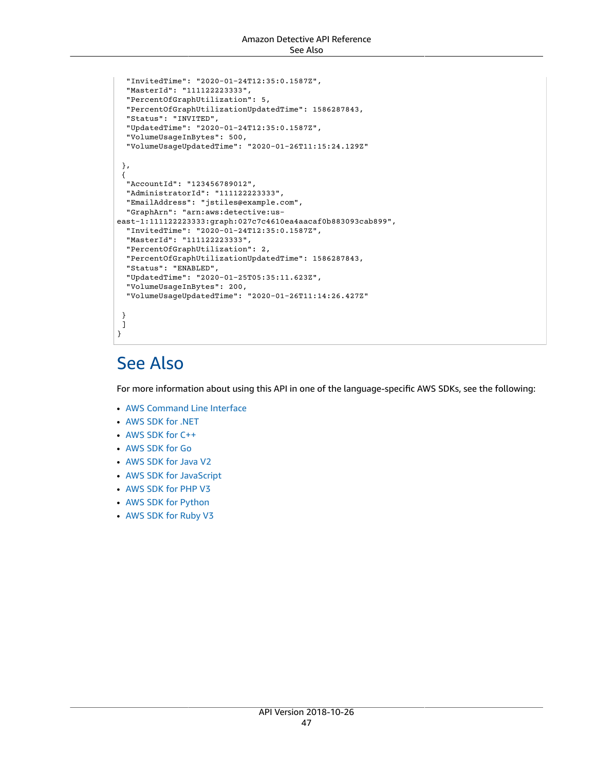```
  "InvitedTime": "2020-01-24T12:35:0.1587Z",
  "MasterId": "111122223333",
  "PercentOfGraphUtilization": 5,
  "PercentOfGraphUtilizationUpdatedTime": 1586287843,
  "Status": "INVITED",
  "UpdatedTime": "2020-01-24T12:35:0.1587Z",
  "VolumeUsageInBytes": 500,
  "VolumeUsageUpdatedTime": "2020-01-26T11:15:24.129Z"

 },
 {
  "AccountId": "123456789012",
  "AdministratorId": "111122223333",
  "EmailAddress": "jstiles@example.com",
  "GraphArn": "arn:aws:detective:us-
east-1:111122223333:graph:027c7c4610ea4aacaf0b883093cab899",
  "InvitedTime": "2020-01-24T12:35:0.1587Z",
  "MasterId": "111122223333",
  "PercentOfGraphUtilization": 2,
  "PercentOfGraphUtilizationUpdatedTime": 1586287843,
  "Status": "ENABLED",
  "UpdatedTime": "2020-01-25T05:35:11.623Z",
  "VolumeUsageInBytes": 200,
  "VolumeUsageUpdatedTime": "2020-01-26T11:14:26.427Z"

 }
 ]
}
```

## See Also

For more information about using this API in one of the language-specific AWS SDKs, see the following:

- AWS Command Line Interface
- AWS SDK for .NET
- AWS SDK for C++
- AWS SDK for Go
- AWS SDK for Java V2
- AWS SDK for JavaScript
- AWS SDK for PHP V3
- AWS SDK for Python
- AWS SDK for Ruby V3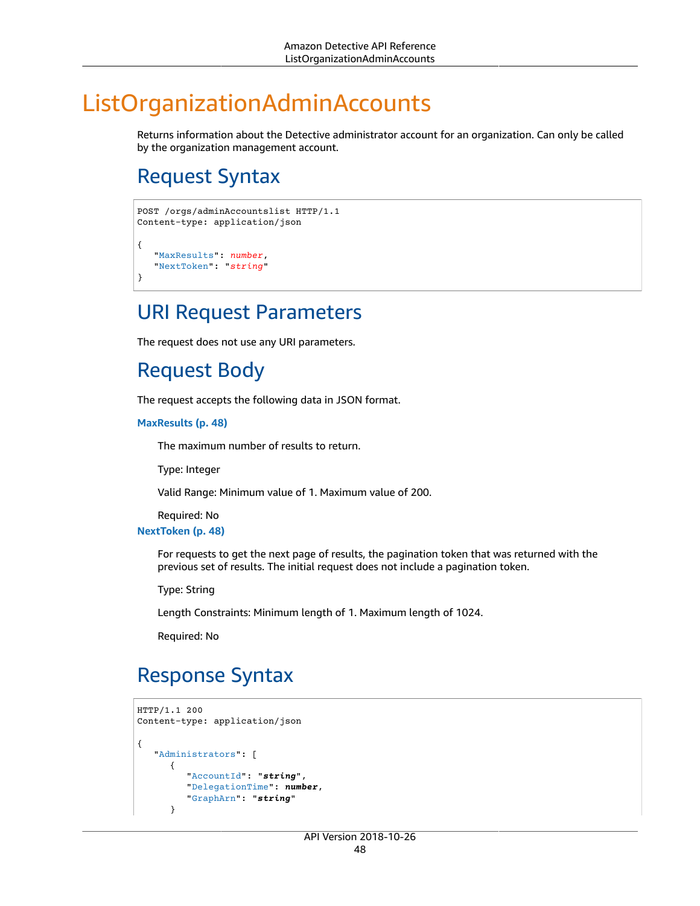# ListOrganizationAdminAccounts

Returns information about the Detective administrator account for an organization. Can only be called by the organization management account.

## Request Syntax

```
POST /orgs/adminAccountslist HTTP/1.1
Content-type: application/json

{
   "MaxResults": number,
   "NextToken": "string"
}
```

## URI Request Parameters

The request does not use any URI parameters.

## Request Body

The request accepts the following data in JSON format.

**MaxResults (p. 48)**

The maximum number of results to return.

Type: Integer

Valid Range: Minimum value of 1. Maximum value of 200.

Required: No

**NextToken (p. 48)**

For requests to get the next page of results, the pagination token that was returned with the previous set of results. The initial request does not include a pagination token.

Type: String

Length Constraints: Minimum length of 1. Maximum length of 1024.

Required: No

## Response Syntax

```
HTTP/1.1 200
Content-type: application/json

{
   "Administrators": [
      {
         "AccountId": "string",
         "DelegationTime": number,
         "GraphArn": "string"
      }
```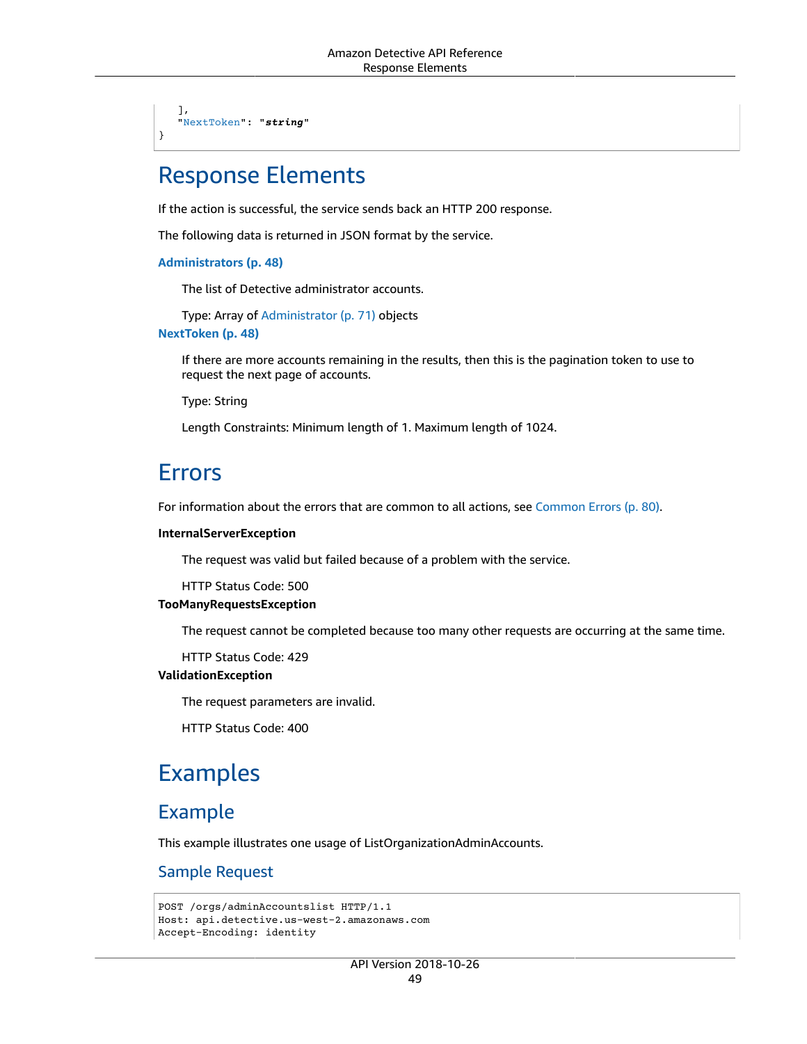```
   ],
   "NextToken": "string"
}
```

## Response Elements

If the action is successful, the service sends back an HTTP 200 response.

The following data is returned in JSON format by the service.

**Administrators (p. 48)**

The list of Detective administrator accounts.

Type: Array of Administrator (p. 71) objects

**NextToken (p. 48)**

If there are more accounts remaining in the results, then this is the pagination token to use to request the next page of accounts.

Type: String

Length Constraints: Minimum length of 1. Maximum length of 1024.

## Errors

For information about the errors that are common to all actions, see Common Errors (p. 80).

**InternalServerException**

The request was valid but failed because of a problem with the service.

HTTP Status Code: 500

**TooManyRequestsException**

The request cannot be completed because too many other requests are occurring at the same time.

HTTP Status Code: 429

**ValidationException**

The request parameters are invalid.

HTTP Status Code: 400

## Examples

### Example

This example illustrates one usage of ListOrganizationAdminAccounts.

#### Sample Request

```
POST /orgs/adminAccountslist HTTP/1.1
Host: api.detective.us-west-2.amazonaws.com
Accept-Encoding: identity
```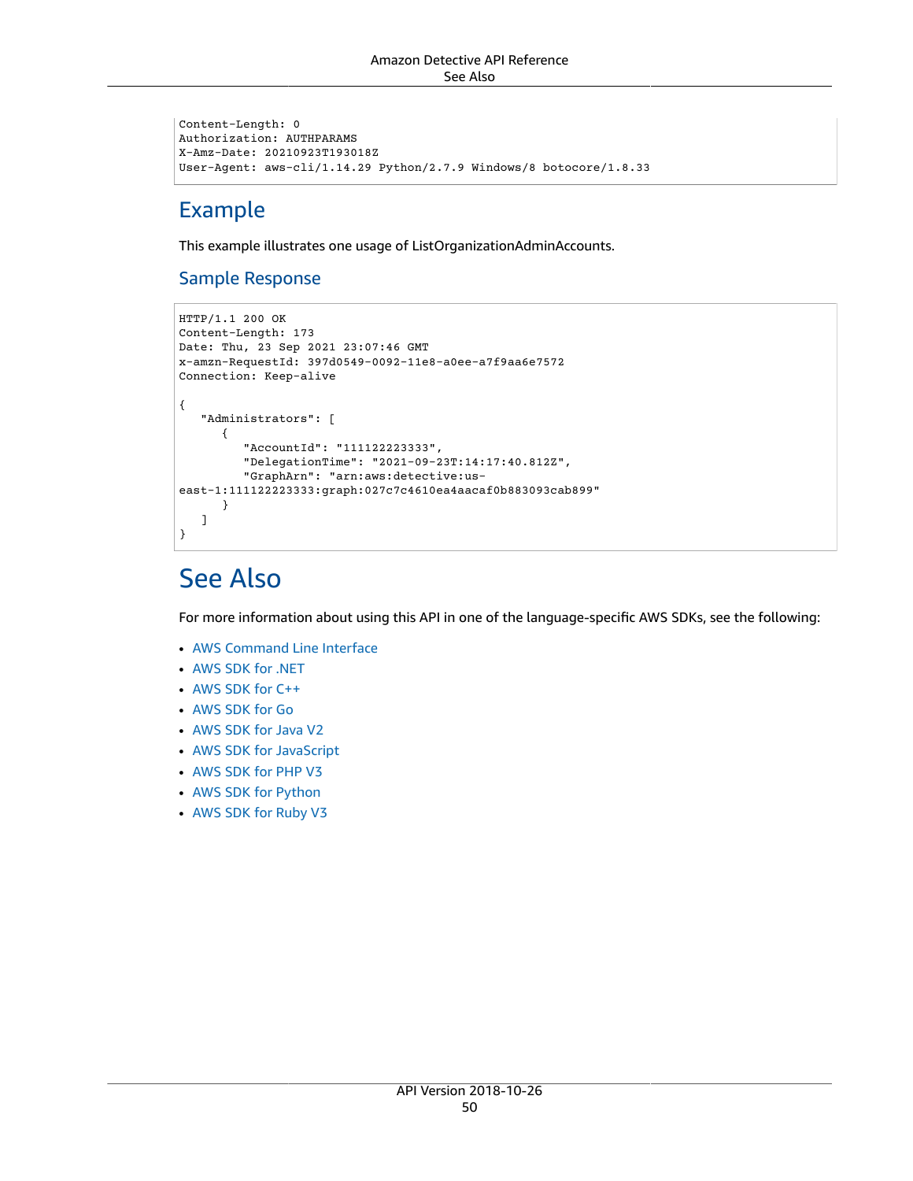```
Content-Length: 0
Authorization: AUTHPARAMS
X-Amz-Date: 20210923T193018Z
User-Agent: aws-cli/1.14.29 Python/2.7.9 Windows/8 botocore/1.8.33
```

## Example

This example illustrates one usage of ListOrganizationAdminAccounts.

### Sample Response

```
HTTP/1.1 200 OK
Content-Length: 173
Date: Thu, 23 Sep 2021 23:07:46 GMT
x-amzn-RequestId: 397d0549-0092-11e8-a0ee-a7f9aa6e7572
Connection: Keep-alive

{
   "Administrators": [
      {
         "AccountId": "111122223333",
         "DelegationTime": "2021-09-23T:14:17:40.812Z",
         "GraphArn": "arn:aws:detective:us-
east-1:111122223333:graph:027c7c4610ea4aacaf0b883093cab899"
      }
   ]
}
```

# See Also

For more information about using this API in one of the language-specific AWS SDKs, see the following:

- AWS Command Line Interface
- AWS SDK for .NET
- AWS SDK for C++
- AWS SDK for Go
- AWS SDK for Java V2
- AWS SDK for JavaScript
- AWS SDK for PHP V3
- AWS SDK for Python
- AWS SDK for Ruby V3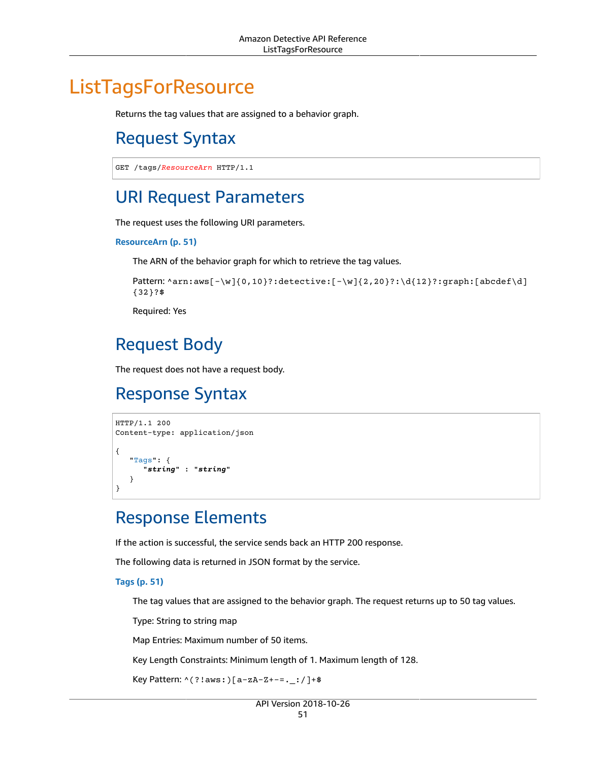# ListTagsForResource

Returns the tag values that are assigned to a behavior graph.

## Request Syntax

```
GET /tags/ResourceArn HTTP/1.1
```

## URI Request Parameters

The request uses the following URI parameters.

**ResourceArn (p. 51)**

The ARN of the behavior graph for which to retrieve the tag values.

Pattern: `^arn:aws[-\w]{0,10}?:detective:[-\w]{2,20}?:\d{12}?:graph:[abcdef\d]{32}?$`

Required: Yes

## Request Body

The request does not have a request body.

## Response Syntax

```
HTTP/1.1 200
Content-type: application/json

{
   "Tags": {
      "string" : "string"
   }
}
```

## Response Elements

If the action is successful, the service sends back an HTTP 200 response.

The following data is returned in JSON format by the service.

**Tags (p. 51)**

The tag values that are assigned to the behavior graph. The request returns up to 50 tag values.

Type: String to string map

Map Entries: Maximum number of 50 items.

Key Length Constraints: Minimum length of 1. Maximum length of 128.

Key Pattern: `^(?!aws:)[a-zA-Z+-=._:/]+$`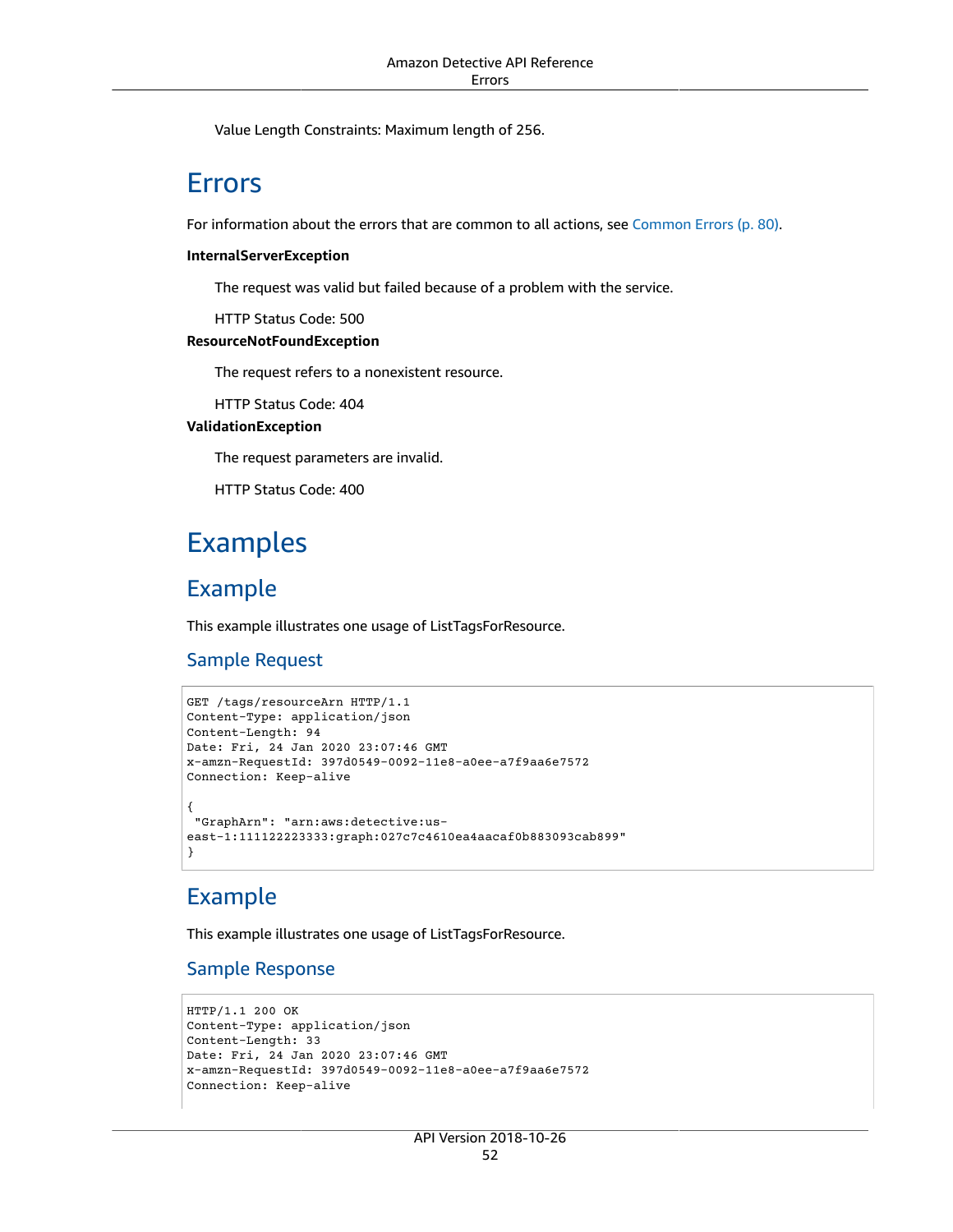Value Length Constraints: Maximum length of 256.

## Errors

For information about the errors that are common to all actions, see Common Errors (p. 80).

**InternalServerException**

The request was valid but failed because of a problem with the service.

HTTP Status Code: 500

**ResourceNotFoundException**

The request refers to a nonexistent resource.

HTTP Status Code: 404

**ValidationException**

The request parameters are invalid.

HTTP Status Code: 400

## Examples

### Example

This example illustrates one usage of ListTagsForResource.

#### Sample Request

```
GET /tags/resourceArn HTTP/1.1
Content-Type: application/json
Content-Length: 94
Date: Fri, 24 Jan 2020 23:07:46 GMT
x-amzn-RequestId: 397d0549-0092-11e8-a0ee-a7f9aa6e7572
Connection: Keep-alive

{
 "GraphArn": "arn:aws:detective:us-
east-1:111122223333:graph:027c7c4610ea4aacaf0b883093cab899"
}
```

### Example

This example illustrates one usage of ListTagsForResource.

#### Sample Response

```
HTTP/1.1 200 OK
Content-Type: application/json
Content-Length: 33
Date: Fri, 24 Jan 2020 23:07:46 GMT
x-amzn-RequestId: 397d0549-0092-11e8-a0ee-a7f9aa6e7572
Connection: Keep-alive
```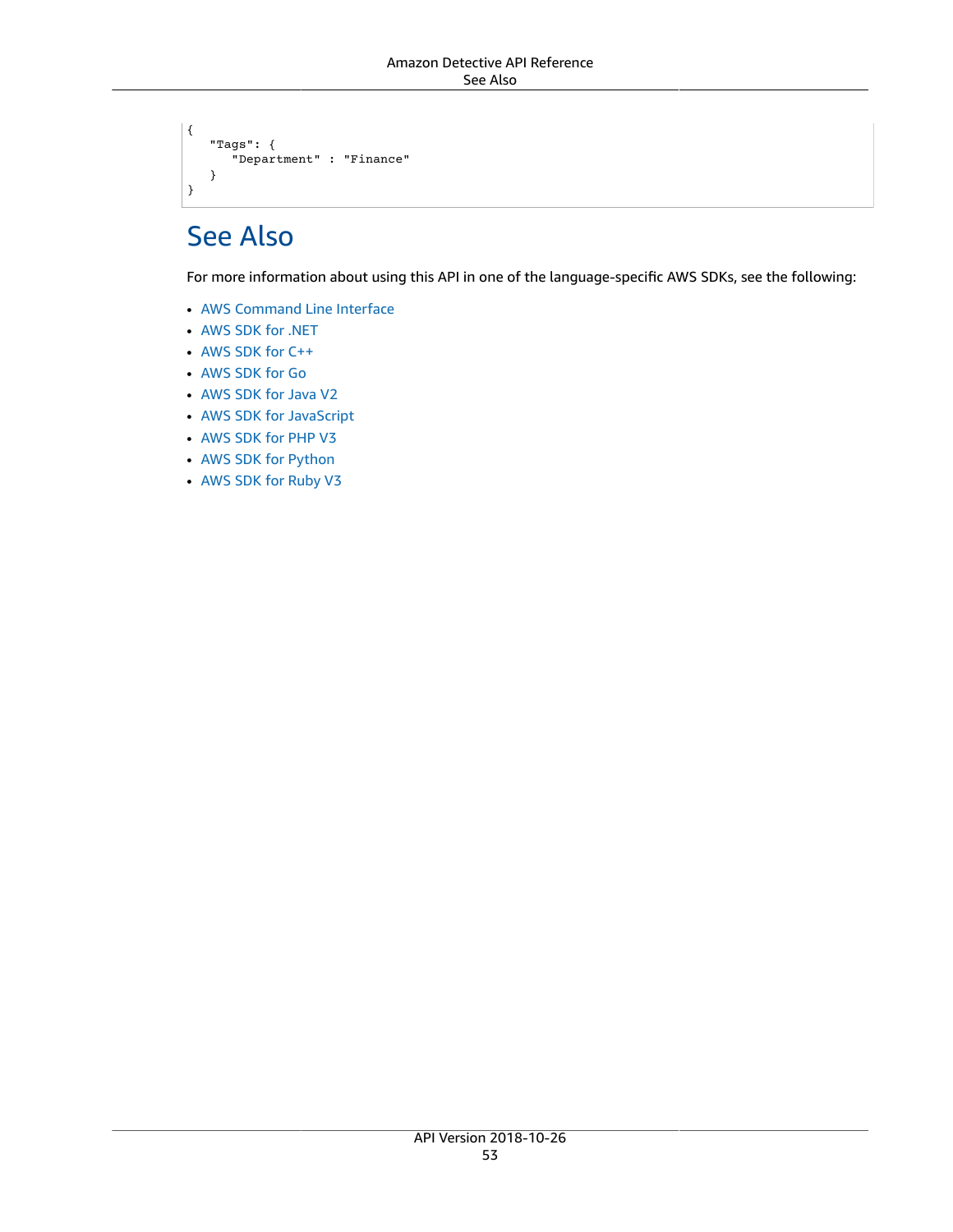```
{
   "Tags": {
      "Department" : "Finance"
   }
}
```

## See Also

For more information about using this API in one of the language-specific AWS SDKs, see the following:

- AWS Command Line Interface
- AWS SDK for .NET
- AWS SDK for C++
- AWS SDK for Go
- AWS SDK for Java V2
- AWS SDK for JavaScript
- AWS SDK for PHP V3
- AWS SDK for Python
- AWS SDK for Ruby V3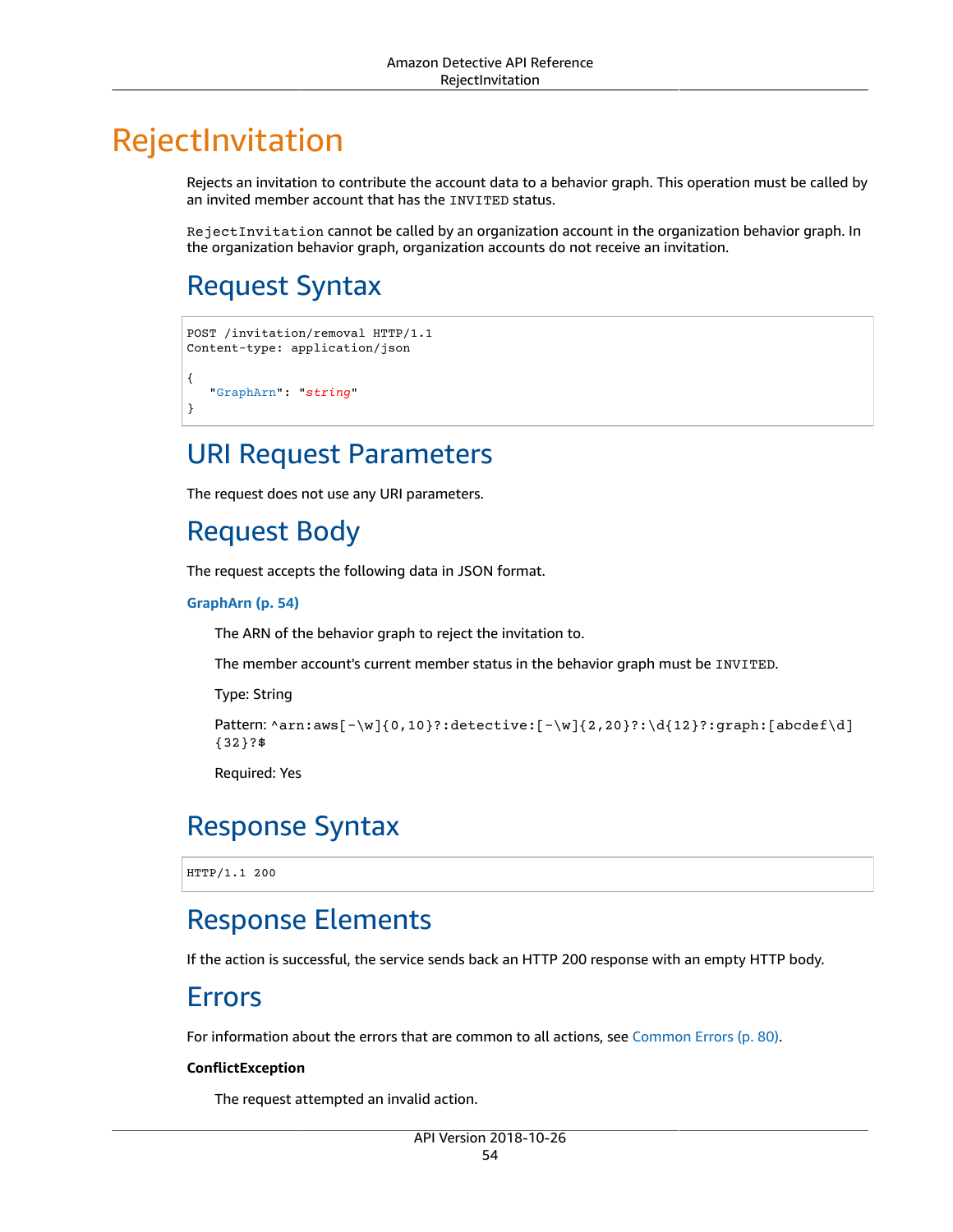# RejectInvitation

Rejects an invitation to contribute the account data to a behavior graph. This operation must be called by an invited member account that has the `INVITED` status.

`RejectInvitation` cannot be called by an organization account in the organization behavior graph. In the organization behavior graph, organization accounts do not receive an invitation.

## Request Syntax

```
POST /invitation/removal HTTP/1.1
Content-type: application/json

{
   "GraphArn": "string"
}
```

## URI Request Parameters

The request does not use any URI parameters.

## Request Body

The request accepts the following data in JSON format.

**GraphArn (p. 54)**

The ARN of the behavior graph to reject the invitation to.

The member account's current member status in the behavior graph must be `INVITED`.

Type: String

Pattern: `^arn:aws[-\w]{0,10}?:detective:[-\w]{2,20}?:\d{12}?:graph:[abcdef\d]{32}?$`

Required: Yes

## Response Syntax

```
HTTP/1.1 200
```

## Response Elements

If the action is successful, the service sends back an HTTP 200 response with an empty HTTP body.

## Errors

For information about the errors that are common to all actions, see Common Errors (p. 80).

**ConflictException**

The request attempted an invalid action.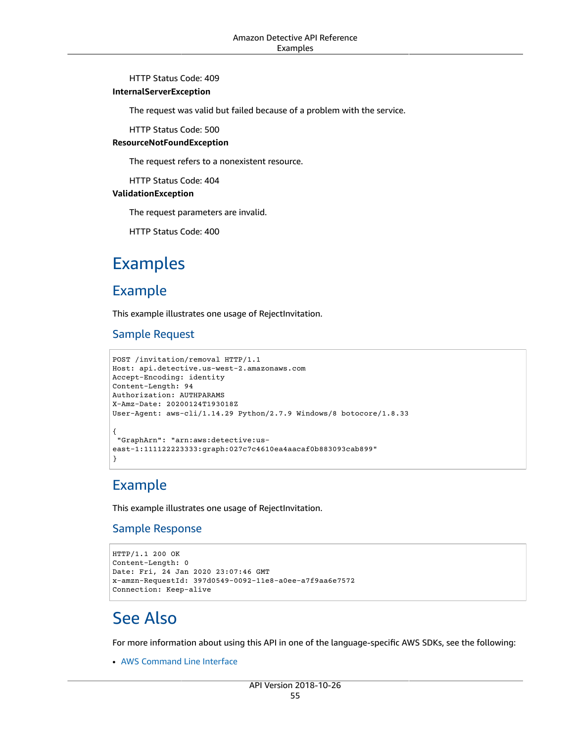HTTP Status Code: 409

**InternalServerException**

The request was valid but failed because of a problem with the service.

HTTP Status Code: 500

**ResourceNotFoundException**

The request refers to a nonexistent resource.

HTTP Status Code: 404

**ValidationException**

The request parameters are invalid.

HTTP Status Code: 400

# Examples

## Example

This example illustrates one usage of RejectInvitation.

### Sample Request

```
POST /invitation/removal HTTP/1.1
Host: api.detective.us-west-2.amazonaws.com
Accept-Encoding: identity
Content-Length: 94
Authorization: AUTHPARAMS
X-Amz-Date: 20200124T193018Z
User-Agent: aws-cli/1.14.29 Python/2.7.9 Windows/8 botocore/1.8.33

{
 "GraphArn": "arn:aws:detective:us-
east-1:111122223333:graph:027c7c4610ea4aacaf0b883093cab899"
}
```

## Example

This example illustrates one usage of RejectInvitation.

### Sample Response

```
HTTP/1.1 200 OK
Content-Length: 0
Date: Fri, 24 Jan 2020 23:07:46 GMT
x-amzn-RequestId: 397d0549-0092-11e8-a0ee-a7f9aa6e7572
Connection: Keep-alive
```

# See Also

For more information about using this API in one of the language-specific AWS SDKs, see the following:

- AWS Command Line Interface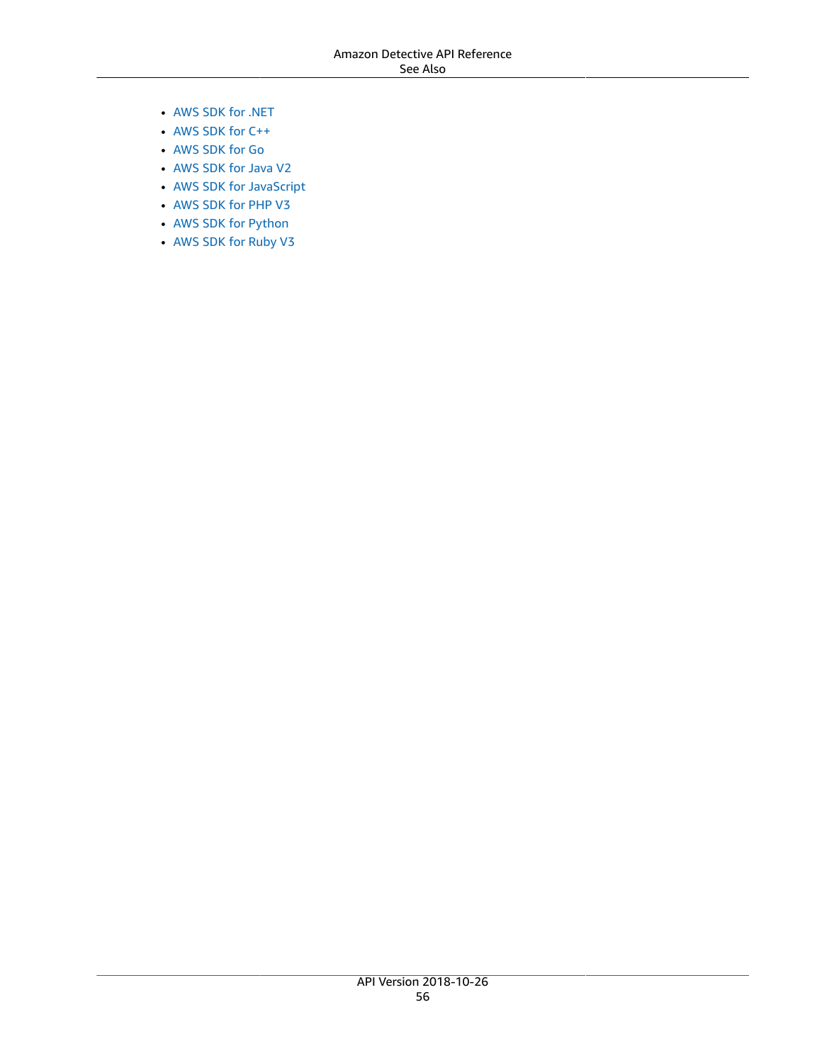- AWS SDK for .NET
- AWS SDK for C++
- AWS SDK for Go
- AWS SDK for Java V2
- AWS SDK for JavaScript
- AWS SDK for PHP V3
- AWS SDK for Python
- AWS SDK for Ruby V3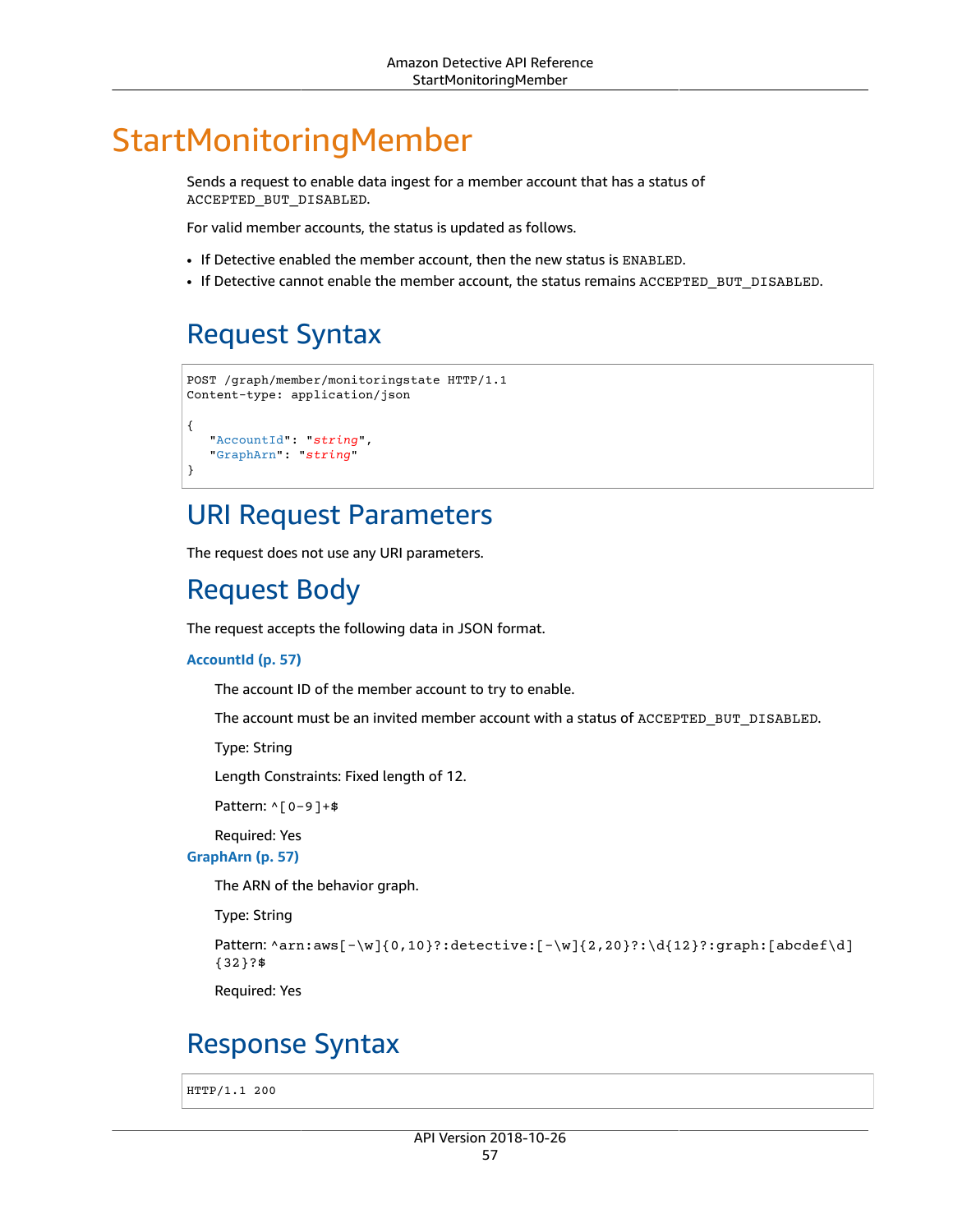# StartMonitoringMember

Sends a request to enable data ingest for a member account that has a status of `ACCEPTED_BUT_DISABLED`.

For valid member accounts, the status is updated as follows.

- If Detective enabled the member account, then the new status is `ENABLED`.
- If Detective cannot enable the member account, the status remains `ACCEPTED_BUT_DISABLED`.

## Request Syntax

```
POST /graph/member/monitoringstate HTTP/1.1
Content-type: application/json

{
   "AccountId": "string",
   "GraphArn": "string"
}
```

## URI Request Parameters

The request does not use any URI parameters.

## Request Body

The request accepts the following data in JSON format.

**AccountId (p. 57)**

The account ID of the member account to try to enable.

The account must be an invited member account with a status of `ACCEPTED_BUT_DISABLED`.

Type: String

Length Constraints: Fixed length of 12.

Pattern: `^[0-9]+$`

Required: Yes

**GraphArn (p. 57)**

The ARN of the behavior graph.

Type: String

Pattern: `^arn:aws[-\w]{0,10}?:detective:[-\w]{2,20}?:\d{12}?:graph:[abcdef\d]{32}?$`

Required: Yes

## Response Syntax

```
HTTP/1.1 200
```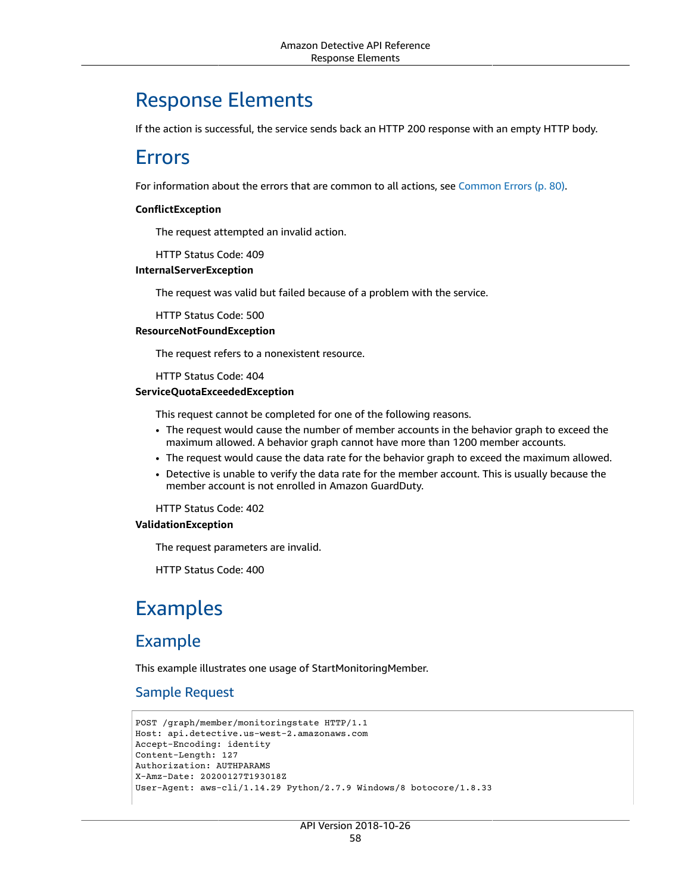## Response Elements

If the action is successful, the service sends back an HTTP 200 response with an empty HTTP body.

## Errors

For information about the errors that are common to all actions, see Common Errors (p. 80).

**ConflictException**

The request attempted an invalid action.

HTTP Status Code: 409

**InternalServerException**

The request was valid but failed because of a problem with the service.

HTTP Status Code: 500

**ResourceNotFoundException**

The request refers to a nonexistent resource.

HTTP Status Code: 404

**ServiceQuotaExceededException**

This request cannot be completed for one of the following reasons.

- The request would cause the number of member accounts in the behavior graph to exceed the maximum allowed. A behavior graph cannot have more than 1200 member accounts.
- The request would cause the data rate for the behavior graph to exceed the maximum allowed.
- Detective is unable to verify the data rate for the member account. This is usually because the member account is not enrolled in Amazon GuardDuty.

HTTP Status Code: 402

**ValidationException**

The request parameters are invalid.

HTTP Status Code: 400

## Examples

### Example

This example illustrates one usage of StartMonitoringMember.

#### Sample Request

```
POST /graph/member/monitoringstate HTTP/1.1
Host: api.detective.us-west-2.amazonaws.com
Accept-Encoding: identity
Content-Length: 127
Authorization: AUTHPARAMS
X-Amz-Date: 20200127T193018Z
User-Agent: aws-cli/1.14.29 Python/2.7.9 Windows/8 botocore/1.8.33
```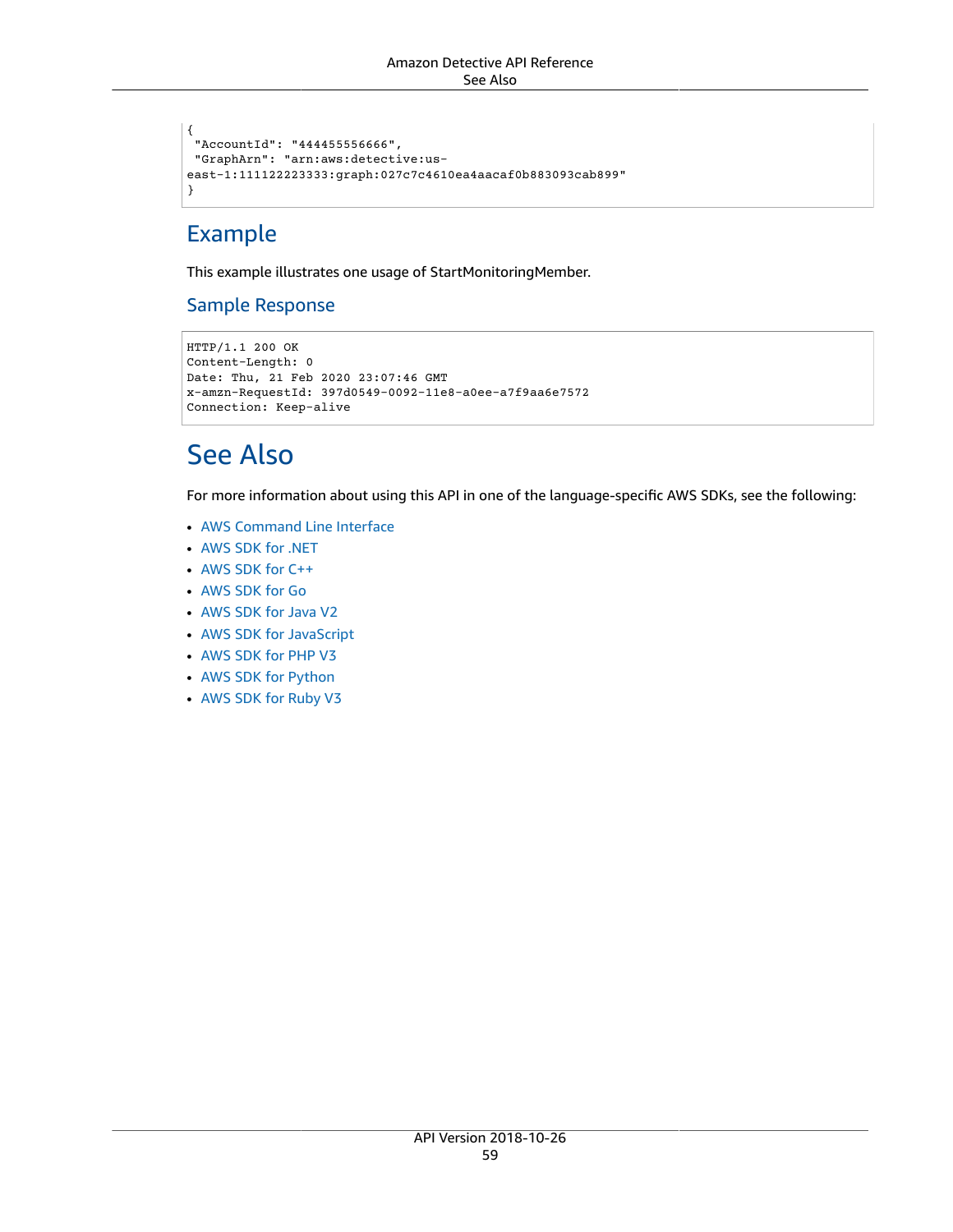```
{
 "AccountId": "444455556666",
 "GraphArn": "arn:aws:detective:us-
east-1:111122223333:graph:027c7c4610ea4aacaf0b883093cab899"
}
```

### Example

This example illustrates one usage of StartMonitoringMember.

#### Sample Response

```
HTTP/1.1 200 OK
Content-Length: 0
Date: Thu, 21 Feb 2020 23:07:46 GMT
x-amzn-RequestId: 397d0549-0092-11e8-a0ee-a7f9aa6e7572
Connection: Keep-alive
```

## See Also

For more information about using this API in one of the language-specific AWS SDKs, see the following:

- AWS Command Line Interface
- AWS SDK for .NET
- AWS SDK for C++
- AWS SDK for Go
- AWS SDK for Java V2
- AWS SDK for JavaScript
- AWS SDK for PHP V3
- AWS SDK for Python
- AWS SDK for Ruby V3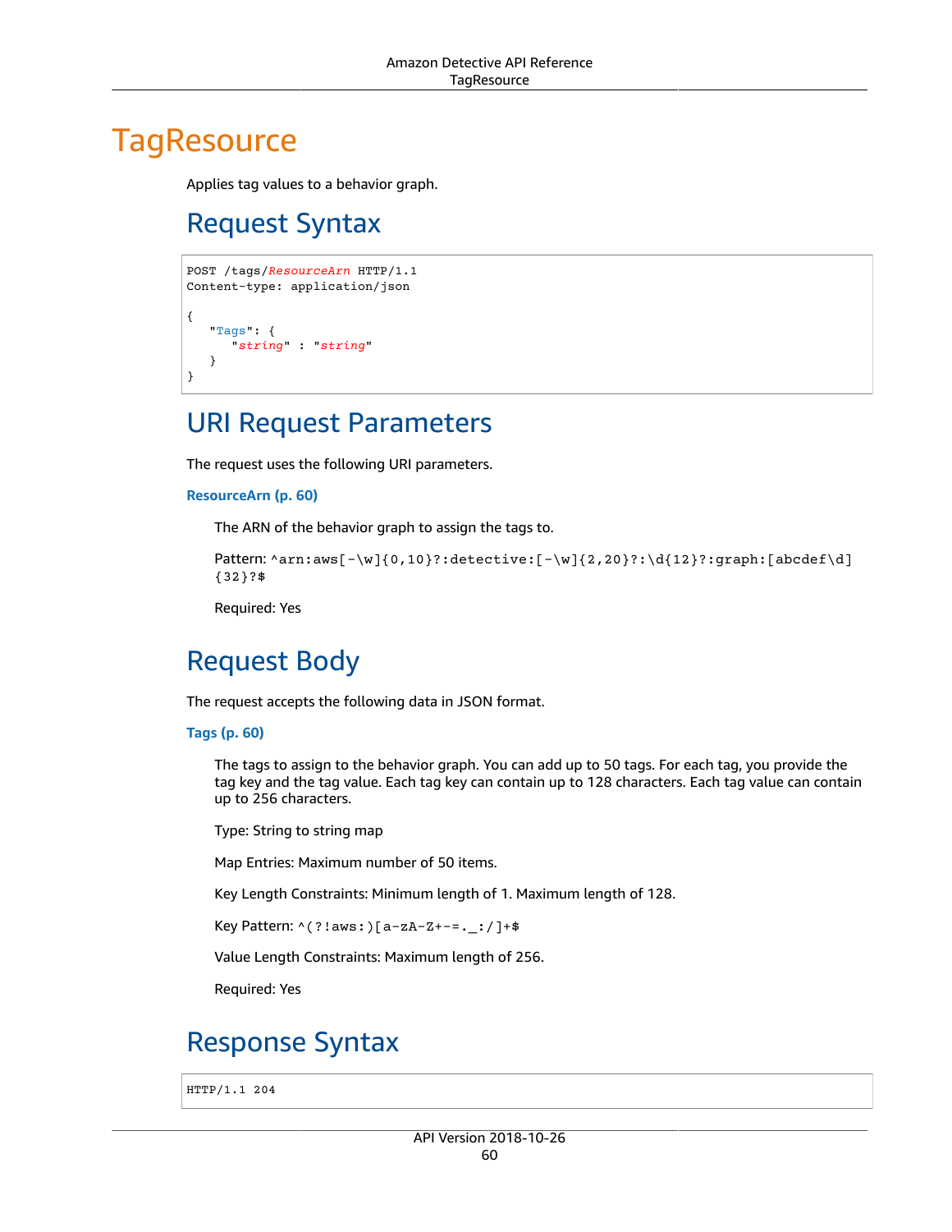# TagResource

Applies tag values to a behavior graph.

## Request Syntax

```
POST /tags/ResourceArn HTTP/1.1
Content-type: application/json

{
   "Tags": {
      "string" : "string"
   }
}
```

## URI Request Parameters

The request uses the following URI parameters.

**ResourceArn (p. 60)**

The ARN of the behavior graph to assign the tags to.

Pattern: `^arn:aws[-\w]{0,10}?:detective:[-\w]{2,20}?:\d{12}?:graph:[abcdef\d]{32}?$`

Required: Yes

## Request Body

The request accepts the following data in JSON format.

**Tags (p. 60)**

The tags to assign to the behavior graph. You can add up to 50 tags. For each tag, you provide the tag key and the tag value. Each tag key can contain up to 128 characters. Each tag value can contain up to 256 characters.

Type: String to string map

Map Entries: Maximum number of 50 items.

Key Length Constraints: Minimum length of 1. Maximum length of 128.

Key Pattern: `^(?!aws:)[a-zA-Z+-=._:/]+$`

Value Length Constraints: Maximum length of 256.

Required: Yes

## Response Syntax

```
HTTP/1.1 204
```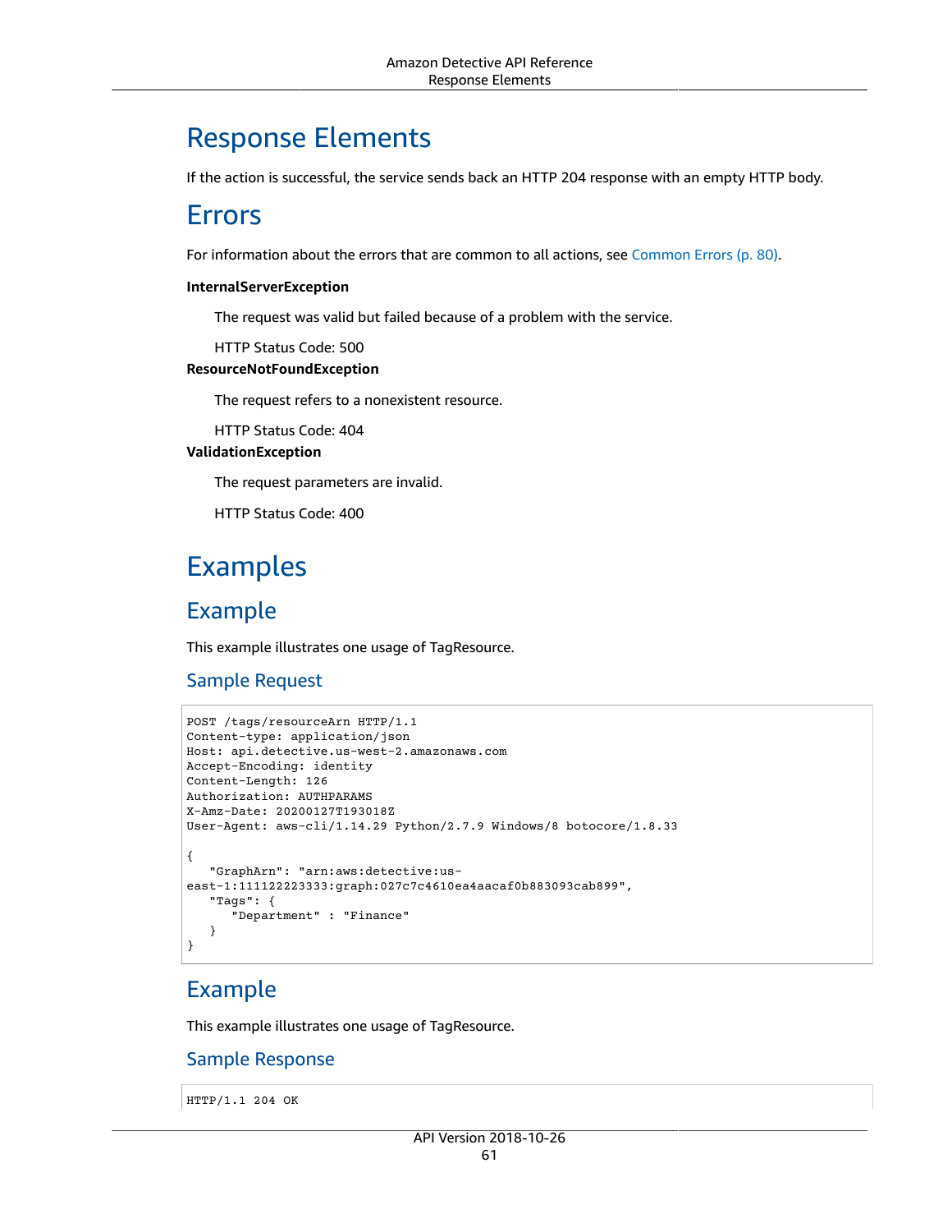# Response Elements

If the action is successful, the service sends back an HTTP 204 response with an empty HTTP body.

# Errors

For information about the errors that are common to all actions, see Common Errors (p. 80).

**InternalServerException**

The request was valid but failed because of a problem with the service.

HTTP Status Code: 500

**ResourceNotFoundException**

The request refers to a nonexistent resource.

HTTP Status Code: 404

**ValidationException**

The request parameters are invalid.

HTTP Status Code: 400

# Examples

## Example

This example illustrates one usage of TagResource.

### Sample Request

```
POST /tags/resourceArn HTTP/1.1
Content-type: application/json
Host: api.detective.us-west-2.amazonaws.com
Accept-Encoding: identity
Content-Length: 126
Authorization: AUTHPARAMS
X-Amz-Date: 20200127T193018Z
User-Agent: aws-cli/1.14.29 Python/2.7.9 Windows/8 botocore/1.8.33

{
   "GraphArn": "arn:aws:detective:us-
east-1:111122223333:graph:027c7c4610ea4aacaf0b883093cab899",
   "Tags": {
      "Department" : "Finance"
   }
}
```

## Example

This example illustrates one usage of TagResource.

### Sample Response

```
HTTP/1.1 204 OK
```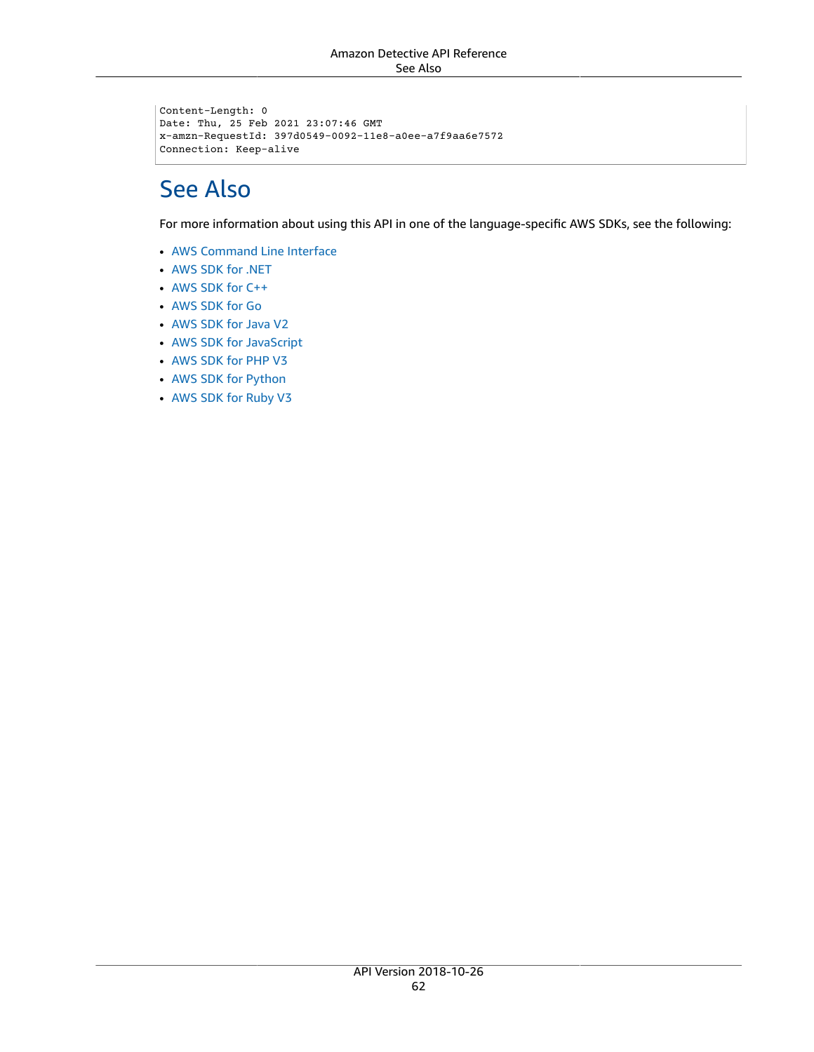```
Content-Length: 0
Date: Thu, 25 Feb 2021 23:07:46 GMT
x-amzn-RequestId: 397d0549-0092-11e8-a0ee-a7f9aa6e7572
Connection: Keep-alive
```

## See Also

For more information about using this API in one of the language-specific AWS SDKs, see the following:

- AWS Command Line Interface
- AWS SDK for .NET
- AWS SDK for C++
- AWS SDK for Go
- AWS SDK for Java V2
- AWS SDK for JavaScript
- AWS SDK for PHP V3
- AWS SDK for Python
- AWS SDK for Ruby V3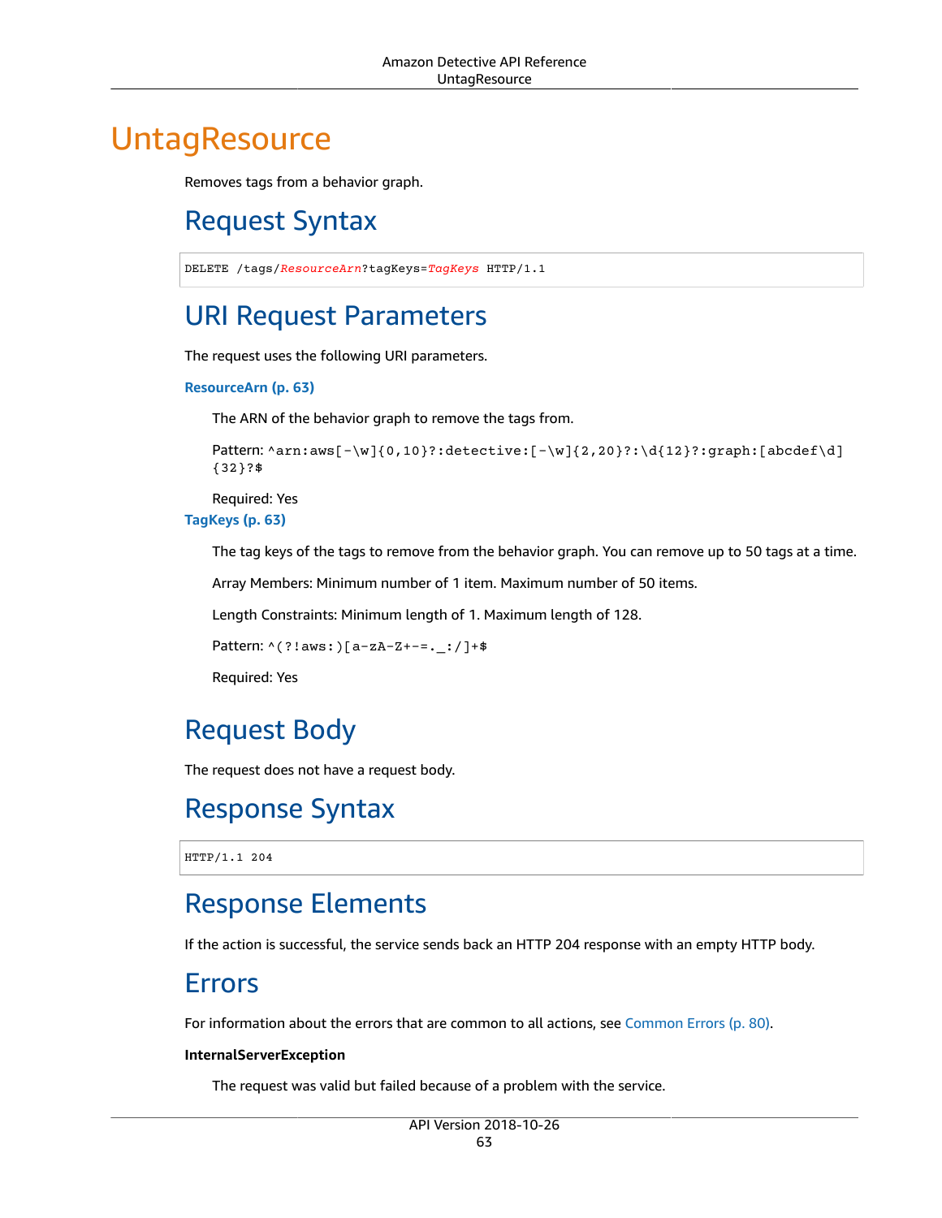# UntagResource

Removes tags from a behavior graph.

## Request Syntax

```
DELETE /tags/ResourceArn?tagKeys=TagKeys HTTP/1.1
```

## URI Request Parameters

The request uses the following URI parameters.

**ResourceArn (p. 63)**

The ARN of the behavior graph to remove the tags from.

Pattern: `^arn:aws[-\w]{0,10}?:detective:[-\w]{2,20}?:\d{12}?:graph:[abcdef\d]{32}?$`

Required: Yes

**TagKeys (p. 63)**

The tag keys of the tags to remove from the behavior graph. You can remove up to 50 tags at a time.

Array Members: Minimum number of 1 item. Maximum number of 50 items.

Length Constraints: Minimum length of 1. Maximum length of 128.

Pattern: `^(?!aws:)[a-zA-Z+-=._:/]+$`

Required: Yes

## Request Body

The request does not have a request body.

## Response Syntax

```
HTTP/1.1 204
```

## Response Elements

If the action is successful, the service sends back an HTTP 204 response with an empty HTTP body.

## Errors

For information about the errors that are common to all actions, see Common Errors (p. 80).

**InternalServerException**

The request was valid but failed because of a problem with the service.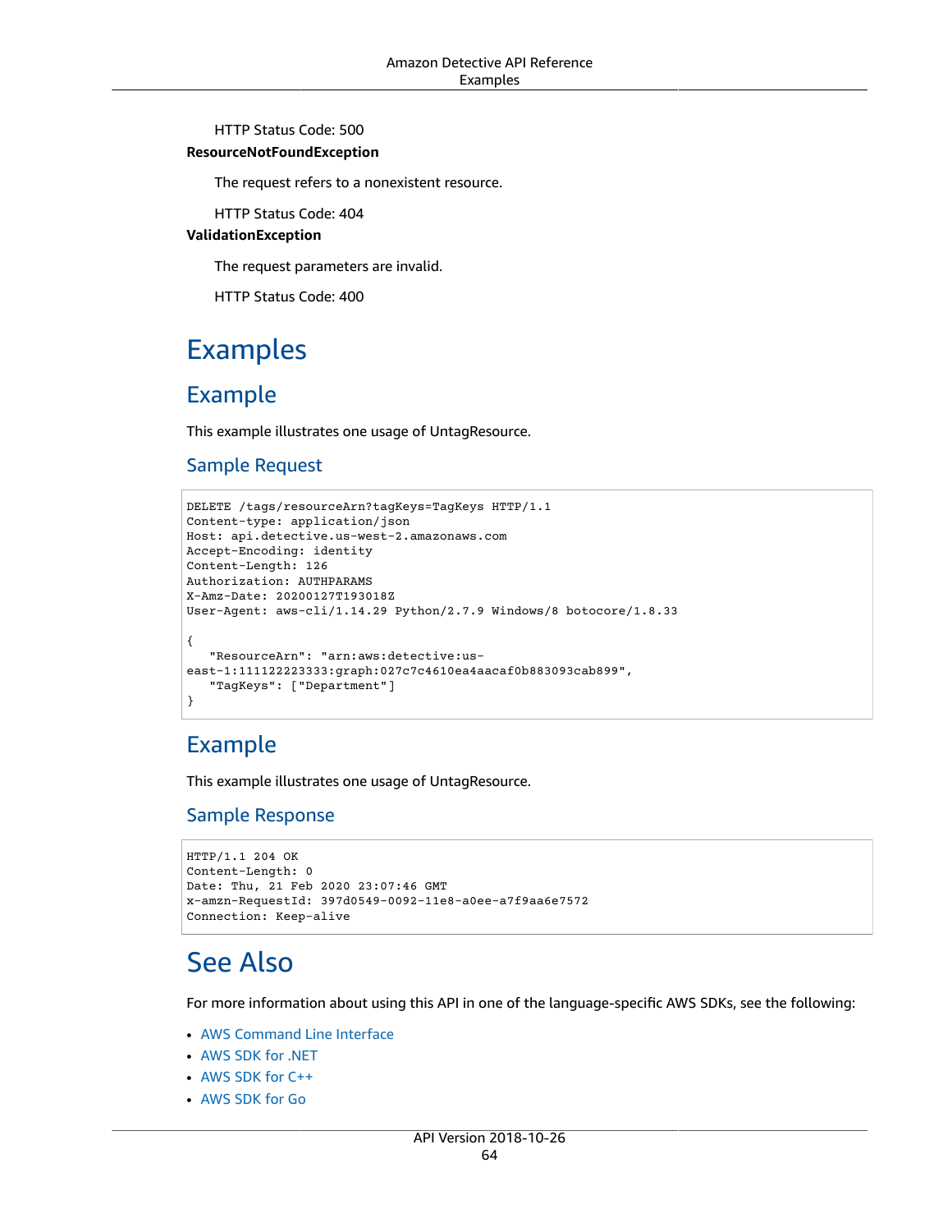HTTP Status Code: 500

**ResourceNotFoundException**

The request refers to a nonexistent resource.

HTTP Status Code: 404

**ValidationException**

The request parameters are invalid.

HTTP Status Code: 400

# Examples

## Example

This example illustrates one usage of UntagResource.

### Sample Request

```
DELETE /tags/resourceArn?tagKeys=TagKeys HTTP/1.1
Content-type: application/json
Host: api.detective.us-west-2.amazonaws.com
Accept-Encoding: identity
Content-Length: 126
Authorization: AUTHPARAMS
X-Amz-Date: 20200127T193018Z
User-Agent: aws-cli/1.14.29 Python/2.7.9 Windows/8 botocore/1.8.33

{
   "ResourceArn": "arn:aws:detective:us-
east-1:111122223333:graph:027c7c4610ea4aacaf0b883093cab899",
   "TagKeys": ["Department"]
}
```

## Example

This example illustrates one usage of UntagResource.

### Sample Response

```
HTTP/1.1 204 OK
Content-Length: 0
Date: Thu, 21 Feb 2020 23:07:46 GMT
x-amzn-RequestId: 397d0549-0092-11e8-a0ee-a7f9aa6e7572
Connection: Keep-alive
```

# See Also

For more information about using this API in one of the language-specific AWS SDKs, see the following:

- AWS Command Line Interface
- AWS SDK for .NET
- AWS SDK for C++
- AWS SDK for Go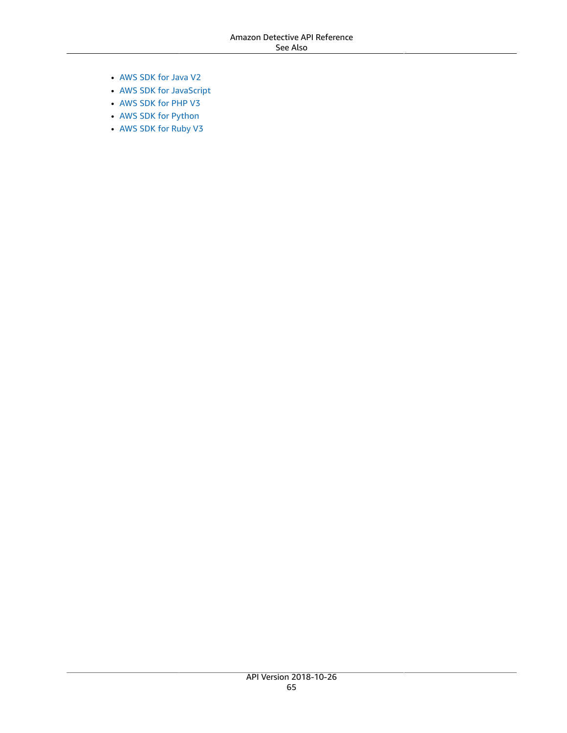- AWS SDK for Java V2
- AWS SDK for JavaScript
- AWS SDK for PHP V3
- AWS SDK for Python
- AWS SDK for Ruby V3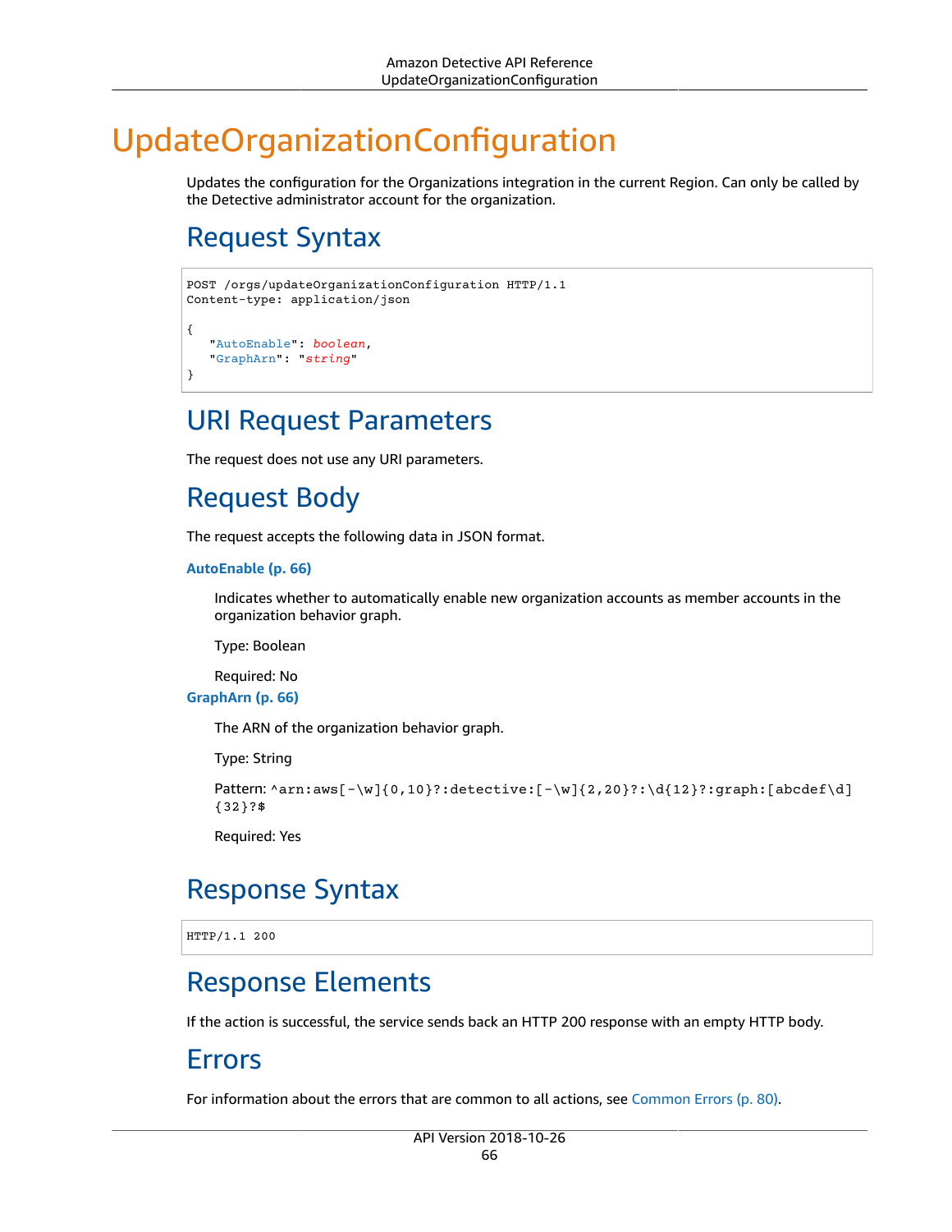# UpdateOrganizationConfiguration

Updates the configuration for the Organizations integration in the current Region. Can only be called by the Detective administrator account for the organization.

## Request Syntax

```
POST /orgs/updateOrganizationConfiguration HTTP/1.1
Content-type: application/json

{
   "AutoEnable": boolean,
   "GraphArn": "string"
}
```

## URI Request Parameters

The request does not use any URI parameters.

## Request Body

The request accepts the following data in JSON format.

**AutoEnable (p. 66)**

Indicates whether to automatically enable new organization accounts as member accounts in the organization behavior graph.

Type: Boolean

Required: No

**GraphArn (p. 66)**

The ARN of the organization behavior graph.

Type: String

Pattern: `^arn:aws[-\w]{0,10}?:detective:[-\w]{2,20}?:\d{12}?:graph:[abcdef\d]{32}?$`

Required: Yes

## Response Syntax

```
HTTP/1.1 200
```

## Response Elements

If the action is successful, the service sends back an HTTP 200 response with an empty HTTP body.

## Errors

For information about the errors that are common to all actions, see Common Errors (p. 80).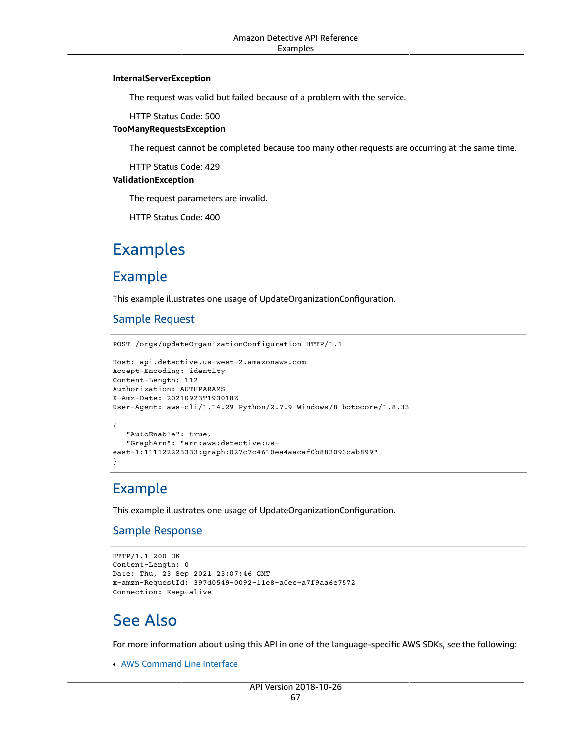**InternalServerException**

The request was valid but failed because of a problem with the service.

HTTP Status Code: 500

**TooManyRequestsException**

The request cannot be completed because too many other requests are occurring at the same time.

HTTP Status Code: 429

**ValidationException**

The request parameters are invalid.

HTTP Status Code: 400

# Examples

## Example

This example illustrates one usage of UpdateOrganizationConfiguration.

### Sample Request

```
POST /orgs/updateOrganizationConfiguration HTTP/1.1

Host: api.detective.us-west-2.amazonaws.com
Accept-Encoding: identity
Content-Length: 112
Authorization: AUTHPARAMS
X-Amz-Date: 20210923T193018Z
User-Agent: aws-cli/1.14.29 Python/2.7.9 Windows/8 botocore/1.8.33

{
   "AutoEnable": true,
   "GraphArn": "arn:aws:detective:us-
east-1:111122223333:graph:027c7c4610ea4aacaf0b883093cab899"
}
```

## Example

This example illustrates one usage of UpdateOrganizationConfiguration.

### Sample Response

```
HTTP/1.1 200 OK
Content-Length: 0
Date: Thu, 23 Sep 2021 23:07:46 GMT
x-amzn-RequestId: 397d0549-0092-11e8-a0ee-a7f9aa6e7572
Connection: Keep-alive
```

# See Also

For more information about using this API in one of the language-specific AWS SDKs, see the following:

- AWS Command Line Interface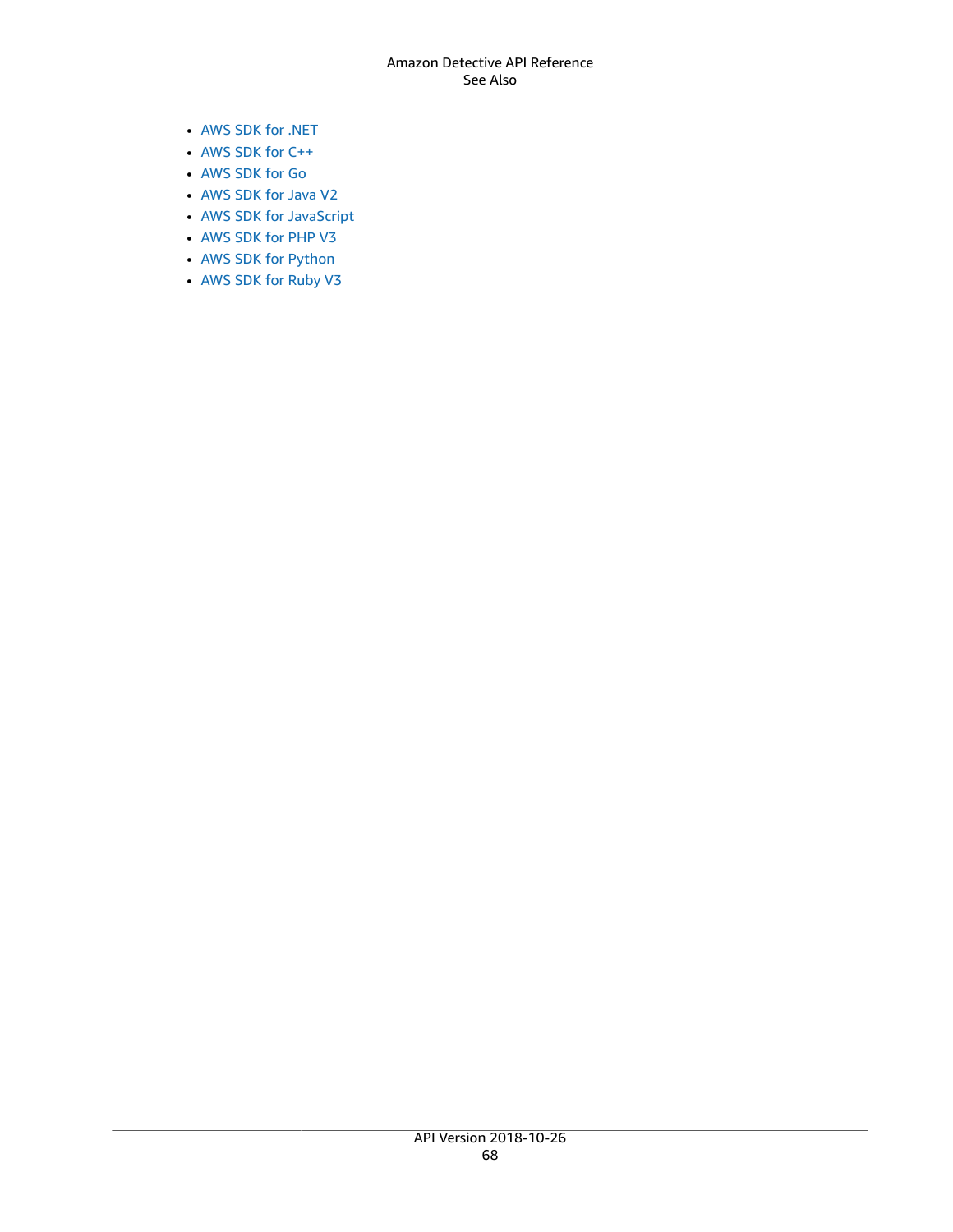- AWS SDK for .NET
- AWS SDK for C++
- AWS SDK for Go
- AWS SDK for Java V2
- AWS SDK for JavaScript
- AWS SDK for PHP V3
- AWS SDK for Python
- AWS SDK for Ruby V3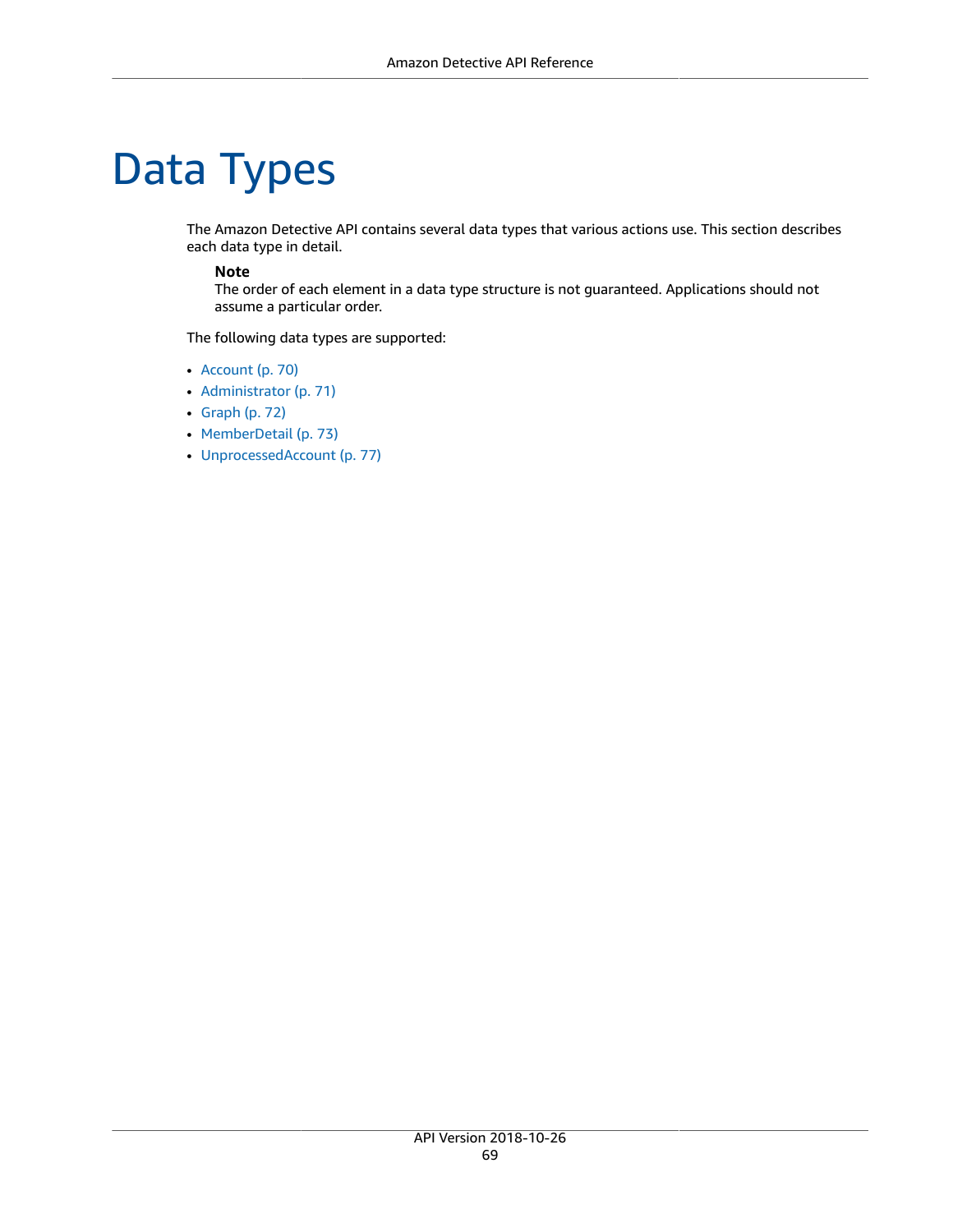# Data Types

The Amazon Detective API contains several data types that various actions use. This section describes each data type in detail.

**Note**
The order of each element in a data type structure is not guaranteed. Applications should not assume a particular order.

The following data types are supported:

- Account (p. 70)
- Administrator (p. 71)
- Graph (p. 72)
- MemberDetail (p. 73)
- UnprocessedAccount (p. 77)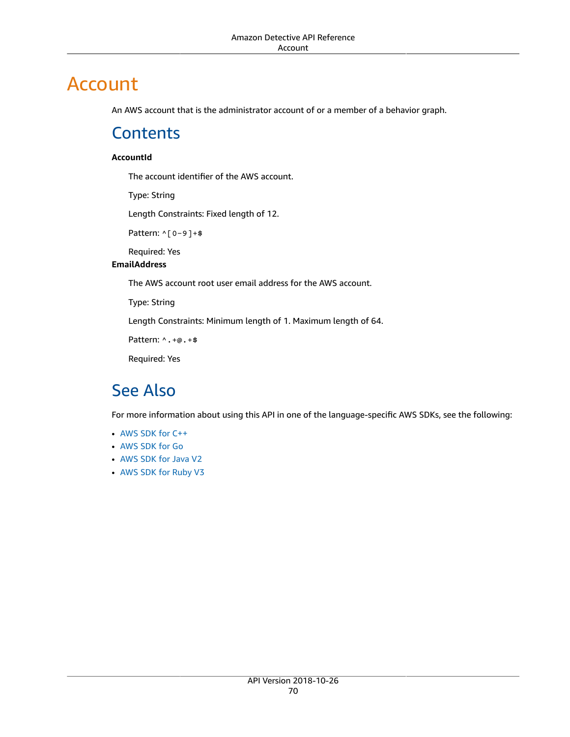# Account

An AWS account that is the administrator account of or a member of a behavior graph.

## Contents

**AccountId**

The account identifier of the AWS account.

Type: String

Length Constraints: Fixed length of 12.

Pattern: `^[0-9]+$`

Required: Yes

**EmailAddress**

The AWS account root user email address for the AWS account.

Type: String

Length Constraints: Minimum length of 1. Maximum length of 64.

Pattern: `^.+@.+$`

Required: Yes

## See Also

For more information about using this API in one of the language-specific AWS SDKs, see the following:

- AWS SDK for C++
- AWS SDK for Go
- AWS SDK for Java V2
- AWS SDK for Ruby V3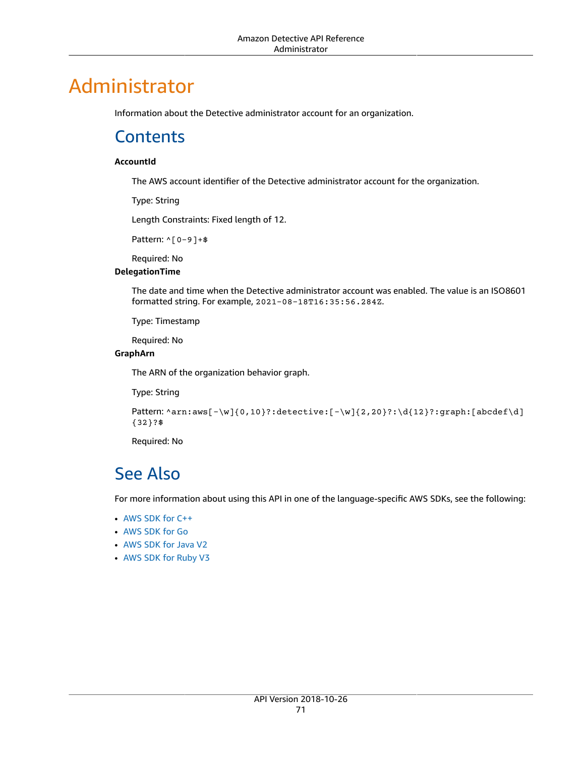# Administrator

Information about the Detective administrator account for an organization.

## Contents

**AccountId**

The AWS account identifier of the Detective administrator account for the organization.

Type: String

Length Constraints: Fixed length of 12.

Pattern: `^[0-9]+$`

Required: No

**DelegationTime**

The date and time when the Detective administrator account was enabled. The value is an ISO8601 formatted string. For example, `2021-08-18T16:35:56.284Z`.

Type: Timestamp

Required: No

**GraphArn**

The ARN of the organization behavior graph.

Type: String

Pattern: `^arn:aws[-\w]{0,10}?:detective:[-\w]{2,20}?:\d{12}?:graph:[abcdef\d]{32}?$`

Required: No

## See Also

For more information about using this API in one of the language-specific AWS SDKs, see the following:

- AWS SDK for C++
- AWS SDK for Go
- AWS SDK for Java V2
- AWS SDK for Ruby V3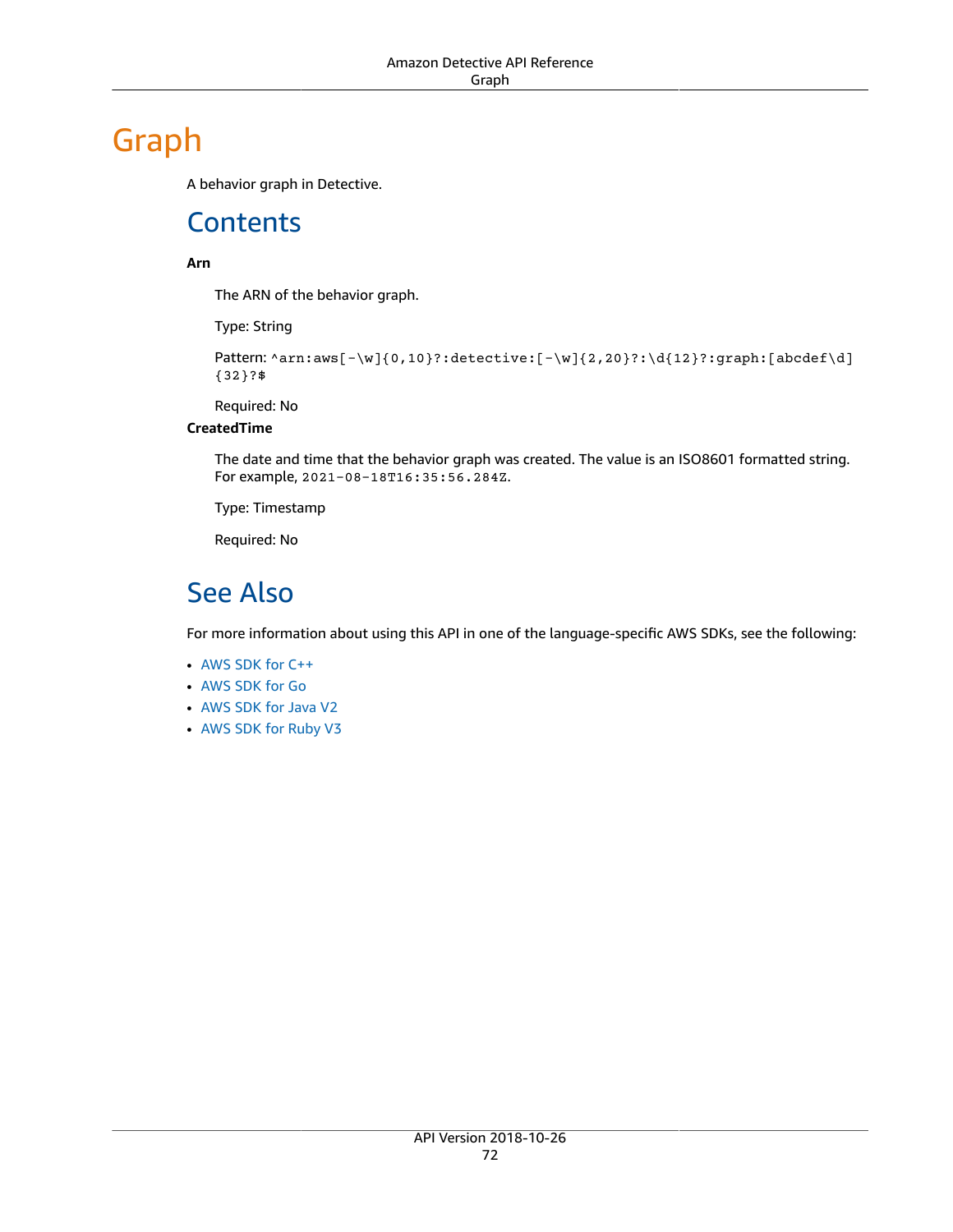# Graph

A behavior graph in Detective.

## Contents

**Arn**

The ARN of the behavior graph.

Type: String

Pattern: `^arn:aws[-\w]{0,10}?:detective:[-\w]{2,20}?:\d{12}?:graph:[abcdef\d]{32}?$`

Required: No

**CreatedTime**

The date and time that the behavior graph was created. The value is an ISO8601 formatted string. For example, `2021-08-18T16:35:56.284Z`.

Type: Timestamp

Required: No

## See Also

For more information about using this API in one of the language-specific AWS SDKs, see the following:

- AWS SDK for C++
- AWS SDK for Go
- AWS SDK for Java V2
- AWS SDK for Ruby V3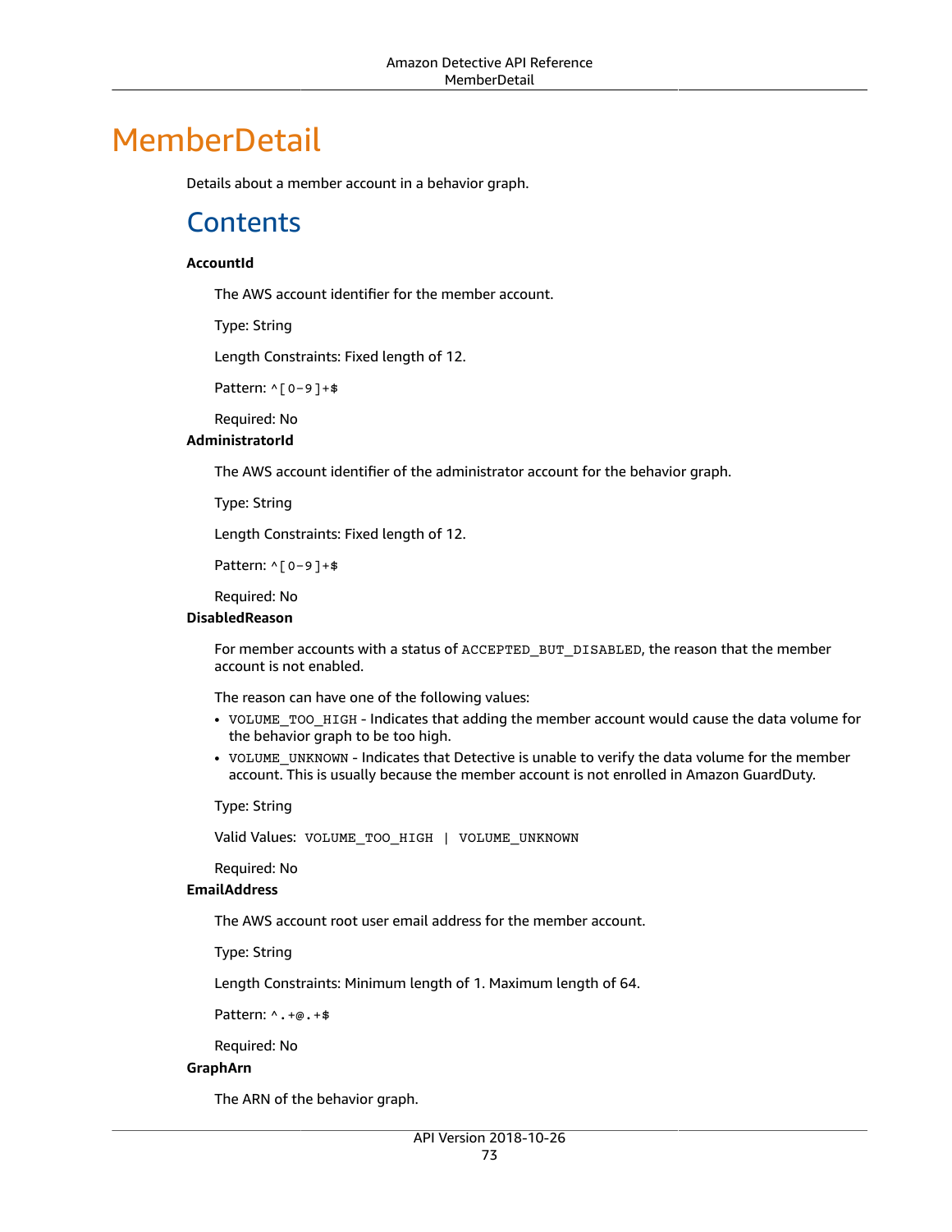# MemberDetail

Details about a member account in a behavior graph.

## Contents

**AccountId**

The AWS account identifier for the member account.

Type: String

Length Constraints: Fixed length of 12.

Pattern: `^[0-9]+$`

Required: No

**AdministratorId**

The AWS account identifier of the administrator account for the behavior graph.

Type: String

Length Constraints: Fixed length of 12.

Pattern: `^[0-9]+$`

Required: No

**DisabledReason**

For member accounts with a status of `ACCEPTED_BUT_DISABLED`, the reason that the member account is not enabled.

The reason can have one of the following values:

- `VOLUME_TOO_HIGH` - Indicates that adding the member account would cause the data volume for the behavior graph to be too high.
- `VOLUME_UNKNOWN` - Indicates that Detective is unable to verify the data volume for the member account. This is usually because the member account is not enrolled in Amazon GuardDuty.

Type: String

Valid Values: `VOLUME_TOO_HIGH | VOLUME_UNKNOWN`

Required: No

**EmailAddress**

The AWS account root user email address for the member account.

Type: String

Length Constraints: Minimum length of 1. Maximum length of 64.

Pattern: `^.+@.+$`

Required: No

**GraphArn**

The ARN of the behavior graph.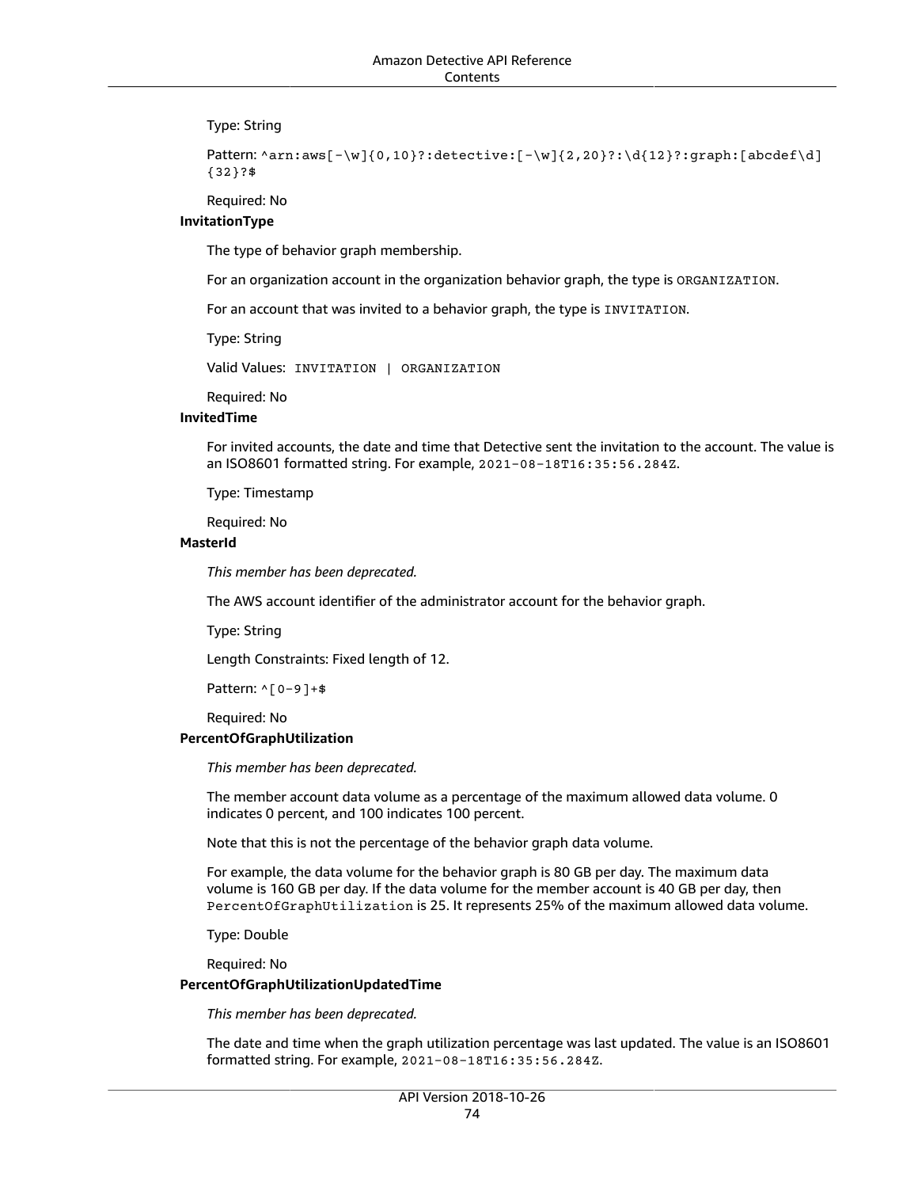Type: String

Pattern: `^arn:aws[-\w]{0,10}?:detective:[-\w]{2,20}?:\d{12}?:graph:[abcdef\d]{32}?$`

Required: No

**InvitationType**

The type of behavior graph membership.

For an organization account in the organization behavior graph, the type is `ORGANIZATION`.

For an account that was invited to a behavior graph, the type is `INVITATION`.

Type: String

Valid Values: `INVITATION | ORGANIZATION`

Required: No

**InvitedTime**

For invited accounts, the date and time that Detective sent the invitation to the account. The value is an ISO8601 formatted string. For example, `2021-08-18T16:35:56.284Z`.

Type: Timestamp

Required: No

**MasterId**

*This member has been deprecated.*

The AWS account identifier of the administrator account for the behavior graph.

Type: String

Length Constraints: Fixed length of 12.

Pattern: `^[0-9]+$`

Required: No

**PercentOfGraphUtilization**

*This member has been deprecated.*

The member account data volume as a percentage of the maximum allowed data volume. 0 indicates 0 percent, and 100 indicates 100 percent.

Note that this is not the percentage of the behavior graph data volume.

For example, the data volume for the behavior graph is 80 GB per day. The maximum data volume is 160 GB per day. If the data volume for the member account is 40 GB per day, then `PercentOfGraphUtilization` is 25. It represents 25% of the maximum allowed data volume.

Type: Double

Required: No

**PercentOfGraphUtilizationUpdatedTime**

*This member has been deprecated.*

The date and time when the graph utilization percentage was last updated. The value is an ISO8601 formatted string. For example, `2021-08-18T16:35:56.284Z`.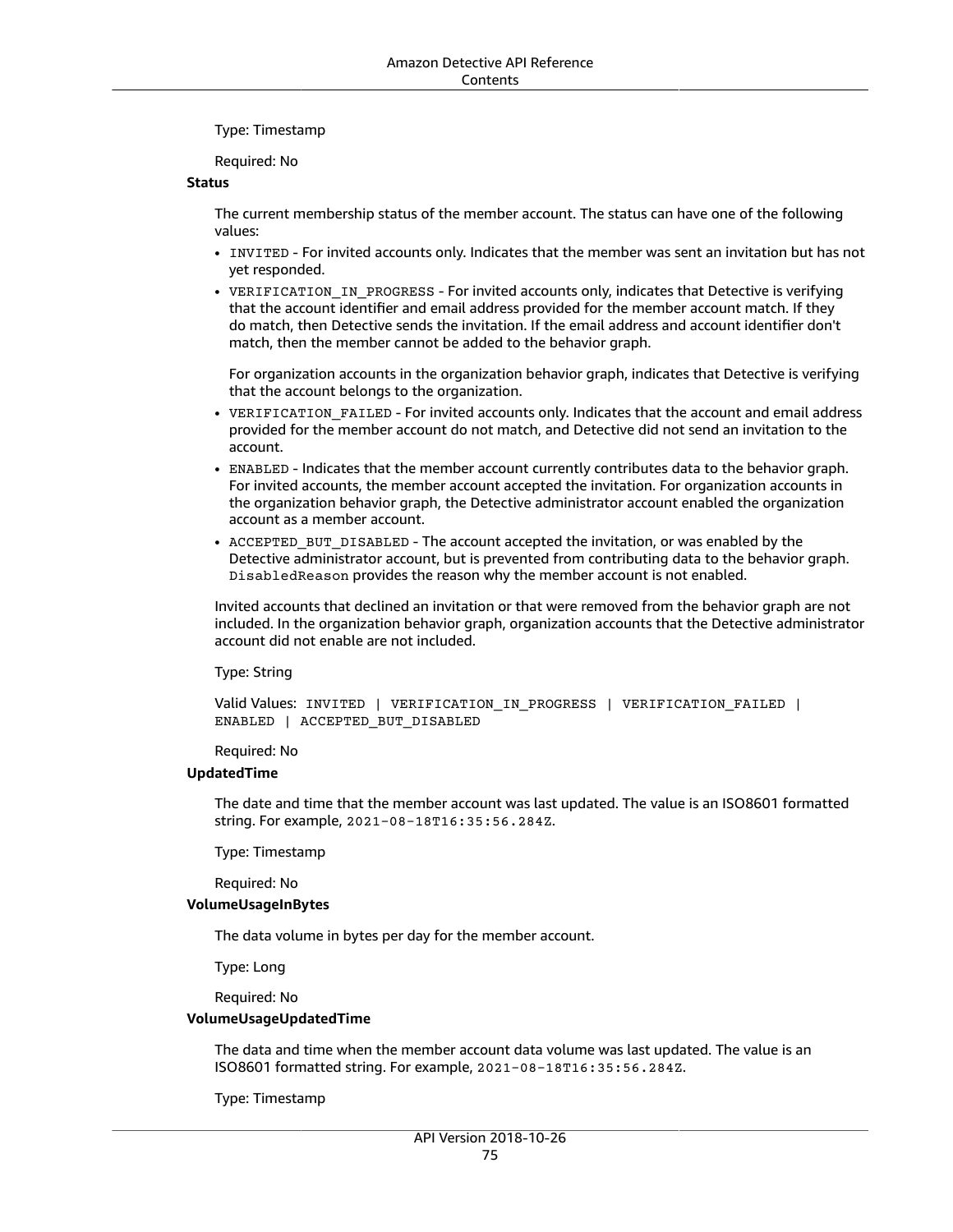Type: Timestamp

Required: No

**Status**

The current membership status of the member account. The status can have one of the following values:

- `INVITED` - For invited accounts only. Indicates that the member was sent an invitation but has not yet responded.
- `VERIFICATION_IN_PROGRESS` - For invited accounts only, indicates that Detective is verifying that the account identifier and email address provided for the member account match. If they do match, then Detective sends the invitation. If the email address and account identifier don't match, then the member cannot be added to the behavior graph.

  For organization accounts in the organization behavior graph, indicates that Detective is verifying that the account belongs to the organization.
- `VERIFICATION_FAILED` - For invited accounts only. Indicates that the account and email address provided for the member account do not match, and Detective did not send an invitation to the account.
- `ENABLED` - Indicates that the member account currently contributes data to the behavior graph. For invited accounts, the member account accepted the invitation. For organization accounts in the organization behavior graph, the Detective administrator account enabled the organization account as a member account.
- `ACCEPTED_BUT_DISABLED` - The account accepted the invitation, or was enabled by the Detective administrator account, but is prevented from contributing data to the behavior graph. `DisabledReason` provides the reason why the member account is not enabled.

Invited accounts that declined an invitation or that were removed from the behavior graph are not included. In the organization behavior graph, organization accounts that the Detective administrator account did not enable are not included.

Type: String

Valid Values: `INVITED | VERIFICATION_IN_PROGRESS | VERIFICATION_FAILED | ENABLED | ACCEPTED_BUT_DISABLED`

Required: No

**UpdatedTime**

The date and time that the member account was last updated. The value is an ISO8601 formatted string. For example, `2021-08-18T16:35:56.284Z`.

Type: Timestamp

Required: No

**VolumeUsageInBytes**

The data volume in bytes per day for the member account.

Type: Long

Required: No

**VolumeUsageUpdatedTime**

The data and time when the member account data volume was last updated. The value is an ISO8601 formatted string. For example, `2021-08-18T16:35:56.284Z`.

Type: Timestamp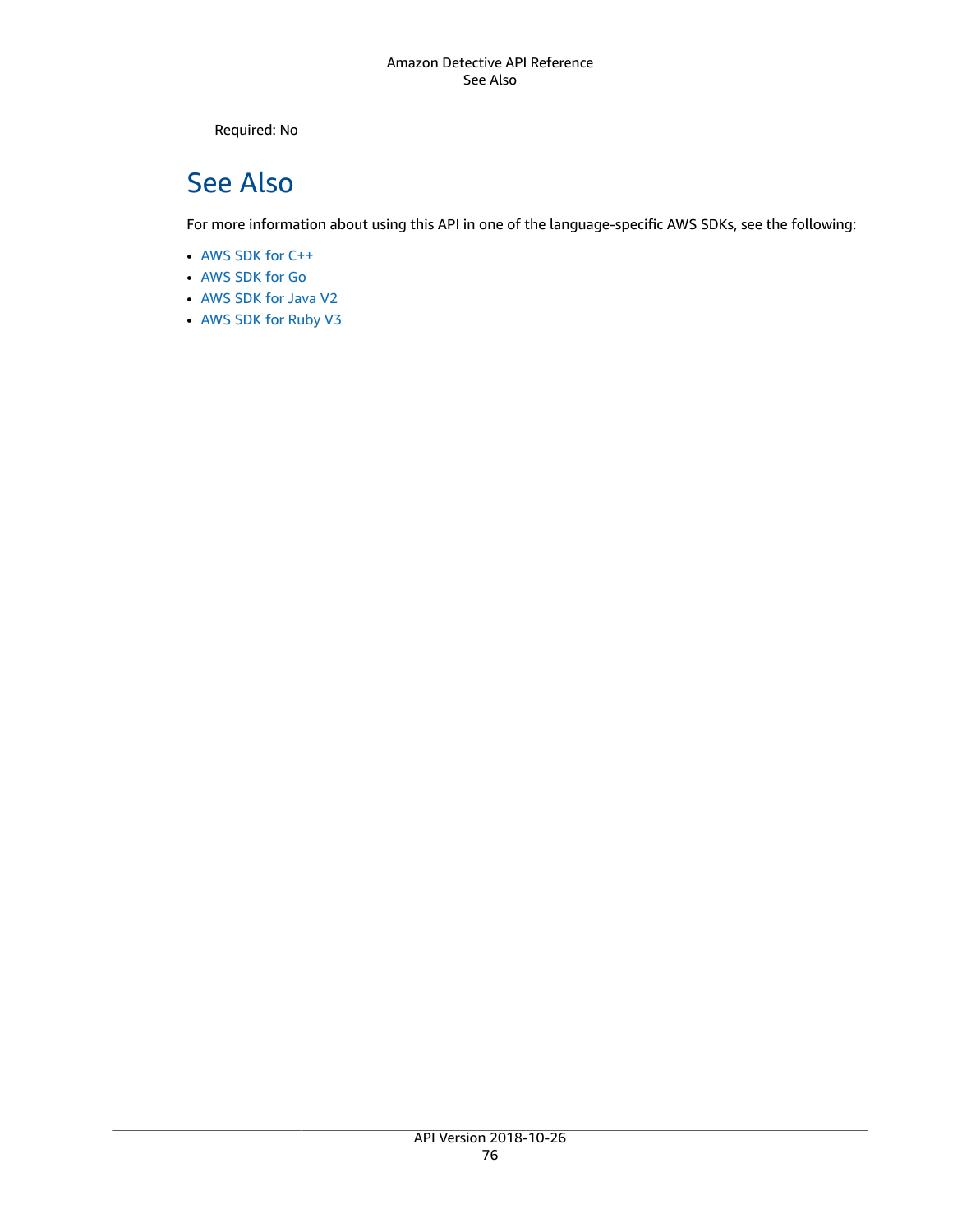Required: No

## See Also

For more information about using this API in one of the language-specific AWS SDKs, see the following:

- AWS SDK for C++
- AWS SDK for Go
- AWS SDK for Java V2
- AWS SDK for Ruby V3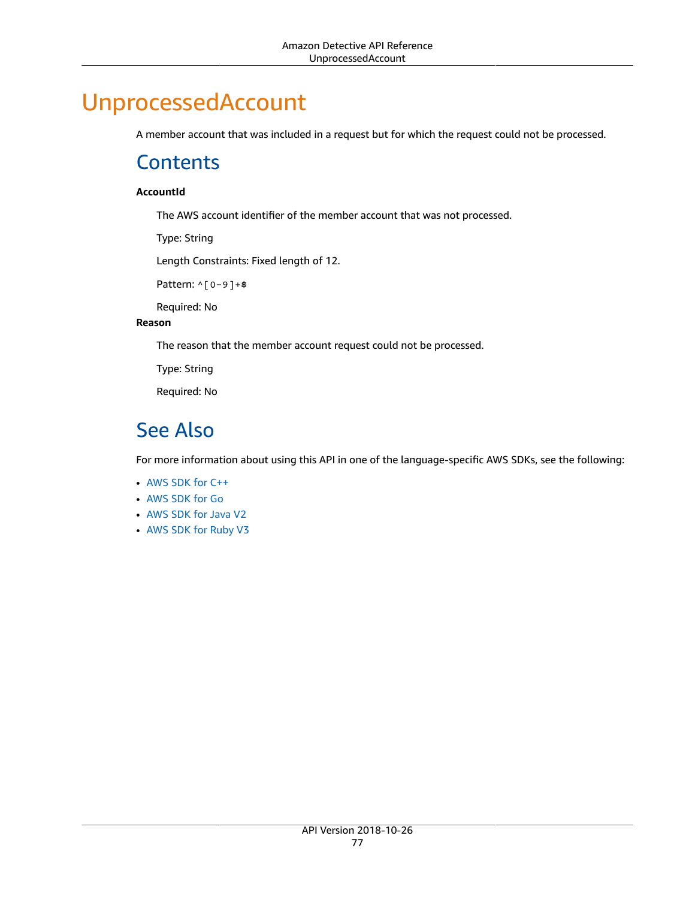# UnprocessedAccount

A member account that was included in a request but for which the request could not be processed.

## Contents

**AccountId**

The AWS account identifier of the member account that was not processed.

Type: String

Length Constraints: Fixed length of 12.

Pattern: `^[0-9]+$`

Required: No

**Reason**

The reason that the member account request could not be processed.

Type: String

Required: No

## See Also

For more information about using this API in one of the language-specific AWS SDKs, see the following:

- AWS SDK for C++
- AWS SDK for Go
- AWS SDK for Java V2
- AWS SDK for Ruby V3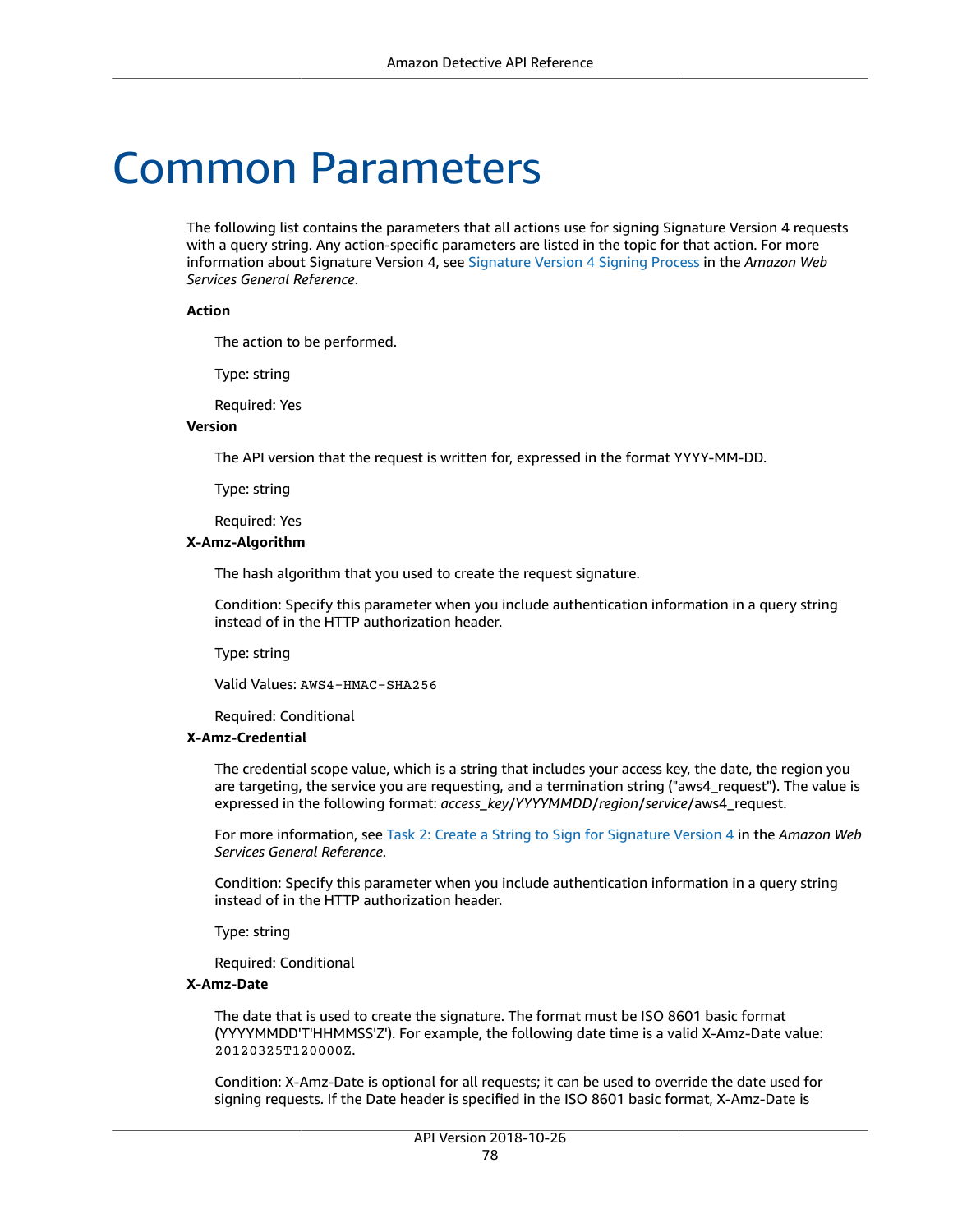# Common Parameters

The following list contains the parameters that all actions use for signing Signature Version 4 requests with a query string. Any action-specific parameters are listed in the topic for that action. For more information about Signature Version 4, see Signature Version 4 Signing Process in the *Amazon Web Services General Reference*.

**Action**

The action to be performed.

Type: string

Required: Yes

**Version**

The API version that the request is written for, expressed in the format YYYY-MM-DD.

Type: string

Required: Yes

**X-Amz-Algorithm**

The hash algorithm that you used to create the request signature.

Condition: Specify this parameter when you include authentication information in a query string instead of in the HTTP authorization header.

Type: string

Valid Values: `AWS4-HMAC-SHA256`

Required: Conditional

**X-Amz-Credential**

The credential scope value, which is a string that includes your access key, the date, the region you are targeting, the service you are requesting, and a termination string ("aws4_request"). The value is expressed in the following format: *access_key*/*YYYYMMDD*/*region*/*service*/aws4_request.

For more information, see Task 2: Create a String to Sign for Signature Version 4 in the *Amazon Web Services General Reference*.

Condition: Specify this parameter when you include authentication information in a query string instead of in the HTTP authorization header.

Type: string

Required: Conditional

**X-Amz-Date**

The date that is used to create the signature. The format must be ISO 8601 basic format (YYYYMMDD'T'HHMMSS'Z'). For example, the following date time is a valid X-Amz-Date value: `20120325T120000Z`.

Condition: X-Amz-Date is optional for all requests; it can be used to override the date used for signing requests. If the Date header is specified in the ISO 8601 basic format, X-Amz-Date is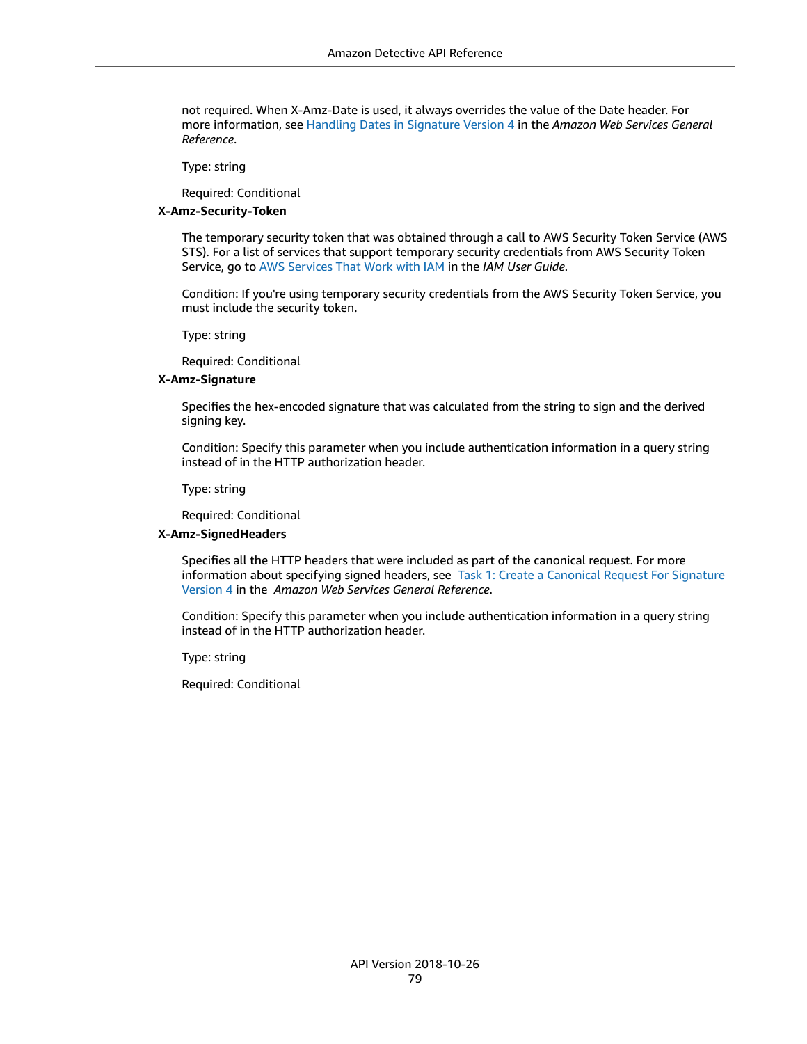not required. When X-Amz-Date is used, it always overrides the value of the Date header. For more information, see Handling Dates in Signature Version 4 in the *Amazon Web Services General Reference*.

Type: string

Required: Conditional

**X-Amz-Security-Token**

The temporary security token that was obtained through a call to AWS Security Token Service (AWS STS). For a list of services that support temporary security credentials from AWS Security Token Service, go to AWS Services That Work with IAM in the *IAM User Guide*.

Condition: If you're using temporary security credentials from the AWS Security Token Service, you must include the security token.

Type: string

Required: Conditional

**X-Amz-Signature**

Specifies the hex-encoded signature that was calculated from the string to sign and the derived signing key.

Condition: Specify this parameter when you include authentication information in a query string instead of in the HTTP authorization header.

Type: string

Required: Conditional

**X-Amz-SignedHeaders**

Specifies all the HTTP headers that were included as part of the canonical request. For more information about specifying signed headers, see Task 1: Create a Canonical Request For Signature Version 4 in the *Amazon Web Services General Reference*.

Condition: Specify this parameter when you include authentication information in a query string instead of in the HTTP authorization header.

Type: string

Required: Conditional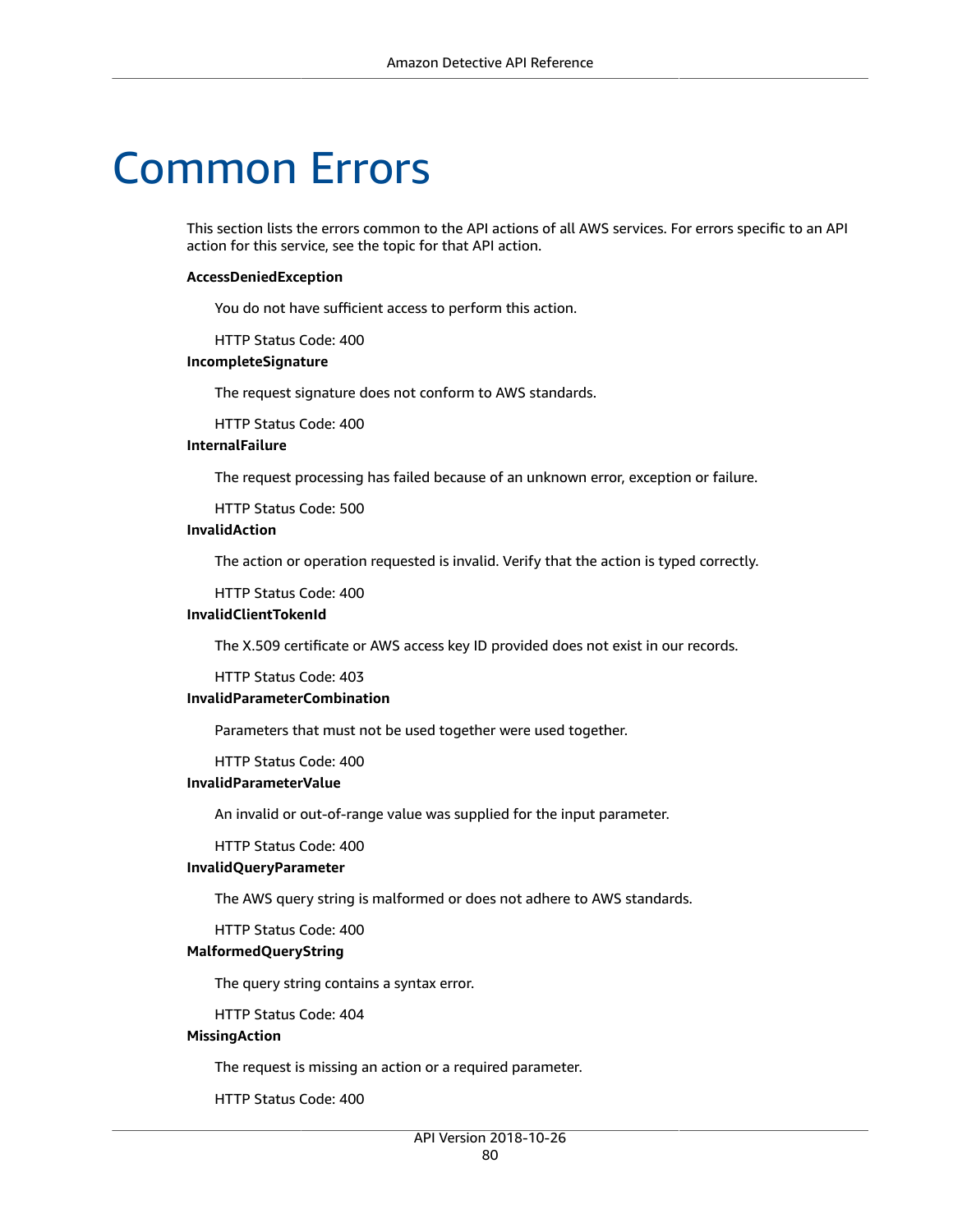# Common Errors

This section lists the errors common to the API actions of all AWS services. For errors specific to an API action for this service, see the topic for that API action.

**AccessDeniedException**

You do not have sufficient access to perform this action.

HTTP Status Code: 400

**IncompleteSignature**

The request signature does not conform to AWS standards.

HTTP Status Code: 400

**InternalFailure**

The request processing has failed because of an unknown error, exception or failure.

HTTP Status Code: 500

**InvalidAction**

The action or operation requested is invalid. Verify that the action is typed correctly.

HTTP Status Code: 400

**InvalidClientTokenId**

The X.509 certificate or AWS access key ID provided does not exist in our records.

HTTP Status Code: 403

**InvalidParameterCombination**

Parameters that must not be used together were used together.

HTTP Status Code: 400

**InvalidParameterValue**

An invalid or out-of-range value was supplied for the input parameter.

HTTP Status Code: 400

**InvalidQueryParameter**

The AWS query string is malformed or does not adhere to AWS standards.

HTTP Status Code: 400

**MalformedQueryString**

The query string contains a syntax error.

HTTP Status Code: 404

**MissingAction**

The request is missing an action or a required parameter.

HTTP Status Code: 400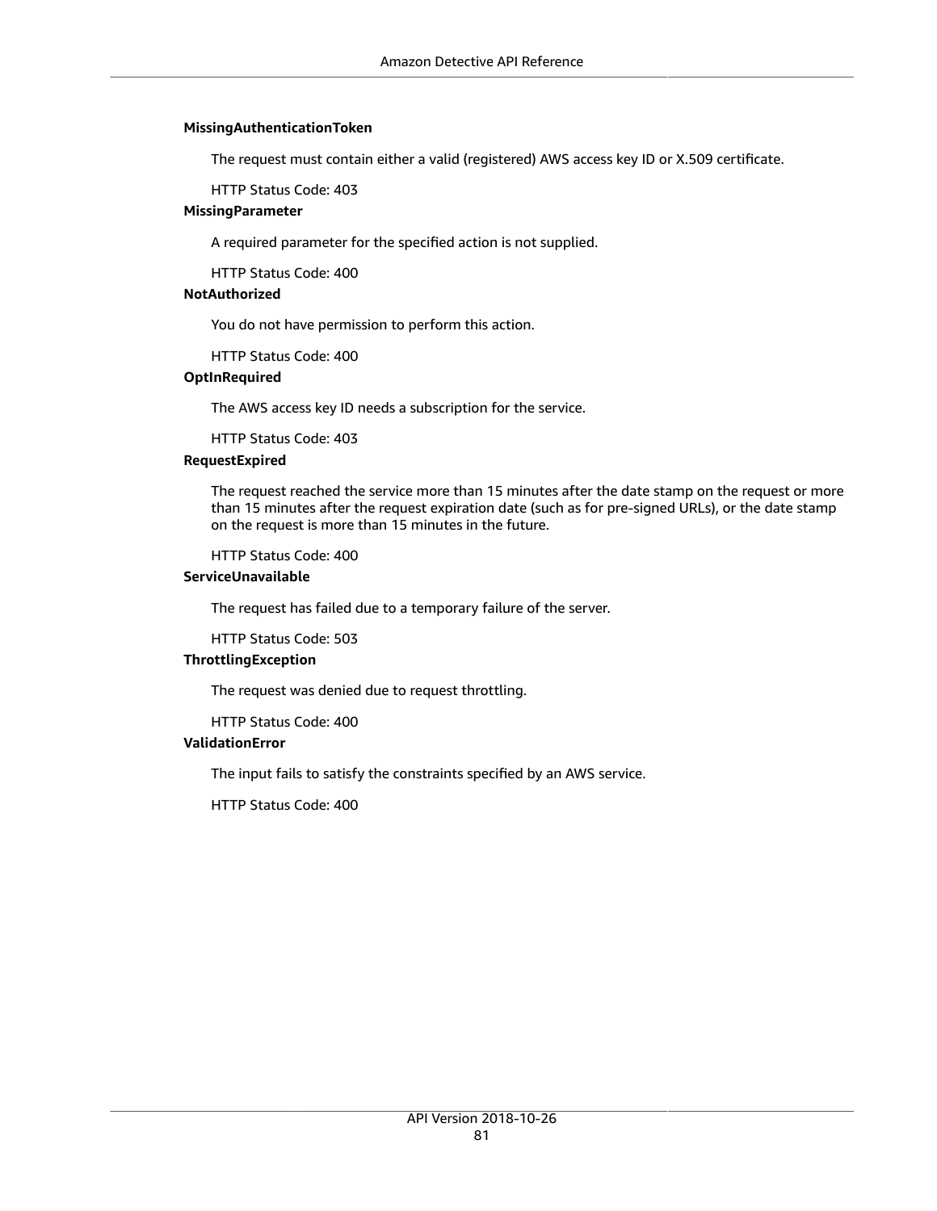**MissingAuthenticationToken**

The request must contain either a valid (registered) AWS access key ID or X.509 certificate.

HTTP Status Code: 403

**MissingParameter**

A required parameter for the specified action is not supplied.

HTTP Status Code: 400

**NotAuthorized**

You do not have permission to perform this action.

HTTP Status Code: 400

**OptInRequired**

The AWS access key ID needs a subscription for the service.

HTTP Status Code: 403

**RequestExpired**

The request reached the service more than 15 minutes after the date stamp on the request or more than 15 minutes after the request expiration date (such as for pre-signed URLs), or the date stamp on the request is more than 15 minutes in the future.

HTTP Status Code: 400

**ServiceUnavailable**

The request has failed due to a temporary failure of the server.

HTTP Status Code: 503

**ThrottlingException**

The request was denied due to request throttling.

HTTP Status Code: 400

**ValidationError**

The input fails to satisfy the constraints specified by an AWS service.

HTTP Status Code: 400